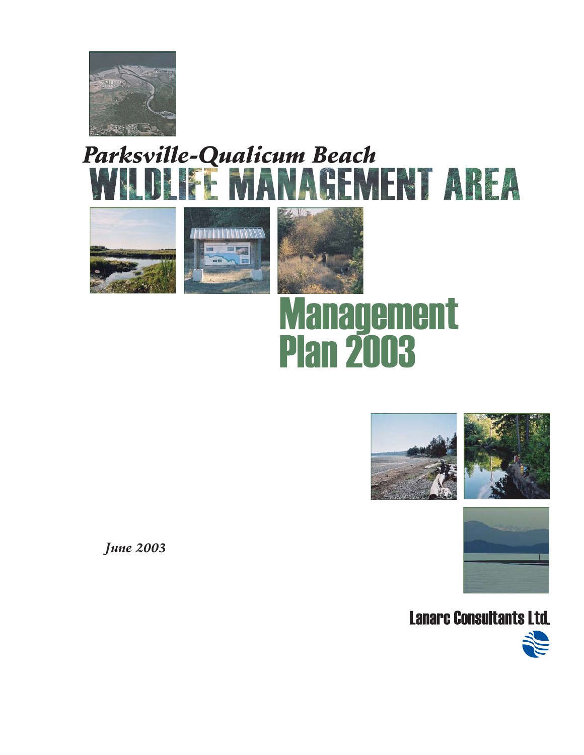*Parksville-Qualicum Beach*

# WILDLIFE MANAGEMENT AREA

# Management Plan 2003

*June 2003*

**Lanarc Consultants Ltd.**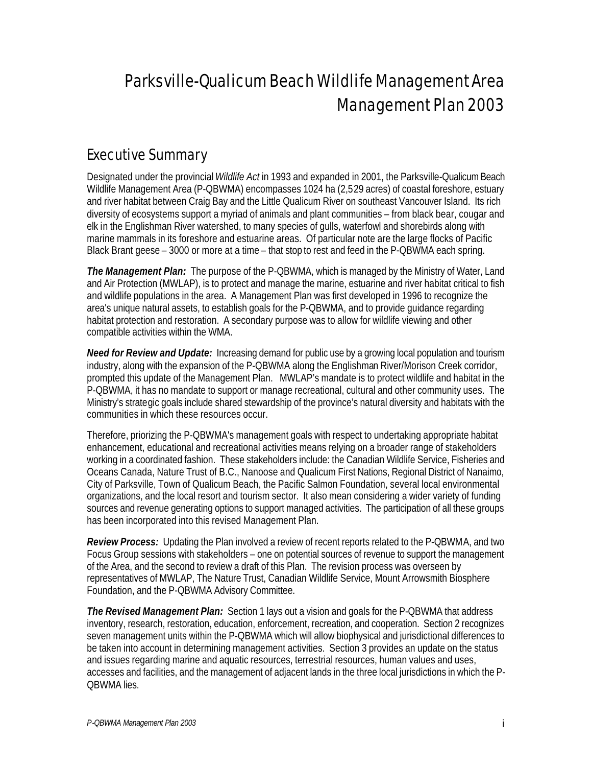# Parksville-Qualicum Beach Wildlife Management Area Management Plan 2003

## Executive Summary

Designated under the provincial *Wildlife Act* in 1993 and expanded in 2001, the Parksville-Qualicum Beach Wildlife Management Area (P-QBWMA) encompasses 1024 ha (2,529 acres) of coastal foreshore, estuary and river habitat between Craig Bay and the Little Qualicum River on southeast Vancouver Island. Its rich diversity of ecosystems support a myriad of animals and plant communities – from black bear, cougar and elk in the Englishman River watershed, to many species of gulls, waterfowl and shorebirds along with marine mammals in its foreshore and estuarine areas. Of particular note are the large flocks of Pacific Black Brant geese – 3000 or more at a time – that stop to rest and feed in the P-QBWMA each spring.

***The Management Plan:*** The purpose of the P-QBWMA, which is managed by the Ministry of Water, Land and Air Protection (MWLAP), is to protect and manage the marine, estuarine and river habitat critical to fish and wildlife populations in the area. A Management Plan was first developed in 1996 to recognize the area's unique natural assets, to establish goals for the P-QBWMA, and to provide guidance regarding habitat protection and restoration. A secondary purpose was to allow for wildlife viewing and other compatible activities within the WMA.

***Need for Review and Update:*** Increasing demand for public use by a growing local population and tourism industry, along with the expansion of the P-QBWMA along the Englishman River/Morison Creek corridor, prompted this update of the Management Plan. MWLAP's mandate is to protect wildlife and habitat in the P-QBWMA, it has no mandate to support or manage recreational, cultural and other community uses. The Ministry's strategic goals include shared stewardship of the province's natural diversity and habitats with the communities in which these resources occur.

Therefore, priorizing the P-QBWMA's management goals with respect to undertaking appropriate habitat enhancement, educational and recreational activities means relying on a broader range of stakeholders working in a coordinated fashion. These stakeholders include: the Canadian Wildlife Service, Fisheries and Oceans Canada, Nature Trust of B.C., Nanoose and Qualicum First Nations, Regional District of Nanaimo, City of Parksville, Town of Qualicum Beach, the Pacific Salmon Foundation, several local environmental organizations, and the local resort and tourism sector. It also mean considering a wider variety of funding sources and revenue generating options to support managed activities. The participation of all these groups has been incorporated into this revised Management Plan.

***Review Process:*** Updating the Plan involved a review of recent reports related to the P-QBWMA, and two Focus Group sessions with stakeholders – one on potential sources of revenue to support the management of the Area, and the second to review a draft of this Plan. The revision process was overseen by representatives of MWLAP, The Nature Trust, Canadian Wildlife Service, Mount Arrowsmith Biosphere Foundation, and the P-QBWMA Advisory Committee.

***The Revised Management Plan:*** Section 1 lays out a vision and goals for the P-QBWMA that address inventory, research, restoration, education, enforcement, recreation, and cooperation. Section 2 recognizes seven management units within the P-QBWMA which will allow biophysical and jurisdictional differences to be taken into account in determining management activities. Section 3 provides an update on the status and issues regarding marine and aquatic resources, terrestrial resources, human values and uses, accesses and facilities, and the management of adjacent lands in the three local jurisdictions in which the P-QBWMA lies.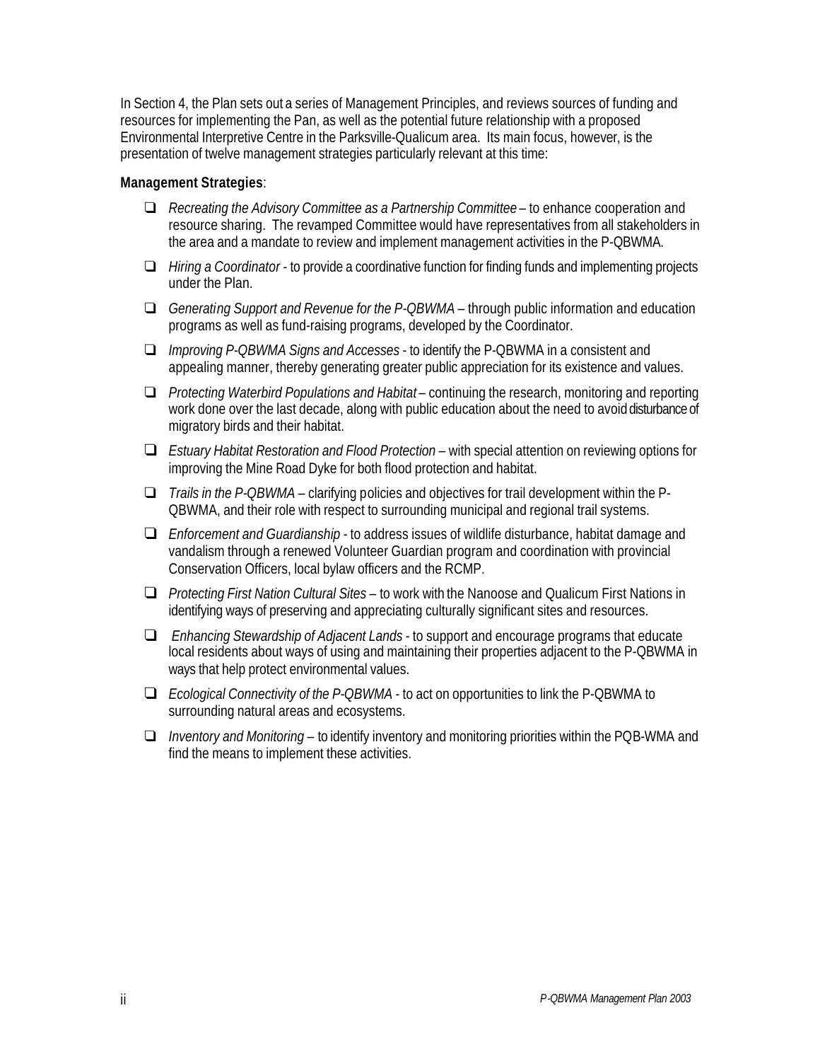In Section 4, the Plan sets out a series of Management Principles, and reviews sources of funding and resources for implementing the Pan, as well as the potential future relationship with a proposed Environmental Interpretive Centre in the Parksville-Qualicum area. Its main focus, however, is the presentation of twelve management strategies particularly relevant at this time:

**Management Strategies**:

- *Recreating the Advisory Committee as a Partnership Committee* – to enhance cooperation and resource sharing. The revamped Committee would have representatives from all stakeholders in the area and a mandate to review and implement management activities in the P-QBWMA.
- *Hiring a Coordinator* - to provide a coordinative function for finding funds and implementing projects under the Plan.
- *Generating Support and Revenue for the P-QBWMA* – through public information and education programs as well as fund-raising programs, developed by the Coordinator.
- *Improving P-QBWMA Signs and Accesses* - to identify the P-QBWMA in a consistent and appealing manner, thereby generating greater public appreciation for its existence and values.
- *Protecting Waterbird Populations and Habitat* – continuing the research, monitoring and reporting work done over the last decade, along with public education about the need to avoid disturbance of migratory birds and their habitat.
- *Estuary Habitat Restoration and Flood Protection* – with special attention on reviewing options for improving the Mine Road Dyke for both flood protection and habitat.
- *Trails in the P-QBWMA* – clarifying policies and objectives for trail development within the P-QBWMA, and their role with respect to surrounding municipal and regional trail systems.
- *Enforcement and Guardianship* - to address issues of wildlife disturbance, habitat damage and vandalism through a renewed Volunteer Guardian program and coordination with provincial Conservation Officers, local bylaw officers and the RCMP.
- *Protecting First Nation Cultural Sites* – to work with the Nanoose and Qualicum First Nations in identifying ways of preserving and appreciating culturally significant sites and resources.
- *Enhancing Stewardship of Adjacent Lands* - to support and encourage programs that educate local residents about ways of using and maintaining their properties adjacent to the P-QBWMA in ways that help protect environmental values.
- *Ecological Connectivity of the P-QBWMA* - to act on opportunities to link the P-QBWMA to surrounding natural areas and ecosystems.
- *Inventory and Monitoring* – to identify inventory and monitoring priorities within the PQB-WMA and find the means to implement these activities.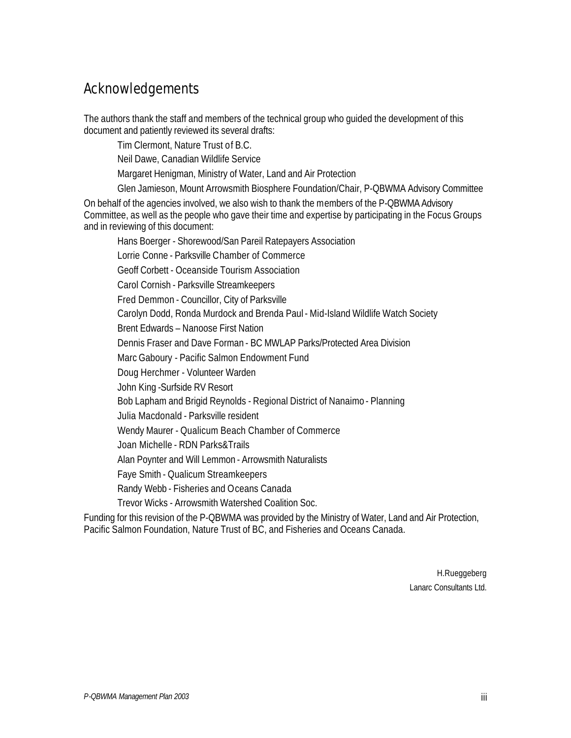# Acknowledgements

The authors thank the staff and members of the technical group who guided the development of this document and patiently reviewed its several drafts:

Tim Clermont, Nature Trust of B.C.

Neil Dawe, Canadian Wildlife Service

Margaret Henigman, Ministry of Water, Land and Air Protection

Glen Jamieson, Mount Arrowsmith Biosphere Foundation/Chair, P-QBWMA Advisory Committee

On behalf of the agencies involved, we also wish to thank the members of the P-QBWMA Advisory Committee, as well as the people who gave their time and expertise by participating in the Focus Groups and in reviewing of this document:

Hans Boerger - Shorewood/San Pareil Ratepayers Association

Lorrie Conne - Parksville Chamber of Commerce

Geoff Corbett - Oceanside Tourism Association

Carol Cornish - Parksville Streamkeepers

Fred Demmon - Councillor, City of Parksville

Carolyn Dodd, Ronda Murdock and Brenda Paul - Mid-Island Wildlife Watch Society

Brent Edwards – Nanoose First Nation

Dennis Fraser and Dave Forman - BC MWLAP Parks/Protected Area Division

Marc Gaboury - Pacific Salmon Endowment Fund

Doug Herchmer - Volunteer Warden

John King -Surfside RV Resort

Bob Lapham and Brigid Reynolds - Regional District of Nanaimo - Planning

Julia Macdonald - Parksville resident

Wendy Maurer - Qualicum Beach Chamber of Commerce

Joan Michelle - RDN Parks&Trails

Alan Poynter and Will Lemmon - Arrowsmith Naturalists

Faye Smith - Qualicum Streamkeepers

Randy Webb - Fisheries and Oceans Canada

Trevor Wicks - Arrowsmith Watershed Coalition Soc.

Funding for this revision of the P-QBWMA was provided by the Ministry of Water, Land and Air Protection, Pacific Salmon Foundation, Nature Trust of BC, and Fisheries and Oceans Canada.

H.Rueggeberg

Lanarc Consultants Ltd.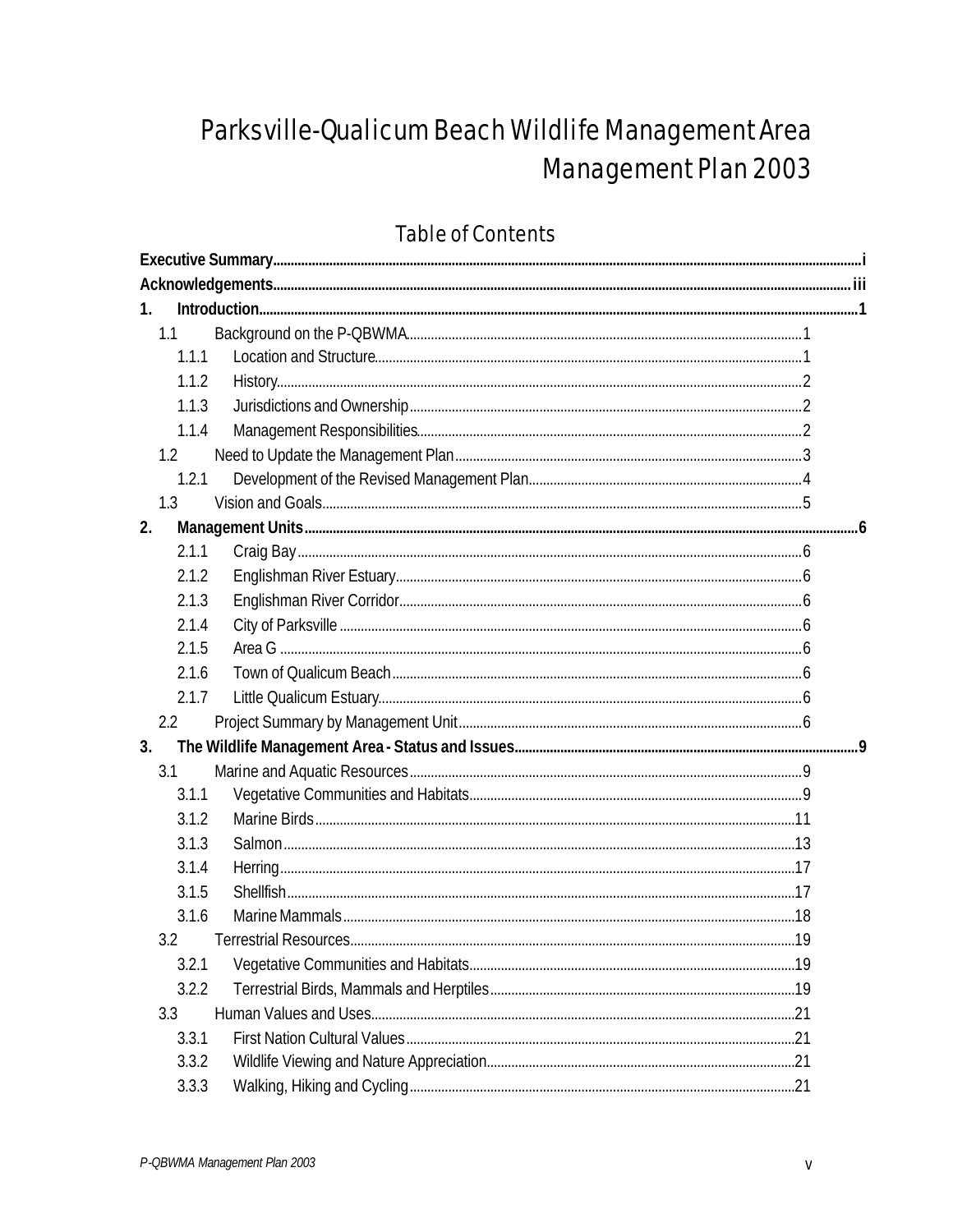# Parksville-Qualicum Beach Wildlife Management Area Management Plan 2003

## Table of Contents

**Executive Summary** ..... i

**Acknowledgements** ..... iii

**1. Introduction** ..... 1

- 1.1 Background on the P-QBWMA ..... 1
  - 1.1.1 Location and Structure ..... 1
  - 1.1.2 History ..... 2
  - 1.1.3 Jurisdictions and Ownership ..... 2
  - 1.1.4 Management Responsibilities ..... 2
- 1.2 Need to Update the Management Plan ..... 3
  - 1.2.1 Development of the Revised Management Plan ..... 4
- 1.3 Vision and Goals ..... 5

**2. Management Units** ..... 6

- 2.1.1 Craig Bay ..... 6
- 2.1.2 Englishman River Estuary ..... 6
- 2.1.3 Englishman River Corridor ..... 6
- 2.1.4 City of Parksville ..... 6
- 2.1.5 Area G ..... 6
- 2.1.6 Town of Qualicum Beach ..... 6
- 2.1.7 Little Qualicum Estuary ..... 6
- 2.2 Project Summary by Management Unit ..... 6

**3. The Wildlife Management Area - Status and Issues** ..... 9

- 3.1 Marine and Aquatic Resources ..... 9
  - 3.1.1 Vegetative Communities and Habitats ..... 9
  - 3.1.2 Marine Birds ..... 11
  - 3.1.3 Salmon ..... 13
  - 3.1.4 Herring ..... 17
  - 3.1.5 Shellfish ..... 17
  - 3.1.6 Marine Mammals ..... 18
- 3.2 Terrestrial Resources ..... 19
  - 3.2.1 Vegetative Communities and Habitats ..... 19
  - 3.2.2 Terrestrial Birds, Mammals and Herptiles ..... 19
- 3.3 Human Values and Uses ..... 21
  - 3.3.1 First Nation Cultural Values ..... 21
  - 3.3.2 Wildlife Viewing and Nature Appreciation ..... 21
  - 3.3.3 Walking, Hiking and Cycling ..... 21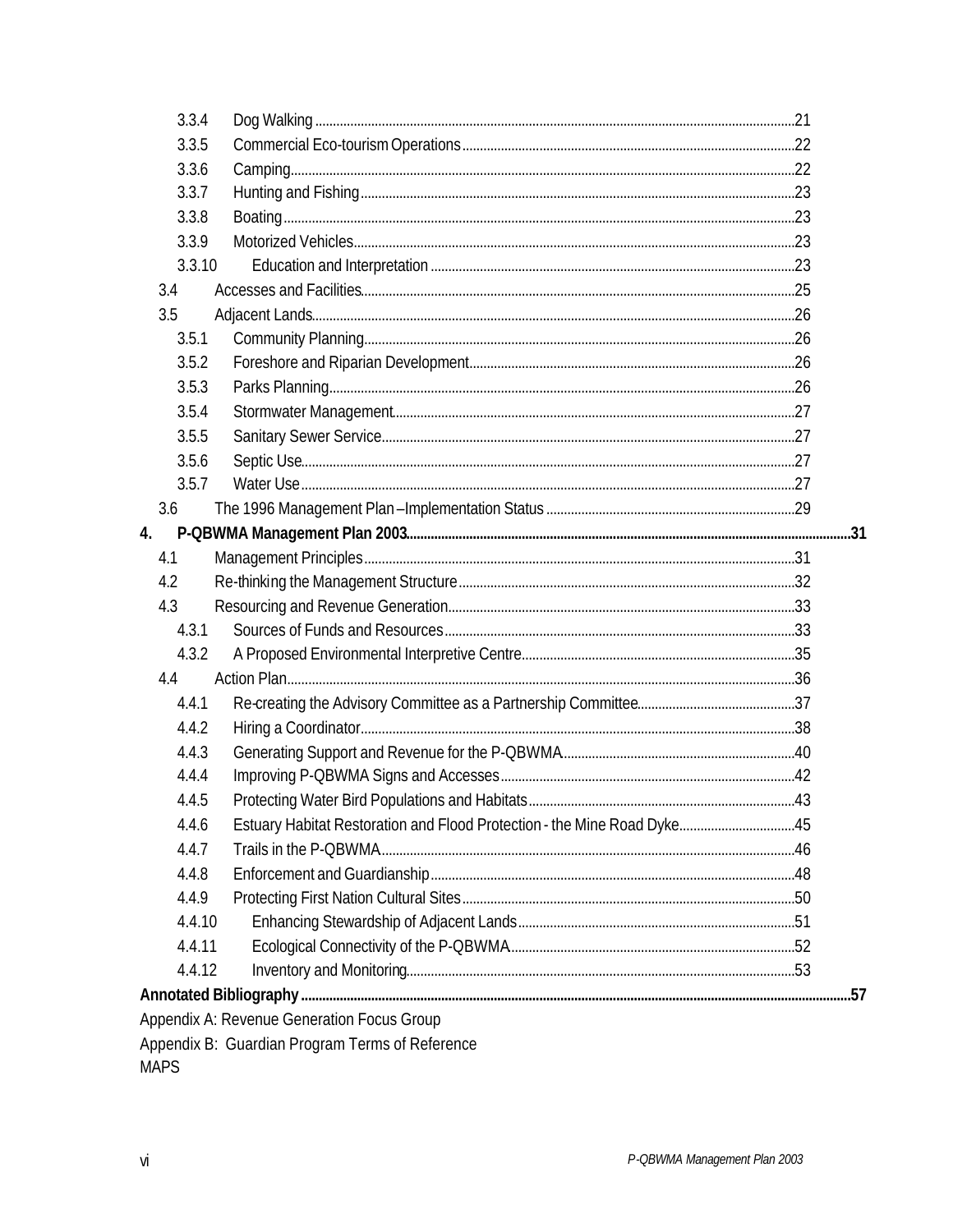- 3.3.4 Dog Walking ... 21
- 3.3.5 Commercial Eco-tourism Operations ... 22
- 3.3.6 Camping ... 22
- 3.3.7 Hunting and Fishing ... 23
- 3.3.8 Boating ... 23
- 3.3.9 Motorized Vehicles ... 23
- 3.3.10 Education and Interpretation ... 23
- 3.4 Accesses and Facilities ... 25
- 3.5 Adjacent Lands ... 26
- 3.5.1 Community Planning ... 26
- 3.5.2 Foreshore and Riparian Development ... 26
- 3.5.3 Parks Planning ... 26
- 3.5.4 Stormwater Management ... 27
- 3.5.5 Sanitary Sewer Service ... 27
- 3.5.6 Septic Use ... 27
- 3.5.7 Water Use ... 27
- 3.6 The 1996 Management Plan – Implementation Status ... 29

**4. P-QBWMA Management Plan 2003 ... 31**

- 4.1 Management Principles ... 31
- 4.2 Re-thinking the Management Structure ... 32
- 4.3 Resourcing and Revenue Generation ... 33
- 4.3.1 Sources of Funds and Resources ... 33
- 4.3.2 A Proposed Environmental Interpretive Centre ... 35
- 4.4 Action Plan ... 36
- 4.4.1 Re-creating the Advisory Committee as a Partnership Committee ... 37
- 4.4.2 Hiring a Coordinator ... 38
- 4.4.3 Generating Support and Revenue for the P-QBWMA ... 40
- 4.4.4 Improving P-QBWMA Signs and Accesses ... 42
- 4.4.5 Protecting Water Bird Populations and Habitats ... 43
- 4.4.6 Estuary Habitat Restoration and Flood Protection - the Mine Road Dyke ... 45
- 4.4.7 Trails in the P-QBWMA ... 46
- 4.4.8 Enforcement and Guardianship ... 48
- 4.4.9 Protecting First Nation Cultural Sites ... 50
- 4.4.10 Enhancing Stewardship of Adjacent Lands ... 51
- 4.4.11 Ecological Connectivity of the P-QBWMA ... 52
- 4.4.12 Inventory and Monitoring ... 53

**Annotated Bibliography ... 57**

Appendix A: Revenue Generation Focus Group

Appendix B: Guardian Program Terms of Reference

MAPS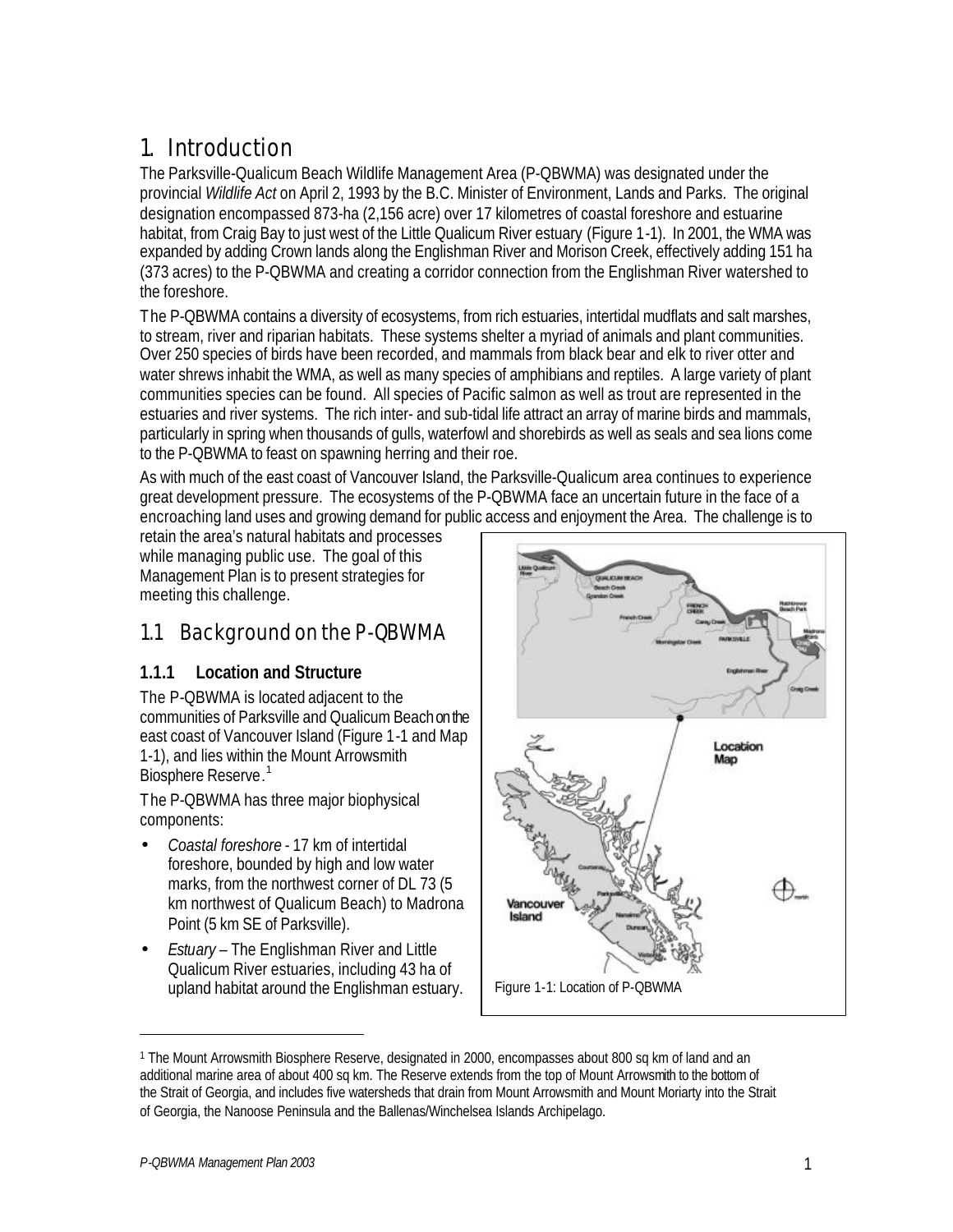# 1. Introduction

The Parksville-Qualicum Beach Wildlife Management Area (P-QBWMA) was designated under the provincial *Wildlife Act* on April 2, 1993 by the B.C. Minister of Environment, Lands and Parks. The original designation encompassed 873-ha (2,156 acre) over 17 kilometres of coastal foreshore and estuarine habitat, from Craig Bay to just west of the Little Qualicum River estuary (Figure 1-1). In 2001, the WMA was expanded by adding Crown lands along the Englishman River and Morison Creek, effectively adding 151 ha (373 acres) to the P-QBWMA and creating a corridor connection from the Englishman River watershed to the foreshore.

The P-QBWMA contains a diversity of ecosystems, from rich estuaries, intertidal mudflats and salt marshes, to stream, river and riparian habitats. These systems shelter a myriad of animals and plant communities. Over 250 species of birds have been recorded, and mammals from black bear and elk to river otter and water shrews inhabit the WMA, as well as many species of amphibians and reptiles. A large variety of plant communities species can be found. All species of Pacific salmon as well as trout are represented in the estuaries and river systems. The rich inter- and sub-tidal life attract an array of marine birds and mammals, particularly in spring when thousands of gulls, waterfowl and shorebirds as well as seals and sea lions come to the P-QBWMA to feast on spawning herring and their roe.

As with much of the east coast of Vancouver Island, the Parksville-Qualicum area continues to experience great development pressure. The ecosystems of the P-QBWMA face an uncertain future in the face of a encroaching land uses and growing demand for public access and enjoyment the Area. The challenge is to retain the area's natural habitats and processes while managing public use. The goal of this Management Plan is to present strategies for meeting this challenge.

## 1.1 Background on the P-QBWMA

### 1.1.1 Location and Structure

The P-QBWMA is located adjacent to the communities of Parksville and Qualicum Beach on the east coast of Vancouver Island (Figure 1-1 and Map 1-1), and lies within the Mount Arrowsmith Biosphere Reserve.[1]

The P-QBWMA has three major biophysical components:

- *Coastal foreshore* - 17 km of intertidal foreshore, bounded by high and low water marks, from the northwest corner of DL 73 (5 km northwest of Qualicum Beach) to Madrona Point (5 km SE of Parksville).
- *Estuary* – The Englishman River and Little Qualicum River estuaries, including 43 ha of upland habitat around the Englishman estuary.

Figure 1-1: Location of P-QBWMA

[1] The Mount Arrowsmith Biosphere Reserve, designated in 2000, encompasses about 800 sq km of land and an additional marine area of about 400 sq km. The Reserve extends from the top of Mount Arrowsmith to the bottom of the Strait of Georgia, and includes five watersheds that drain from Mount Arrowsmith and Mount Moriarty into the Strait of Georgia, the Nanoose Peninsula and the Ballenas/Winchelsea Islands Archipelago.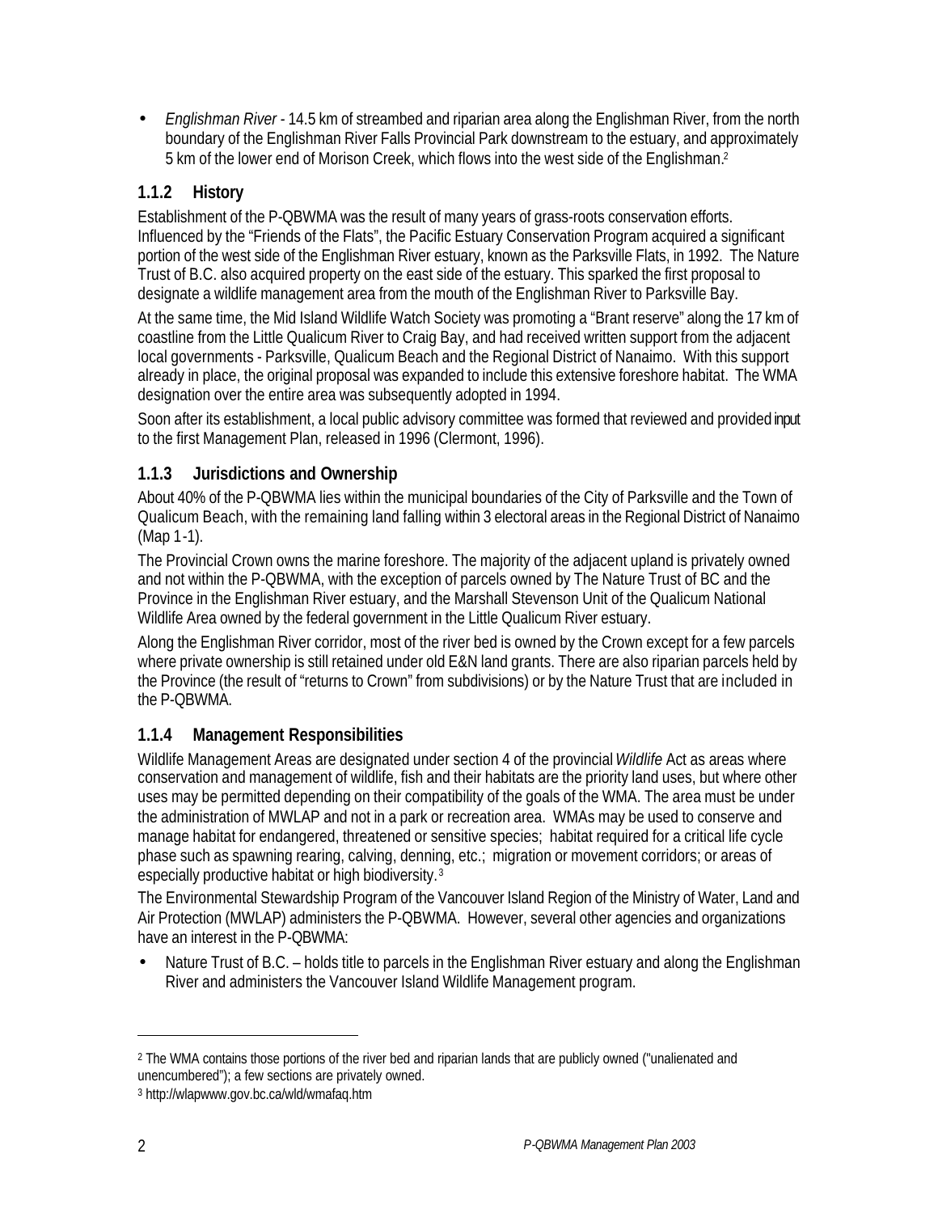- *Englishman River* - 14.5 km of streambed and riparian area along the Englishman River, from the north boundary of the Englishman River Falls Provincial Park downstream to the estuary, and approximately 5 km of the lower end of Morison Creek, which flows into the west side of the Englishman.[2]

### 1.1.2 History

Establishment of the P-QBWMA was the result of many years of grass-roots conservation efforts. Influenced by the "Friends of the Flats", the Pacific Estuary Conservation Program acquired a significant portion of the west side of the Englishman River estuary, known as the Parksville Flats, in 1992. The Nature Trust of B.C. also acquired property on the east side of the estuary. This sparked the first proposal to designate a wildlife management area from the mouth of the Englishman River to Parksville Bay.

At the same time, the Mid Island Wildlife Watch Society was promoting a "Brant reserve" along the 17 km of coastline from the Little Qualicum River to Craig Bay, and had received written support from the adjacent local governments - Parksville, Qualicum Beach and the Regional District of Nanaimo. With this support already in place, the original proposal was expanded to include this extensive foreshore habitat. The WMA designation over the entire area was subsequently adopted in 1994.

Soon after its establishment, a local public advisory committee was formed that reviewed and provided input to the first Management Plan, released in 1996 (Clermont, 1996).

### 1.1.3 Jurisdictions and Ownership

About 40% of the P-QBWMA lies within the municipal boundaries of the City of Parksville and the Town of Qualicum Beach, with the remaining land falling within 3 electoral areas in the Regional District of Nanaimo (Map 1-1).

The Provincial Crown owns the marine foreshore. The majority of the adjacent upland is privately owned and not within the P-QBWMA, with the exception of parcels owned by The Nature Trust of BC and the Province in the Englishman River estuary, and the Marshall Stevenson Unit of the Qualicum National Wildlife Area owned by the federal government in the Little Qualicum River estuary.

Along the Englishman River corridor, most of the river bed is owned by the Crown except for a few parcels where private ownership is still retained under old E&N land grants. There are also riparian parcels held by the Province (the result of "returns to Crown" from subdivisions) or by the Nature Trust that are included in the P-QBWMA.

### 1.1.4 Management Responsibilities

Wildlife Management Areas are designated under section 4 of the provincial *Wildlife* Act as areas where conservation and management of wildlife, fish and their habitats are the priority land uses, but where other uses may be permitted depending on their compatibility of the goals of the WMA. The area must be under the administration of MWLAP and not in a park or recreation area. WMAs may be used to conserve and manage habitat for endangered, threatened or sensitive species; habitat required for a critical life cycle phase such as spawning rearing, calving, denning, etc.; migration or movement corridors; or areas of especially productive habitat or high biodiversity.[3]

The Environmental Stewardship Program of the Vancouver Island Region of the Ministry of Water, Land and Air Protection (MWLAP) administers the P-QBWMA. However, several other agencies and organizations have an interest in the P-QBWMA:

- Nature Trust of B.C. – holds title to parcels in the Englishman River estuary and along the Englishman River and administers the Vancouver Island Wildlife Management program.

---

[2] The WMA contains those portions of the river bed and riparian lands that are publicly owned ("unalienated and unencumbered"); a few sections are privately owned.

[3] http://wlapwww.gov.bc.ca/wld/wmafaq.htm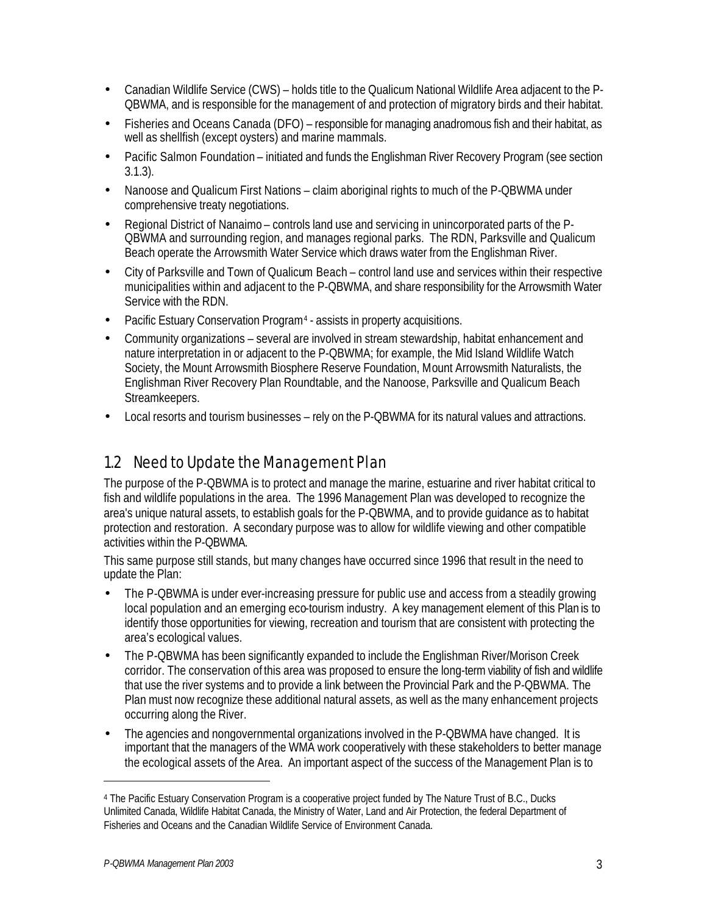- Canadian Wildlife Service (CWS) – holds title to the Qualicum National Wildlife Area adjacent to the P-QBWMA, and is responsible for the management of and protection of migratory birds and their habitat.
- Fisheries and Oceans Canada (DFO) – responsible for managing anadromous fish and their habitat, as well as shellfish (except oysters) and marine mammals.
- Pacific Salmon Foundation – initiated and funds the Englishman River Recovery Program (see section 3.1.3).
- Nanoose and Qualicum First Nations – claim aboriginal rights to much of the P-QBWMA under comprehensive treaty negotiations.
- Regional District of Nanaimo – controls land use and servicing in unincorporated parts of the P-QBWMA and surrounding region, and manages regional parks. The RDN, Parksville and Qualicum Beach operate the Arrowsmith Water Service which draws water from the Englishman River.
- City of Parksville and Town of Qualicum Beach – control land use and services within their respective municipalities within and adjacent to the P-QBWMA, and share responsibility for the Arrowsmith Water Service with the RDN.
- Pacific Estuary Conservation Program[4] - assists in property acquisitions.
- Community organizations – several are involved in stream stewardship, habitat enhancement and nature interpretation in or adjacent to the P-QBWMA; for example, the Mid Island Wildlife Watch Society, the Mount Arrowsmith Biosphere Reserve Foundation, Mount Arrowsmith Naturalists, the Englishman River Recovery Plan Roundtable, and the Nanoose, Parksville and Qualicum Beach Streamkeepers.
- Local resorts and tourism businesses – rely on the P-QBWMA for its natural values and attractions.

## 1.2 Need to Update the Management Plan

The purpose of the P-QBWMA is to protect and manage the marine, estuarine and river habitat critical to fish and wildlife populations in the area. The 1996 Management Plan was developed to recognize the area's unique natural assets, to establish goals for the P-QBWMA, and to provide guidance as to habitat protection and restoration. A secondary purpose was to allow for wildlife viewing and other compatible activities within the P-QBWMA.

This same purpose still stands, but many changes have occurred since 1996 that result in the need to update the Plan:

- The P-QBWMA is under ever-increasing pressure for public use and access from a steadily growing local population and an emerging eco-tourism industry. A key management element of this Plan is to identify those opportunities for viewing, recreation and tourism that are consistent with protecting the area's ecological values.
- The P-QBWMA has been significantly expanded to include the Englishman River/Morison Creek corridor. The conservation of this area was proposed to ensure the long-term viability of fish and wildlife that use the river systems and to provide a link between the Provincial Park and the P-QBWMA. The Plan must now recognize these additional natural assets, as well as the many enhancement projects occurring along the River.
- The agencies and nongovernmental organizations involved in the P-QBWMA have changed. It is important that the managers of the WMA work cooperatively with these stakeholders to better manage the ecological assets of the Area. An important aspect of the success of the Management Plan is to

[4] The Pacific Estuary Conservation Program is a cooperative project funded by The Nature Trust of B.C., Ducks Unlimited Canada, Wildlife Habitat Canada, the Ministry of Water, Land and Air Protection, the federal Department of Fisheries and Oceans and the Canadian Wildlife Service of Environment Canada.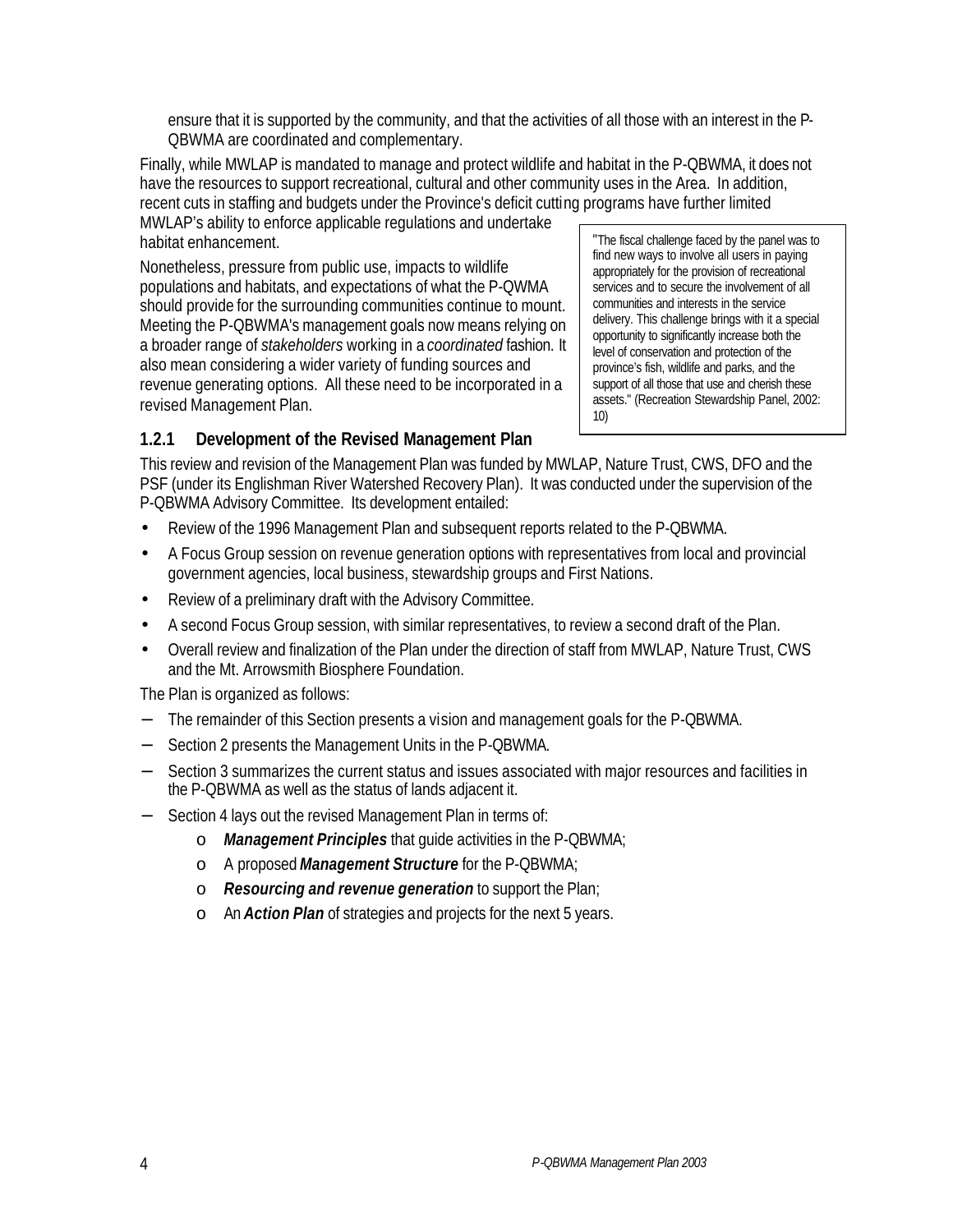ensure that it is supported by the community, and that the activities of all those with an interest in the P-QBWMA are coordinated and complementary.

Finally, while MWLAP is mandated to manage and protect wildlife and habitat in the P-QBWMA, it does not have the resources to support recreational, cultural and other community uses in the Area. In addition, recent cuts in staffing and budgets under the Province's deficit cutting programs have further limited MWLAP's ability to enforce applicable regulations and undertake habitat enhancement.

Nonetheless, pressure from public use, impacts to wildlife populations and habitats, and expectations of what the P-QWMA should provide for the surrounding communities continue to mount. Meeting the P-QBWMA's management goals now means relying on a broader range of *stakeholders* working in a *coordinated* fashion. It also mean considering a wider variety of funding sources and revenue generating options. All these need to be incorporated in a revised Management Plan.

> "The fiscal challenge faced by the panel was to find new ways to involve all users in paying appropriately for the provision of recreational services and to secure the involvement of all communities and interests in the service delivery. This challenge brings with it a special opportunity to significantly increase both the level of conservation and protection of the province's fish, wildlife and parks, and the support of all those that use and cherish these assets." (Recreation Stewardship Panel, 2002: 10)

### 1.2.1 Development of the Revised Management Plan

This review and revision of the Management Plan was funded by MWLAP, Nature Trust, CWS, DFO and the PSF (under its Englishman River Watershed Recovery Plan). It was conducted under the supervision of the P-QBWMA Advisory Committee. Its development entailed:

- Review of the 1996 Management Plan and subsequent reports related to the P-QBWMA.
- A Focus Group session on revenue generation options with representatives from local and provincial government agencies, local business, stewardship groups and First Nations.
- Review of a preliminary draft with the Advisory Committee.
- A second Focus Group session, with similar representatives, to review a second draft of the Plan.
- Overall review and finalization of the Plan under the direction of staff from MWLAP, Nature Trust, CWS and the Mt. Arrowsmith Biosphere Foundation.

The Plan is organized as follows:

- The remainder of this Section presents a vision and management goals for the P-QBWMA.
- Section 2 presents the Management Units in the P-QBWMA.
- Section 3 summarizes the current status and issues associated with major resources and facilities in the P-QBWMA as well as the status of lands adjacent it.
- Section 4 lays out the revised Management Plan in terms of:
  - ***Management Principles*** that guide activities in the P-QBWMA;
  - A proposed ***Management Structure*** for the P-QBWMA;
  - ***Resourcing and revenue generation*** to support the Plan;
  - An ***Action Plan*** of strategies and projects for the next 5 years.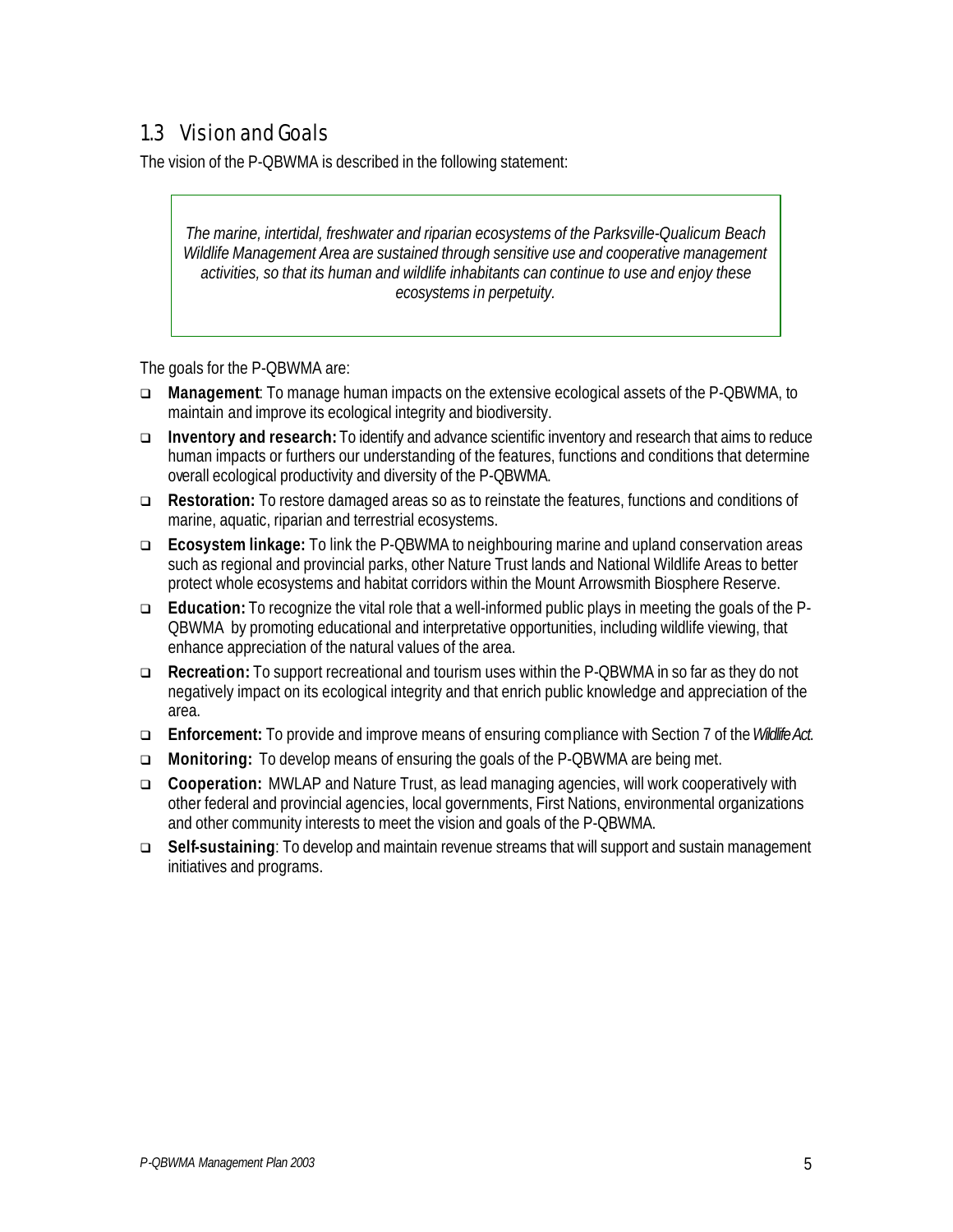## 1.3 Vision and Goals

The vision of the P-QBWMA is described in the following statement:

> *The marine, intertidal, freshwater and riparian ecosystems of the Parksville-Qualicum Beach Wildlife Management Area are sustained through sensitive use and cooperative management activities, so that its human and wildlife inhabitants can continue to use and enjoy these ecosystems in perpetuity.*

The goals for the P-QBWMA are:

- **Management**: To manage human impacts on the extensive ecological assets of the P-QBWMA, to maintain and improve its ecological integrity and biodiversity.
- **Inventory and research:** To identify and advance scientific inventory and research that aims to reduce human impacts or furthers our understanding of the features, functions and conditions that determine overall ecological productivity and diversity of the P-QBWMA.
- **Restoration:** To restore damaged areas so as to reinstate the features, functions and conditions of marine, aquatic, riparian and terrestrial ecosystems.
- **Ecosystem linkage:** To link the P-QBWMA to neighbouring marine and upland conservation areas such as regional and provincial parks, other Nature Trust lands and National Wildlife Areas to better protect whole ecosystems and habitat corridors within the Mount Arrowsmith Biosphere Reserve.
- **Education:** To recognize the vital role that a well-informed public plays in meeting the goals of the P-QBWMA by promoting educational and interpretative opportunities, including wildlife viewing, that enhance appreciation of the natural values of the area.
- **Recreation:** To support recreational and tourism uses within the P-QBWMA in so far as they do not negatively impact on its ecological integrity and that enrich public knowledge and appreciation of the area.
- **Enforcement:** To provide and improve means of ensuring compliance with Section 7 of the *Wildlife Act*.
- **Monitoring:** To develop means of ensuring the goals of the P-QBWMA are being met.
- **Cooperation:** MWLAP and Nature Trust, as lead managing agencies, will work cooperatively with other federal and provincial agencies, local governments, First Nations, environmental organizations and other community interests to meet the vision and goals of the P-QBWMA.
- **Self-sustaining**: To develop and maintain revenue streams that will support and sustain management initiatives and programs.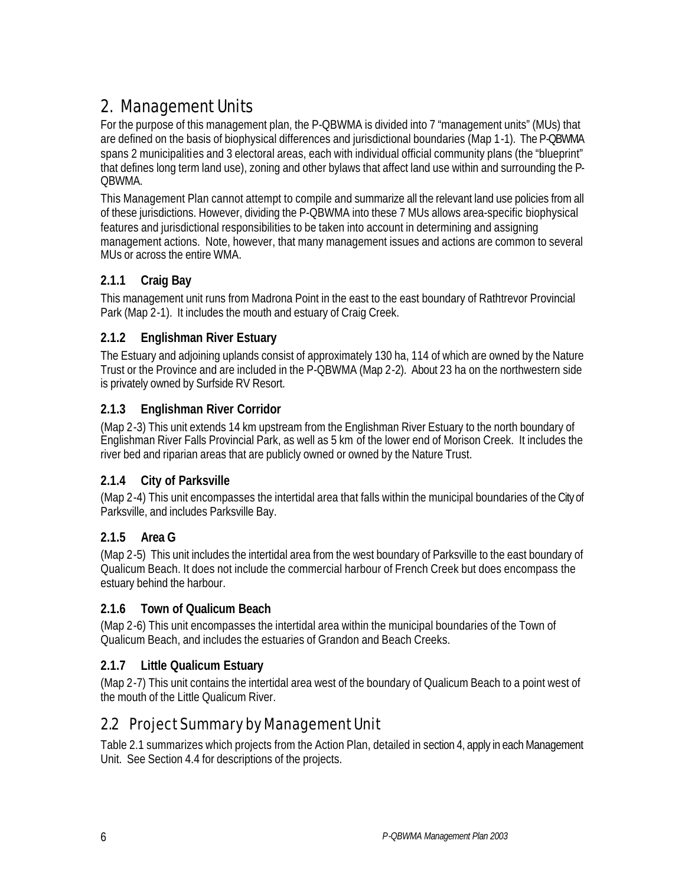# 2. Management Units

For the purpose of this management plan, the P-QBWMA is divided into 7 "management units" (MUs) that are defined on the basis of biophysical differences and jurisdictional boundaries (Map 1-1). The P-QBWMA spans 2 municipalities and 3 electoral areas, each with individual official community plans (the "blueprint" that defines long term land use), zoning and other bylaws that affect land use within and surrounding the P-QBWMA.

This Management Plan cannot attempt to compile and summarize all the relevant land use policies from all of these jurisdictions. However, dividing the P-QBWMA into these 7 MUs allows area-specific biophysical features and jurisdictional responsibilities to be taken into account in determining and assigning management actions. Note, however, that many management issues and actions are common to several MUs or across the entire WMA.

### 2.1.1 Craig Bay

This management unit runs from Madrona Point in the east to the east boundary of Rathtrevor Provincial Park (Map 2-1). It includes the mouth and estuary of Craig Creek.

### 2.1.2 Englishman River Estuary

The Estuary and adjoining uplands consist of approximately 130 ha, 114 of which are owned by the Nature Trust or the Province and are included in the P-QBWMA (Map 2-2). About 23 ha on the northwestern side is privately owned by Surfside RV Resort.

### 2.1.3 Englishman River Corridor

(Map 2-3) This unit extends 14 km upstream from the Englishman River Estuary to the north boundary of Englishman River Falls Provincial Park, as well as 5 km of the lower end of Morison Creek. It includes the river bed and riparian areas that are publicly owned or owned by the Nature Trust.

### 2.1.4 City of Parksville

(Map 2-4) This unit encompasses the intertidal area that falls within the municipal boundaries of the City of Parksville, and includes Parksville Bay.

### 2.1.5 Area G

(Map 2-5) This unit includes the intertidal area from the west boundary of Parksville to the east boundary of Qualicum Beach. It does not include the commercial harbour of French Creek but does encompass the estuary behind the harbour.

### 2.1.6 Town of Qualicum Beach

(Map 2-6) This unit encompasses the intertidal area within the municipal boundaries of the Town of Qualicum Beach, and includes the estuaries of Grandon and Beach Creeks.

### 2.1.7 Little Qualicum Estuary

(Map 2-7) This unit contains the intertidal area west of the boundary of Qualicum Beach to a point west of the mouth of the Little Qualicum River.

## 2.2 Project Summary by Management Unit

Table 2.1 summarizes which projects from the Action Plan, detailed in section 4, apply in each Management Unit. See Section 4.4 for descriptions of the projects.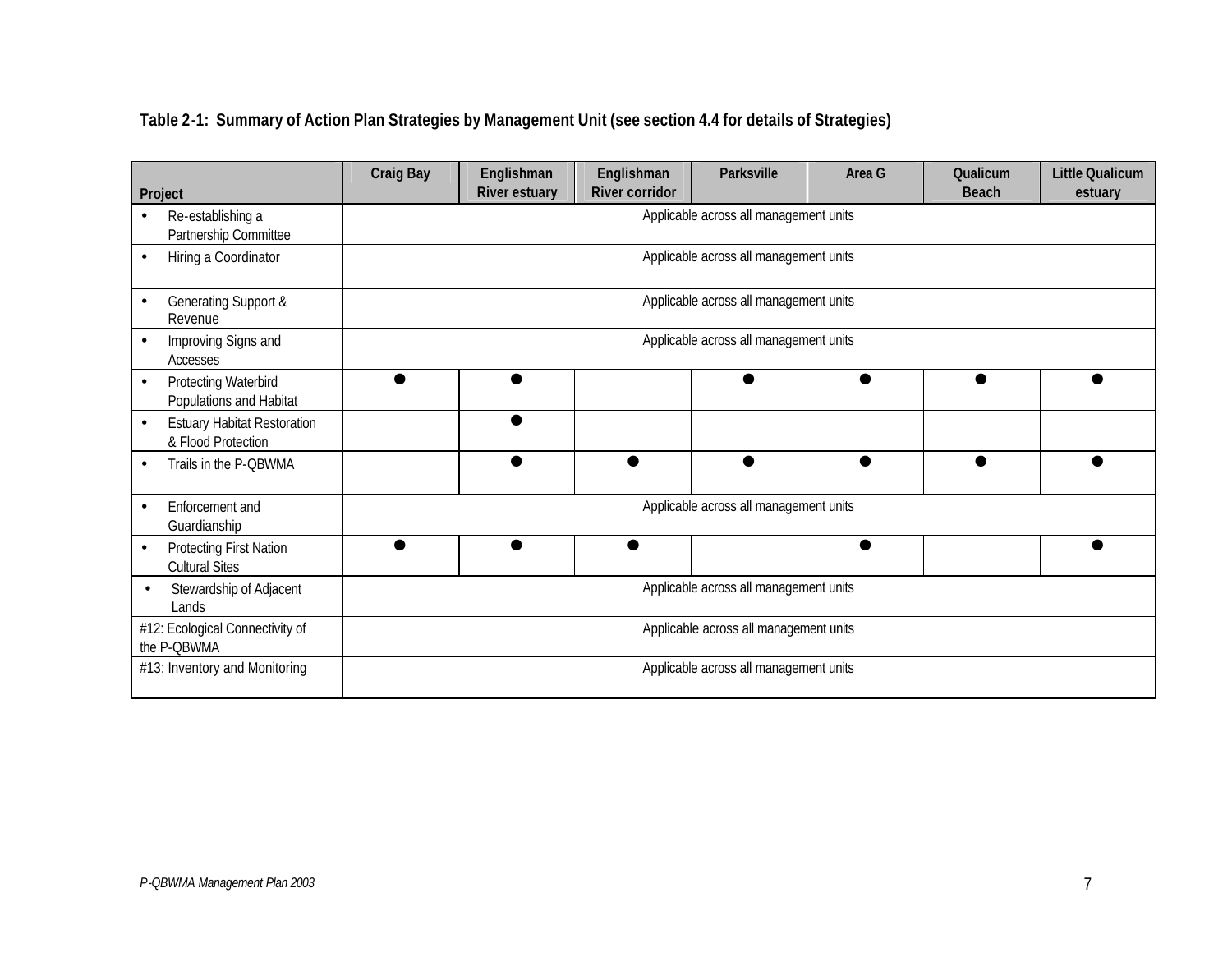**Table 2-1: Summary of Action Plan Strategies by Management Unit (see section 4.4 for details of Strategies)**

| Project | Craig Bay | Englishman River estuary | Englishman River corridor | Parksville | Area G | Qualicum Beach | Little Qualicum estuary |
|---|---|---|---|---|---|---|---|
| • Re-establishing a Partnership Committee | Applicable across all management units | | | | | | |
| • Hiring a Coordinator | Applicable across all management units | | | | | | |
| • Generating Support & Revenue | Applicable across all management units | | | | | | |
| • Improving Signs and Accesses | Applicable across all management units | | | | | | |
| • Protecting Waterbird Populations and Habitat | ● | ● | | ● | ● | ● | ● |
| • Estuary Habitat Restoration & Flood Protection | | ● | | | | | |
| • Trails in the P-QBWMA | | ● | ● | ● | ● | ● | ● |
| • Enforcement and Guardianship | Applicable across all management units | | | | | | |
| • Protecting First Nation Cultural Sites | ● | ● | ● | | ● | | ● |
| • Stewardship of Adjacent Lands | Applicable across all management units | | | | | | |
| #12: Ecological Connectivity of the P-QBWMA | Applicable across all management units | | | | | | |
| #13: Inventory and Monitoring | Applicable across all management units | | | | | | |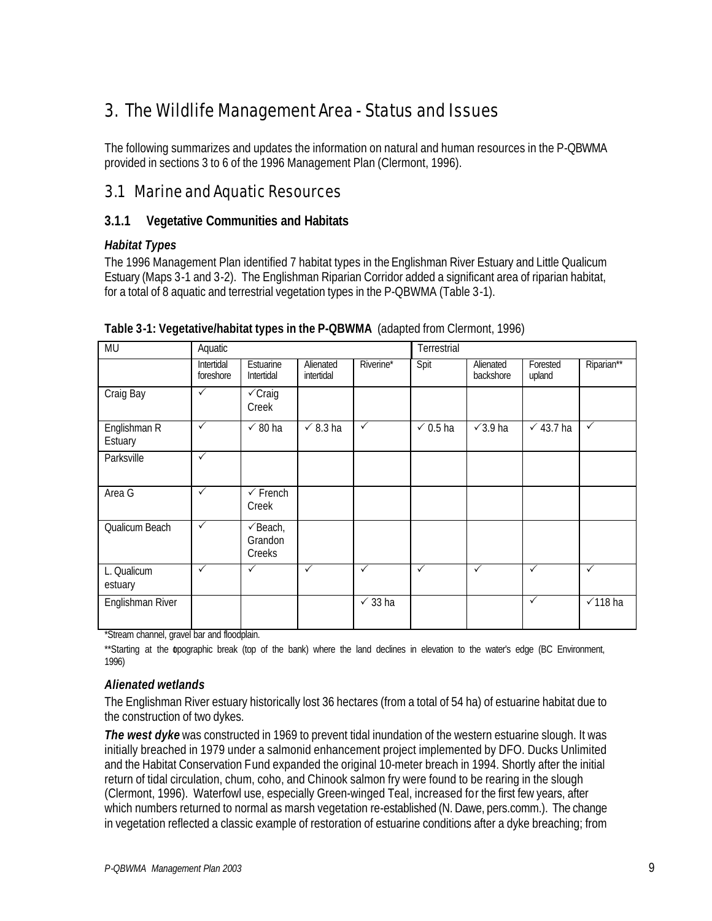# 3. The Wildlife Management Area - Status and Issues

The following summarizes and updates the information on natural and human resources in the P-QBWMA provided in sections 3 to 6 of the 1996 Management Plan (Clermont, 1996).

## 3.1 Marine and Aquatic Resources

### 3.1.1 Vegetative Communities and Habitats

#### *Habitat Types*

The 1996 Management Plan identified 7 habitat types in the Englishman River Estuary and Little Qualicum Estuary (Maps 3-1 and 3-2). The Englishman Riparian Corridor added a significant area of riparian habitat, for a total of 8 aquatic and terrestrial vegetation types in the P-QBWMA (Table 3-1).

**Table 3-1: Vegetative/habitat types in the P-QBWMA** (adapted from Clermont, 1996)

| MU | Aquatic | | | | Terrestrial | | | |
|---|---|---|---|---|---|---|---|---|
| | Intertidal foreshore | Estuarine Intertidal | Alienated intertidal | Riverine* | Spit | Alienated backshore | Forested upland | Riparian** |
| Craig Bay | ✓ | ✓Craig Creek | | | | | | |
| Englishman R Estuary | ✓ | ✓ 80 ha | ✓ 8.3 ha | ✓ | ✓ 0.5 ha | ✓3.9 ha | ✓ 43.7 ha | ✓ |
| Parksville | ✓ | | | | | | | |
| Area G | ✓ | ✓ French Creek | | | | | | |
| Qualicum Beach | ✓ | ✓Beach, Grandon Creeks | | | | | | |
| L. Qualicum estuary | ✓ | ✓ | ✓ | ✓ | ✓ | ✓ | ✓ | ✓ |
| Englishman River | | | | ✓ 33 ha | | | ✓ | ✓118 ha |

*Stream channel, gravel bar and floodplain.

**Starting at the topographic break (top of the bank) where the land declines in elevation to the water's edge (BC Environment, 1996)

#### *Alienated wetlands*

The Englishman River estuary historically lost 36 hectares (from a total of 54 ha) of estuarine habitat due to the construction of two dykes.

***The west dyke*** was constructed in 1969 to prevent tidal inundation of the western estuarine slough. It was initially breached in 1979 under a salmonid enhancement project implemented by DFO. Ducks Unlimited and the Habitat Conservation Fund expanded the original 10-meter breach in 1994. Shortly after the initial return of tidal circulation, chum, coho, and Chinook salmon fry were found to be rearing in the slough (Clermont, 1996). Waterfowl use, especially Green-winged Teal, increased for the first few years, after which numbers returned to normal as marsh vegetation re-established (N. Dawe, pers.comm.). The change in vegetation reflected a classic example of restoration of estuarine conditions after a dyke breaching; from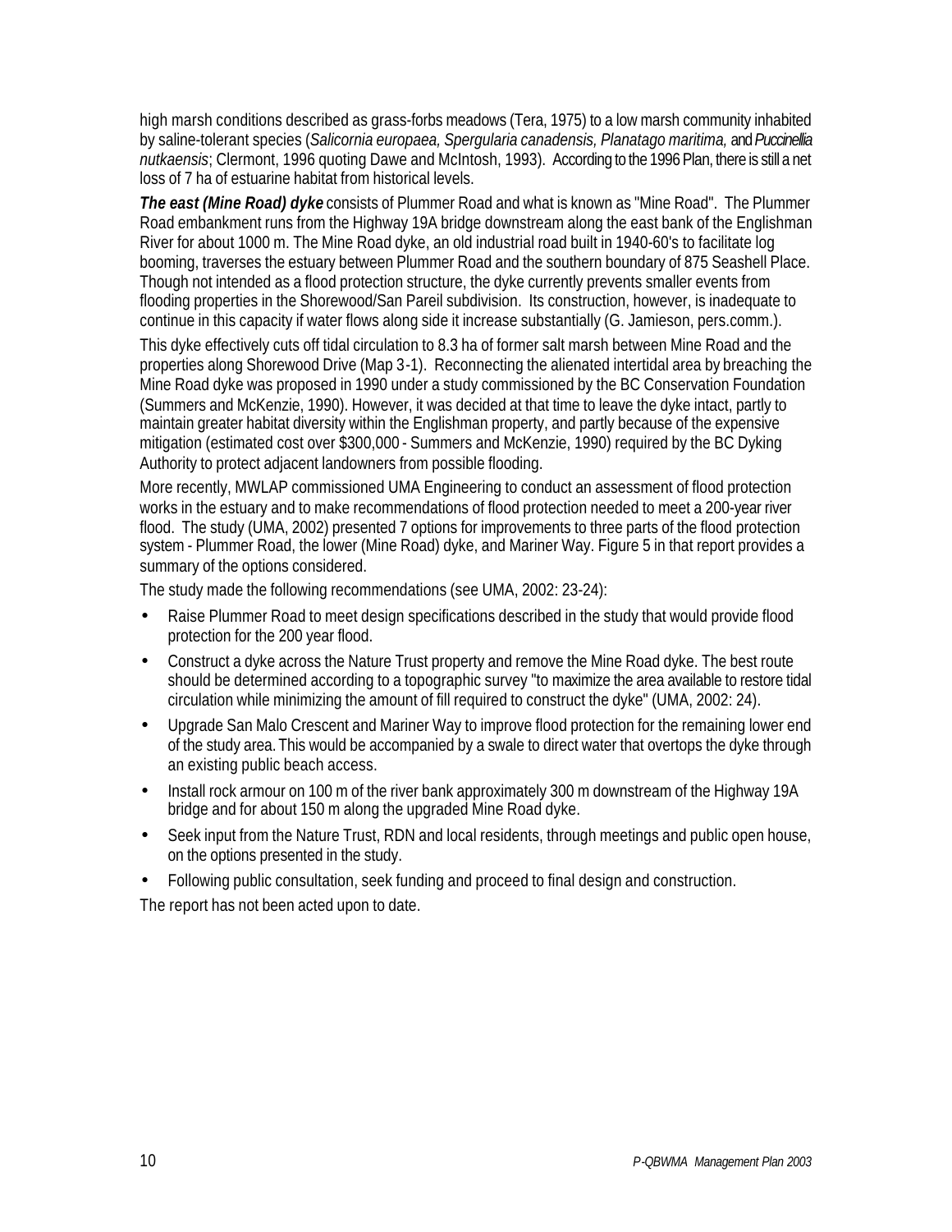high marsh conditions described as grass-forbs meadows (Tera, 1975) to a low marsh community inhabited by saline-tolerant species (*Salicornia europaea, Spergularia canadensis, Planatago maritima,* and *Puccinellia nutkaensis*; Clermont, 1996 quoting Dawe and McIntosh, 1993). According to the 1996 Plan, there is still a net loss of 7 ha of estuarine habitat from historical levels.

***The east (Mine Road) dyke*** consists of Plummer Road and what is known as "Mine Road". The Plummer Road embankment runs from the Highway 19A bridge downstream along the east bank of the Englishman River for about 1000 m. The Mine Road dyke, an old industrial road built in 1940-60's to facilitate log booming, traverses the estuary between Plummer Road and the southern boundary of 875 Seashell Place. Though not intended as a flood protection structure, the dyke currently prevents smaller events from flooding properties in the Shorewood/San Pareil subdivision. Its construction, however, is inadequate to continue in this capacity if water flows along side it increase substantially (G. Jamieson, pers.comm.).

This dyke effectively cuts off tidal circulation to 8.3 ha of former salt marsh between Mine Road and the properties along Shorewood Drive (Map 3-1). Reconnecting the alienated intertidal area by breaching the Mine Road dyke was proposed in 1990 under a study commissioned by the BC Conservation Foundation (Summers and McKenzie, 1990). However, it was decided at that time to leave the dyke intact, partly to maintain greater habitat diversity within the Englishman property, and partly because of the expensive mitigation (estimated cost over $300,000 - Summers and McKenzie, 1990) required by the BC Dyking Authority to protect adjacent landowners from possible flooding.

More recently, MWLAP commissioned UMA Engineering to conduct an assessment of flood protection works in the estuary and to make recommendations of flood protection needed to meet a 200-year river flood. The study (UMA, 2002) presented 7 options for improvements to three parts of the flood protection system - Plummer Road, the lower (Mine Road) dyke, and Mariner Way. Figure 5 in that report provides a summary of the options considered.

The study made the following recommendations (see UMA, 2002: 23-24):

- Raise Plummer Road to meet design specifications described in the study that would provide flood protection for the 200 year flood.
- Construct a dyke across the Nature Trust property and remove the Mine Road dyke. The best route should be determined according to a topographic survey "to maximize the area available to restore tidal circulation while minimizing the amount of fill required to construct the dyke" (UMA, 2002: 24).
- Upgrade San Malo Crescent and Mariner Way to improve flood protection for the remaining lower end of the study area. This would be accompanied by a swale to direct water that overtops the dyke through an existing public beach access.
- Install rock armour on 100 m of the river bank approximately 300 m downstream of the Highway 19A bridge and for about 150 m along the upgraded Mine Road dyke.
- Seek input from the Nature Trust, RDN and local residents, through meetings and public open house, on the options presented in the study.
- Following public consultation, seek funding and proceed to final design and construction.

The report has not been acted upon to date.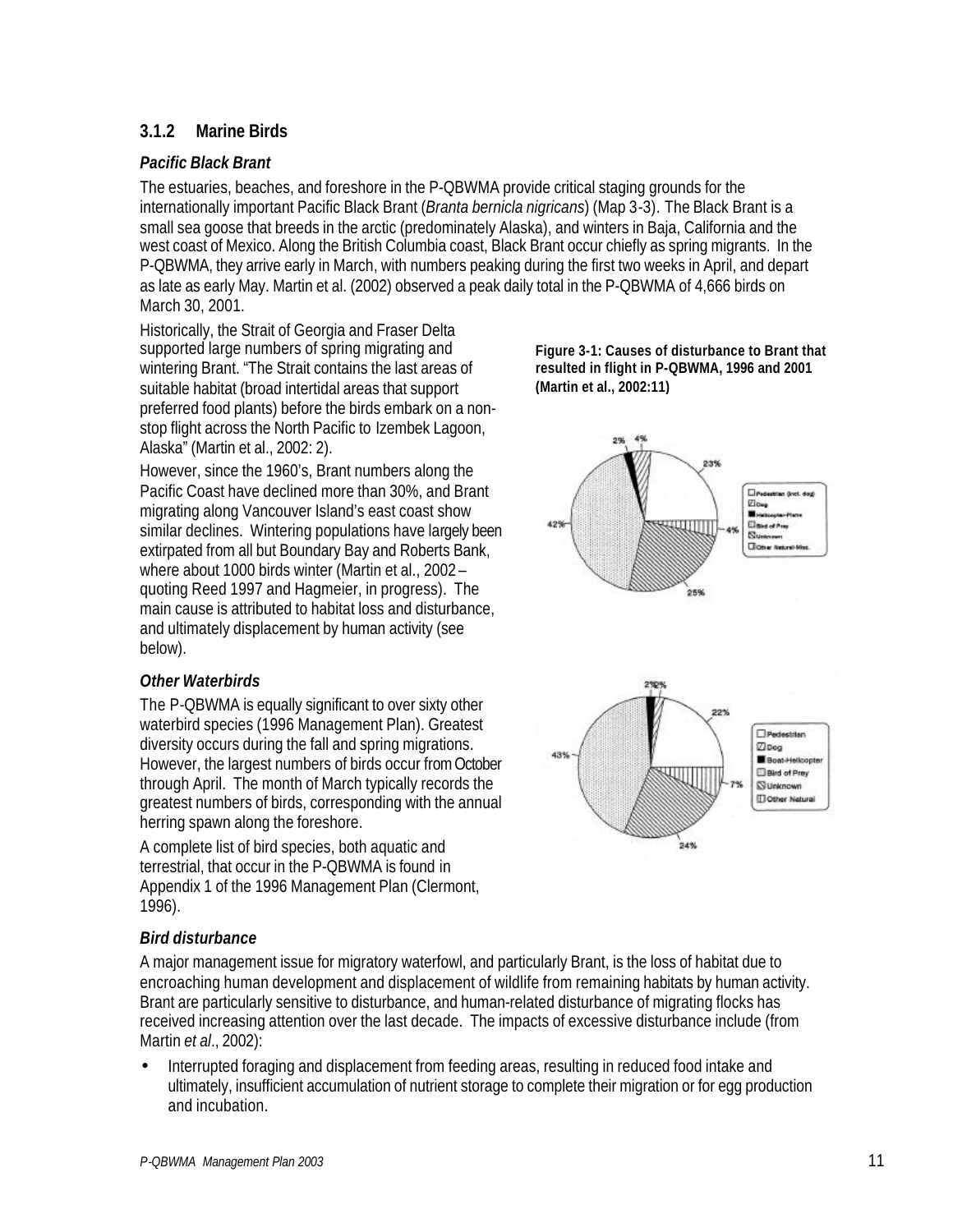### 3.1.2 Marine Birds

#### *Pacific Black Brant*

The estuaries, beaches, and foreshore in the P-QBWMA provide critical staging grounds for the internationally important Pacific Black Brant (*Branta bernicla nigricans*) (Map 3-3). The Black Brant is a small sea goose that breeds in the arctic (predominately Alaska), and winters in Baja, California and the west coast of Mexico. Along the British Columbia coast, Black Brant occur chiefly as spring migrants. In the P-QBWMA, they arrive early in March, with numbers peaking during the first two weeks in April, and depart as late as early May. Martin et al. (2002) observed a peak daily total in the P-QBWMA of 4,666 birds on March 30, 2001.

Historically, the Strait of Georgia and Fraser Delta supported large numbers of spring migrating and wintering Brant. "The Strait contains the last areas of suitable habitat (broad intertidal areas that support preferred food plants) before the birds embark on a non-stop flight across the North Pacific to Izembek Lagoon, Alaska" (Martin et al., 2002: 2).

However, since the 1960's, Brant numbers along the Pacific Coast have declined more than 30%, and Brant migrating along Vancouver Island's east coast show similar declines. Wintering populations have largely been extirpated from all but Boundary Bay and Roberts Bank, where about 1000 birds winter (Martin et al., 2002 – quoting Reed 1997 and Hagmeier, in progress). The main cause is attributed to habitat loss and disturbance, and ultimately displacement by human activity (see below).

**Figure 3-1: Causes of disturbance to Brant that resulted in flight in P-QBWMA, 1996 and 2001 (Martin et al., 2002:11)**

#### *Other Waterbirds*

The P-QBWMA is equally significant to over sixty other waterbird species (1996 Management Plan). Greatest diversity occurs during the fall and spring migrations. However, the largest numbers of birds occur from October through April. The month of March typically records the greatest numbers of birds, corresponding with the annual herring spawn along the foreshore.

A complete list of bird species, both aquatic and terrestrial, that occur in the P-QBWMA is found in Appendix 1 of the 1996 Management Plan (Clermont, 1996).

#### *Bird disturbance*

A major management issue for migratory waterfowl, and particularly Brant, is the loss of habitat due to encroaching human development and displacement of wildlife from remaining habitats by human activity. Brant are particularly sensitive to disturbance, and human-related disturbance of migrating flocks has received increasing attention over the last decade. The impacts of excessive disturbance include (from Martin *et al*., 2002):

- Interrupted foraging and displacement from feeding areas, resulting in reduced food intake and ultimately, insufficient accumulation of nutrient storage to complete their migration or for egg production and incubation.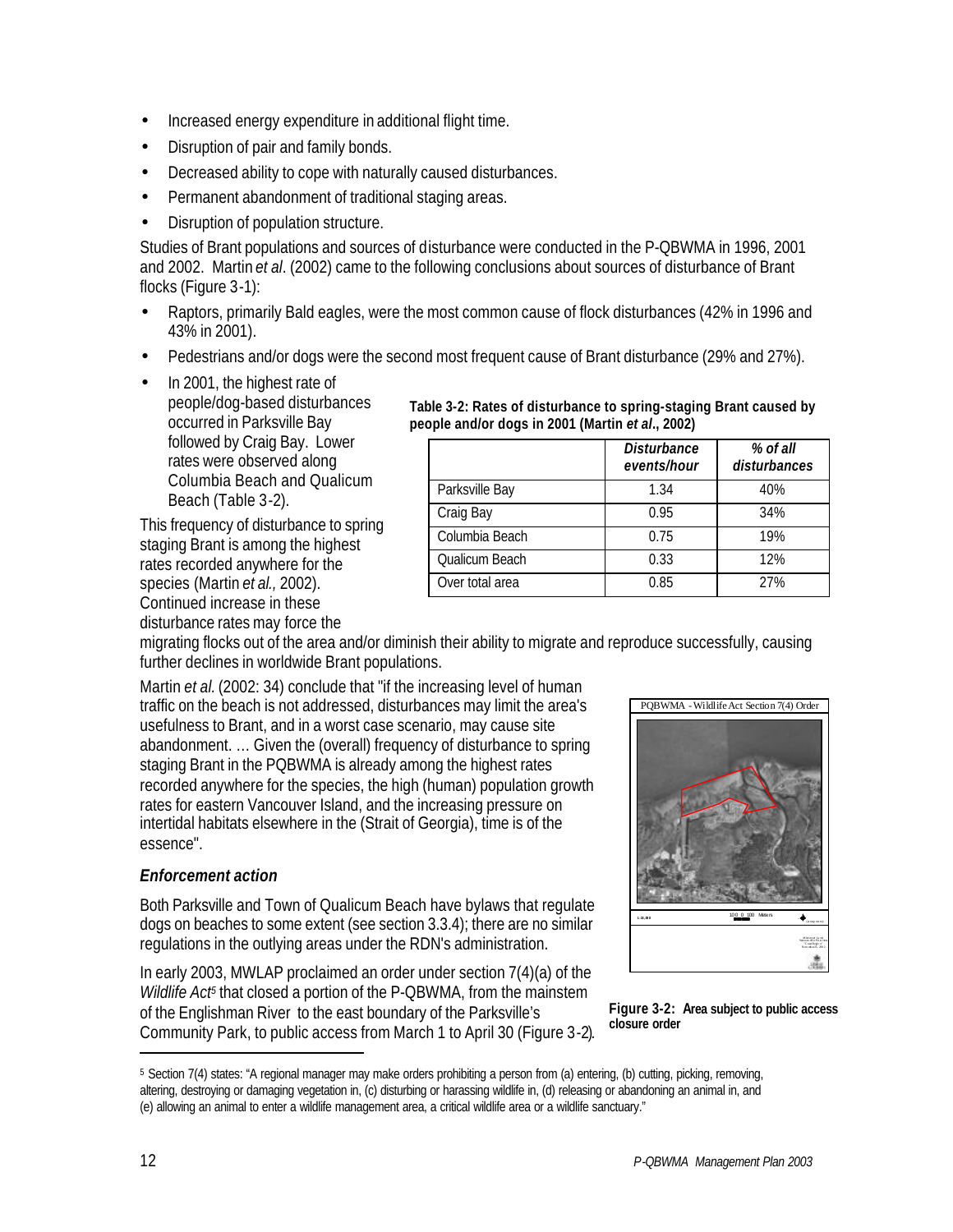- Increased energy expenditure in additional flight time.
- Disruption of pair and family bonds.
- Decreased ability to cope with naturally caused disturbances.
- Permanent abandonment of traditional staging areas.
- Disruption of population structure.

Studies of Brant populations and sources of disturbance were conducted in the P-QBWMA in 1996, 2001 and 2002. Martin *et al*. (2002) came to the following conclusions about sources of disturbance of Brant flocks (Figure 3-1):

- Raptors, primarily Bald eagles, were the most common cause of flock disturbances (42% in 1996 and 43% in 2001).
- Pedestrians and/or dogs were the second most frequent cause of Brant disturbance (29% and 27%).
- In 2001, the highest rate of people/dog-based disturbances occurred in Parksville Bay followed by Craig Bay. Lower rates were observed along Columbia Beach and Qualicum Beach (Table 3-2).

**Table 3-2: Rates of disturbance to spring-staging Brant caused by people and/or dogs in 2001 (Martin *et al*., 2002)**

| | *Disturbance events/hour* | *% of all disturbances* |
|---|---|---|
| Parksville Bay | 1.34 | 40% |
| Craig Bay | 0.95 | 34% |
| Columbia Beach | 0.75 | 19% |
| Qualicum Beach | 0.33 | 12% |
| Over total area | 0.85 | 27% |

This frequency of disturbance to spring staging Brant is among the highest rates recorded anywhere for the species (Martin *et al.,* 2002). Continued increase in these disturbance rates may force the migrating flocks out of the area and/or diminish their ability to migrate and reproduce successfully, causing further declines in worldwide Brant populations.

Martin *et al.* (2002: 34) conclude that "if the increasing level of human traffic on the beach is not addressed, disturbances may limit the area's usefulness to Brant, and in a worst case scenario, may cause site abandonment. … Given the (overall) frequency of disturbance to spring staging Brant in the PQBWMA is already among the highest rates recorded anywhere for the species, the high (human) population growth rates for eastern Vancouver Island, and the increasing pressure on intertidal habitats elsewhere in the (Strait of Georgia), time is of the essence".

### *Enforcement action*

Both Parksville and Town of Qualicum Beach have bylaws that regulate dogs on beaches to some extent (see section 3.3.4); there are no similar regulations in the outlying areas under the RDN's administration.

In early 2003, MWLAP proclaimed an order under section 7(4)(a) of the *Wildlife Act*[5] that closed a portion of the P-QBWMA, from the mainstem of the Englishman River to the east boundary of the Parksville's Community Park, to public access from March 1 to April 30 (Figure 3-2).

PQBWMA - Wildlife Act Section 7(4) Order

**Figure 3-2: Area subject to public access closure order**

[5] Section 7(4) states: "A regional manager may make orders prohibiting a person from (a) entering, (b) cutting, picking, removing, altering, destroying or damaging vegetation in, (c) disturbing or harassing wildlife in, (d) releasing or abandoning an animal in, and (e) allowing an animal to enter a wildlife management area, a critical wildlife area or a wildlife sanctuary."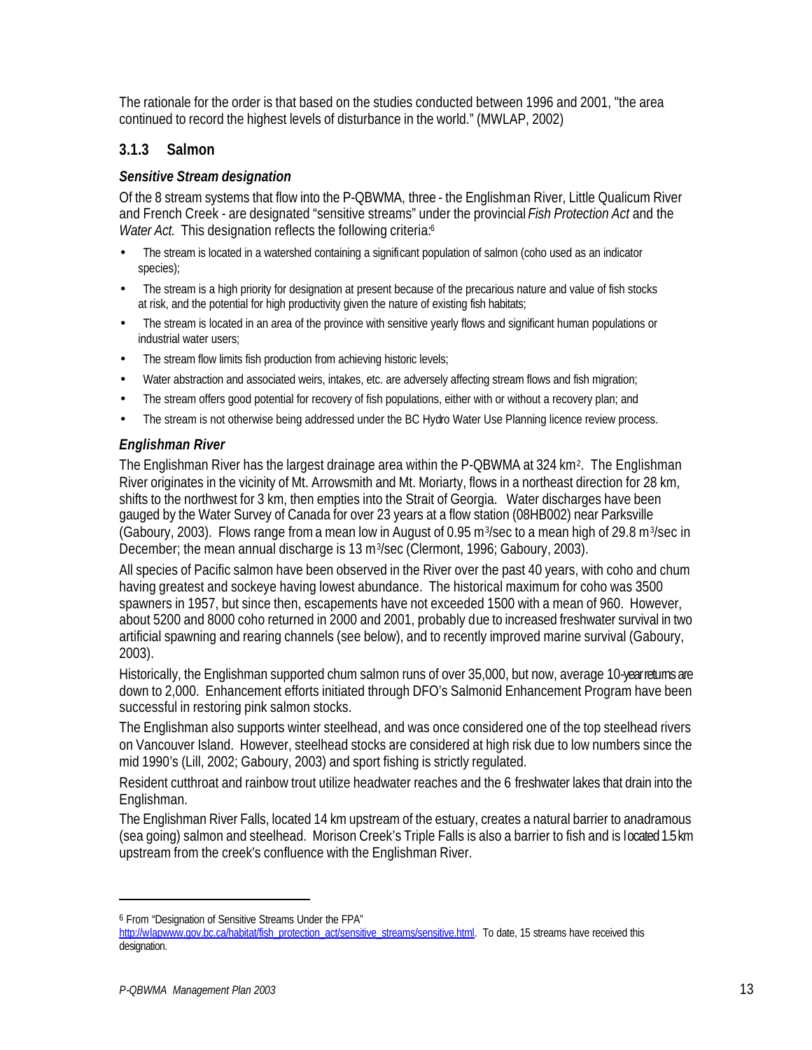The rationale for the order is that based on the studies conducted between 1996 and 2001, "the area continued to record the highest levels of disturbance in the world." (MWLAP, 2002)

### 3.1.3 Salmon

***Sensitive Stream designation***

Of the 8 stream systems that flow into the P-QBWMA, three - the Englishman River, Little Qualicum River and French Creek - are designated "sensitive streams" under the provincial *Fish Protection Act* and the *Water Act.* This designation reflects the following criteria:[6]

- The stream is located in a watershed containing a significant population of salmon (coho used as an indicator species);
- The stream is a high priority for designation at present because of the precarious nature and value of fish stocks at risk, and the potential for high productivity given the nature of existing fish habitats;
- The stream is located in an area of the province with sensitive yearly flows and significant human populations or industrial water users;
- The stream flow limits fish production from achieving historic levels;
- Water abstraction and associated weirs, intakes, etc. are adversely affecting stream flows and fish migration;
- The stream offers good potential for recovery of fish populations, either with or without a recovery plan; and
- The stream is not otherwise being addressed under the BC Hydro Water Use Planning licence review process.

***Englishman River***

The Englishman River has the largest drainage area within the P-QBWMA at 324 $km^2$. The Englishman River originates in the vicinity of Mt. Arrowsmith and Mt. Moriarty, flows in a northeast direction for 28 km, shifts to the northwest for 3 km, then empties into the Strait of Georgia. Water discharges have been gauged by the Water Survey of Canada for over 23 years at a flow station (08HB002) near Parksville (Gaboury, 2003). Flows range from a mean low in August of 0.95 $m^3$/sec to a mean high of 29.8 $m^3$/sec in December; the mean annual discharge is 13 $m^3$/sec (Clermont, 1996; Gaboury, 2003).

All species of Pacific salmon have been observed in the River over the past 40 years, with coho and chum having greatest and sockeye having lowest abundance. The historical maximum for coho was 3500 spawners in 1957, but since then, escapements have not exceeded 1500 with a mean of 960. However, about 5200 and 8000 coho returned in 2000 and 2001, probably due to increased freshwater survival in two artificial spawning and rearing channels (see below), and to recently improved marine survival (Gaboury, 2003).

Historically, the Englishman supported chum salmon runs of over 35,000, but now, average 10-year returns are down to 2,000. Enhancement efforts initiated through DFO's Salmonid Enhancement Program have been successful in restoring pink salmon stocks.

The Englishman also supports winter steelhead, and was once considered one of the top steelhead rivers on Vancouver Island. However, steelhead stocks are considered at high risk due to low numbers since the mid 1990's (Lill, 2002; Gaboury, 2003) and sport fishing is strictly regulated.

Resident cutthroat and rainbow trout utilize headwater reaches and the 6 freshwater lakes that drain into the Englishman.

The Englishman River Falls, located 14 km upstream of the estuary, creates a natural barrier to anadramous (sea going) salmon and steelhead. Morison Creek's Triple Falls is also a barrier to fish and is located 1.5 km upstream from the creek's confluence with the Englishman River.

---

[6] From "Designation of Sensitive Streams Under the FPA" http://wlapwww.gov.bc.ca/habitat/fish_protection_act/sensitive_streams/sensitive.html. To date, 15 streams have received this designation.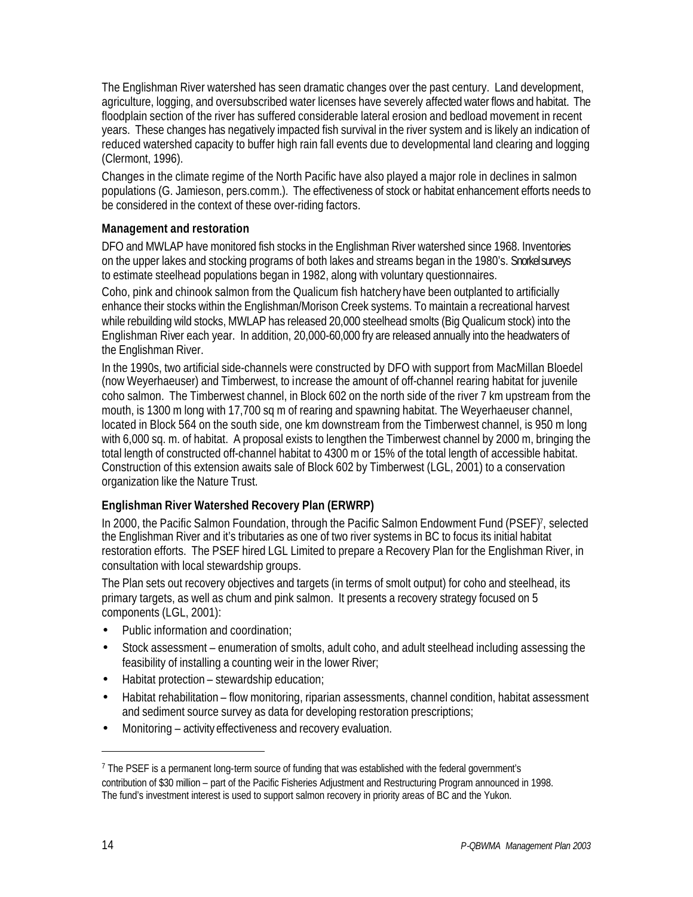The Englishman River watershed has seen dramatic changes over the past century. Land development, agriculture, logging, and oversubscribed water licenses have severely affected water flows and habitat. The floodplain section of the river has suffered considerable lateral erosion and bedload movement in recent years. These changes has negatively impacted fish survival in the river system and is likely an indication of reduced watershed capacity to buffer high rain fall events due to developmental land clearing and logging (Clermont, 1996).

Changes in the climate regime of the North Pacific have also played a major role in declines in salmon populations (G. Jamieson, pers.comm.). The effectiveness of stock or habitat enhancement efforts needs to be considered in the context of these over-riding factors.

### Management and restoration

DFO and MWLAP have monitored fish stocks in the Englishman River watershed since 1968. Inventories on the upper lakes and stocking programs of both lakes and streams began in the 1980's. Snorkel surveys to estimate steelhead populations began in 1982, along with voluntary questionnaires.

Coho, pink and chinook salmon from the Qualicum fish hatchery have been outplanted to artificially enhance their stocks within the Englishman/Morison Creek systems. To maintain a recreational harvest while rebuilding wild stocks, MWLAP has released 20,000 steelhead smolts (Big Qualicum stock) into the Englishman River each year. In addition, 20,000-60,000 fry are released annually into the headwaters of the Englishman River.

In the 1990s, two artificial side-channels were constructed by DFO with support from MacMillan Bloedel (now Weyerhaeuser) and Timberwest, to increase the amount of off-channel rearing habitat for juvenile coho salmon. The Timberwest channel, in Block 602 on the north side of the river 7 km upstream from the mouth, is 1300 m long with 17,700 sq m of rearing and spawning habitat. The Weyerhaeuser channel, located in Block 564 on the south side, one km downstream from the Timberwest channel, is 950 m long with 6,000 sq. m. of habitat. A proposal exists to lengthen the Timberwest channel by 2000 m, bringing the total length of constructed off-channel habitat to 4300 m or 15% of the total length of accessible habitat. Construction of this extension awaits sale of Block 602 by Timberwest (LGL, 2001) to a conservation organization like the Nature Trust.

### Englishman River Watershed Recovery Plan (ERWRP)

In 2000, the Pacific Salmon Foundation, through the Pacific Salmon Endowment Fund (PSEF)[7], selected the Englishman River and it's tributaries as one of two river systems in BC to focus its initial habitat restoration efforts. The PSEF hired LGL Limited to prepare a Recovery Plan for the Englishman River, in consultation with local stewardship groups.

The Plan sets out recovery objectives and targets (in terms of smolt output) for coho and steelhead, its primary targets, as well as chum and pink salmon. It presents a recovery strategy focused on 5 components (LGL, 2001):

- Public information and coordination;
- Stock assessment – enumeration of smolts, adult coho, and adult steelhead including assessing the feasibility of installing a counting weir in the lower River;
- Habitat protection – stewardship education;
- Habitat rehabilitation – flow monitoring, riparian assessments, channel condition, habitat assessment and sediment source survey as data for developing restoration prescriptions;
- Monitoring – activity effectiveness and recovery evaluation.

---

[7] The PSEF is a permanent long-term source of funding that was established with the federal government's contribution of $30 million – part of the Pacific Fisheries Adjustment and Restructuring Program announced in 1998. The fund's investment interest is used to support salmon recovery in priority areas of BC and the Yukon.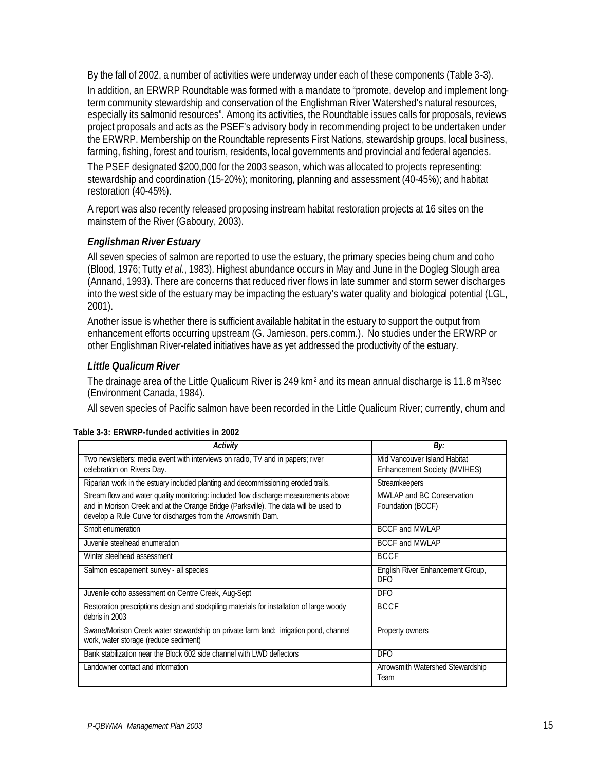By the fall of 2002, a number of activities were underway under each of these components (Table 3-3).

In addition, an ERWRP Roundtable was formed with a mandate to "promote, develop and implement long-term community stewardship and conservation of the Englishman River Watershed's natural resources, especially its salmonid resources". Among its activities, the Roundtable issues calls for proposals, reviews project proposals and acts as the PSEF's advisory body in recommending project to be undertaken under the ERWRP. Membership on the Roundtable represents First Nations, stewardship groups, local business, farming, fishing, forest and tourism, residents, local governments and provincial and federal agencies.

The PSEF designated $200,000 for the 2003 season, which was allocated to projects representing: stewardship and coordination (15-20%); monitoring, planning and assessment (40-45%); and habitat restoration (40-45%).

A report was also recently released proposing instream habitat restoration projects at 16 sites on the mainstem of the River (Gaboury, 2003).

### *Englishman River Estuary*

All seven species of salmon are reported to use the estuary, the primary species being chum and coho (Blood, 1976; Tutty *et al*., 1983). Highest abundance occurs in May and June in the Dogleg Slough area (Annand, 1993). There are concerns that reduced river flows in late summer and storm sewer discharges into the west side of the estuary may be impacting the estuary's water quality and biological potential (LGL, 2001).

Another issue is whether there is sufficient available habitat in the estuary to support the output from enhancement efforts occurring upstream (G. Jamieson, pers.comm.). No studies under the ERWRP or other Englishman River-related initiatives have as yet addressed the productivity of the estuary.

### *Little Qualicum River*

The drainage area of the Little Qualicum River is 249 km$^2$ and its mean annual discharge is 11.8 m$^3$/sec (Environment Canada, 1984).

All seven species of Pacific salmon have been recorded in the Little Qualicum River; currently, chum and

**Table 3-3: ERWRP-funded activities in 2002**

| *Activity* | *By:* |
|---|---|
| Two newsletters; media event with interviews on radio, TV and in papers; river celebration on Rivers Day. | Mid Vancouver Island Habitat Enhancement Society (MVIHES) |
| Riparian work in the estuary included planting and decommissioning eroded trails. | Streamkeepers |
| Stream flow and water quality monitoring: included flow discharge measurements above and in Morison Creek and at the Orange Bridge (Parksville). The data will be used to develop a Rule Curve for discharges from the Arrowsmith Dam. | MWLAP and BC Conservation Foundation (BCCF) |
| Smolt enumeration | BCCF and MWLAP |
| Juvenile steelhead enumeration | BCCF and MWLAP |
| Winter steelhead assessment | BCCF |
| Salmon escapement survey - all species | English River Enhancement Group, DFO |
| Juvenile coho assessment on Centre Creek, Aug-Sept | DFO |
| Restoration prescriptions design and stockpiling materials for installation of large woody debris in 2003 | BCCF |
| Swane/Morison Creek water stewardship on private farm land: irrigation pond, channel work, water storage (reduce sediment) | Property owners |
| Bank stabilization near the Block 602 side channel with LWD deflectors | DFO |
| Landowner contact and information | Arrowsmith Watershed Stewardship Team |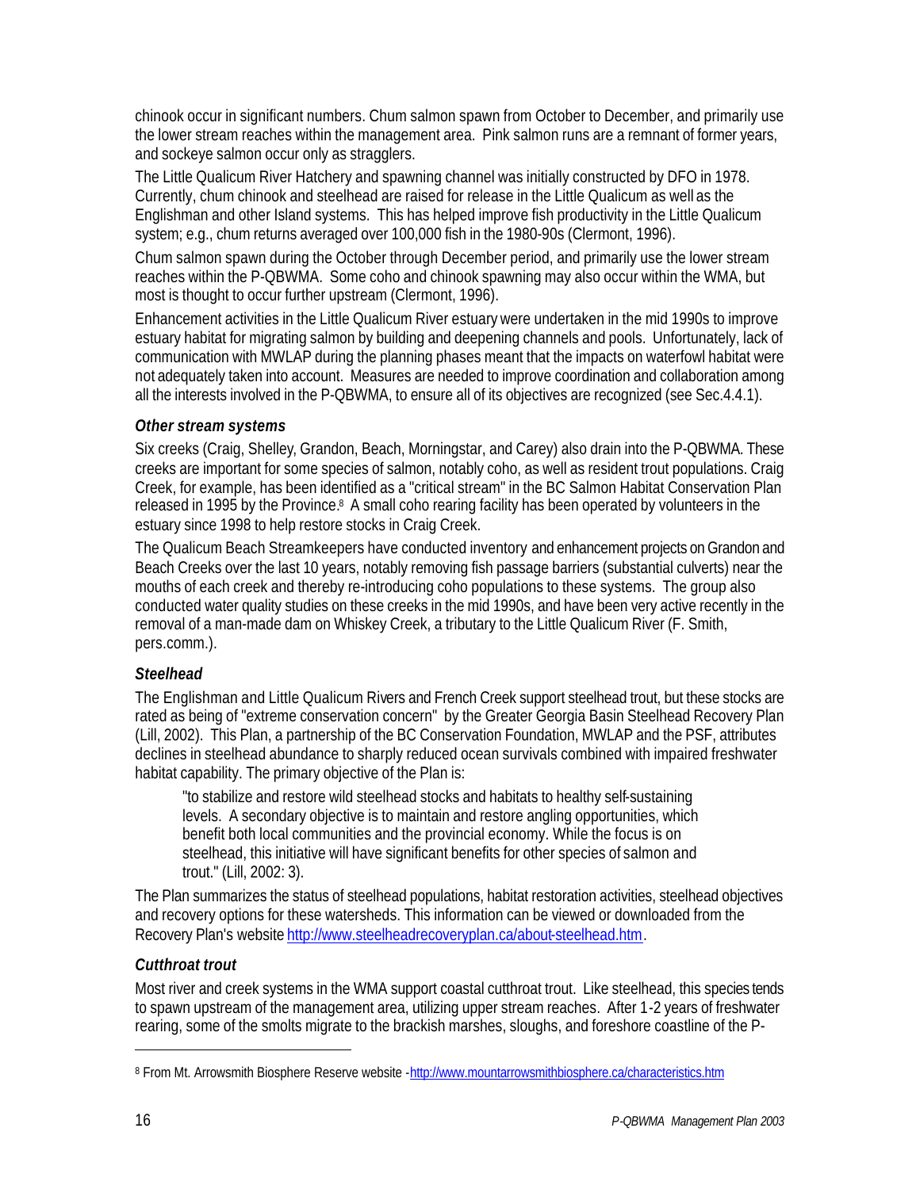chinook occur in significant numbers. Chum salmon spawn from October to December, and primarily use the lower stream reaches within the management area. Pink salmon runs are a remnant of former years, and sockeye salmon occur only as stragglers.

The Little Qualicum River Hatchery and spawning channel was initially constructed by DFO in 1978. Currently, chum chinook and steelhead are raised for release in the Little Qualicum as well as the Englishman and other Island systems. This has helped improve fish productivity in the Little Qualicum system; e.g., chum returns averaged over 100,000 fish in the 1980-90s (Clermont, 1996).

Chum salmon spawn during the October through December period, and primarily use the lower stream reaches within the P-QBWMA. Some coho and chinook spawning may also occur within the WMA, but most is thought to occur further upstream (Clermont, 1996).

Enhancement activities in the Little Qualicum River estuary were undertaken in the mid 1990s to improve estuary habitat for migrating salmon by building and deepening channels and pools. Unfortunately, lack of communication with MWLAP during the planning phases meant that the impacts on waterfowl habitat were not adequately taken into account. Measures are needed to improve coordination and collaboration among all the interests involved in the P-QBWMA, to ensure all of its objectives are recognized (see Sec.4.4.1).

### *Other stream systems*

Six creeks (Craig, Shelley, Grandon, Beach, Morningstar, and Carey) also drain into the P-QBWMA. These creeks are important for some species of salmon, notably coho, as well as resident trout populations. Craig Creek, for example, has been identified as a "critical stream" in the BC Salmon Habitat Conservation Plan released in 1995 by the Province.[8] A small coho rearing facility has been operated by volunteers in the estuary since 1998 to help restore stocks in Craig Creek.

The Qualicum Beach Streamkeepers have conducted inventory and enhancement projects on Grandon and Beach Creeks over the last 10 years, notably removing fish passage barriers (substantial culverts) near the mouths of each creek and thereby re-introducing coho populations to these systems. The group also conducted water quality studies on these creeks in the mid 1990s, and have been very active recently in the removal of a man-made dam on Whiskey Creek, a tributary to the Little Qualicum River (F. Smith, pers.comm.).

### *Steelhead*

The Englishman and Little Qualicum Rivers and French Creek support steelhead trout, but these stocks are rated as being of "extreme conservation concern" by the Greater Georgia Basin Steelhead Recovery Plan (Lill, 2002). This Plan, a partnership of the BC Conservation Foundation, MWLAP and the PSF, attributes declines in steelhead abundance to sharply reduced ocean survivals combined with impaired freshwater habitat capability. The primary objective of the Plan is:

> "to stabilize and restore wild steelhead stocks and habitats to healthy self-sustaining levels. A secondary objective is to maintain and restore angling opportunities, which benefit both local communities and the provincial economy. While the focus is on steelhead, this initiative will have significant benefits for other species of salmon and trout." (Lill, 2002: 3).

The Plan summarizes the status of steelhead populations, habitat restoration activities, steelhead objectives and recovery options for these watersheds. This information can be viewed or downloaded from the Recovery Plan's website http://www.steelheadrecoveryplan.ca/about-steelhead.htm.

### *Cutthroat trout*

Most river and creek systems in the WMA support coastal cutthroat trout. Like steelhead, this species tends to spawn upstream of the management area, utilizing upper stream reaches. After 1-2 years of freshwater rearing, some of the smolts migrate to the brackish marshes, sloughs, and foreshore coastline of the P-

---

[8] From Mt. Arrowsmith Biosphere Reserve website -http://www.mountarrowsmithbiosphere.ca/characteristics.htm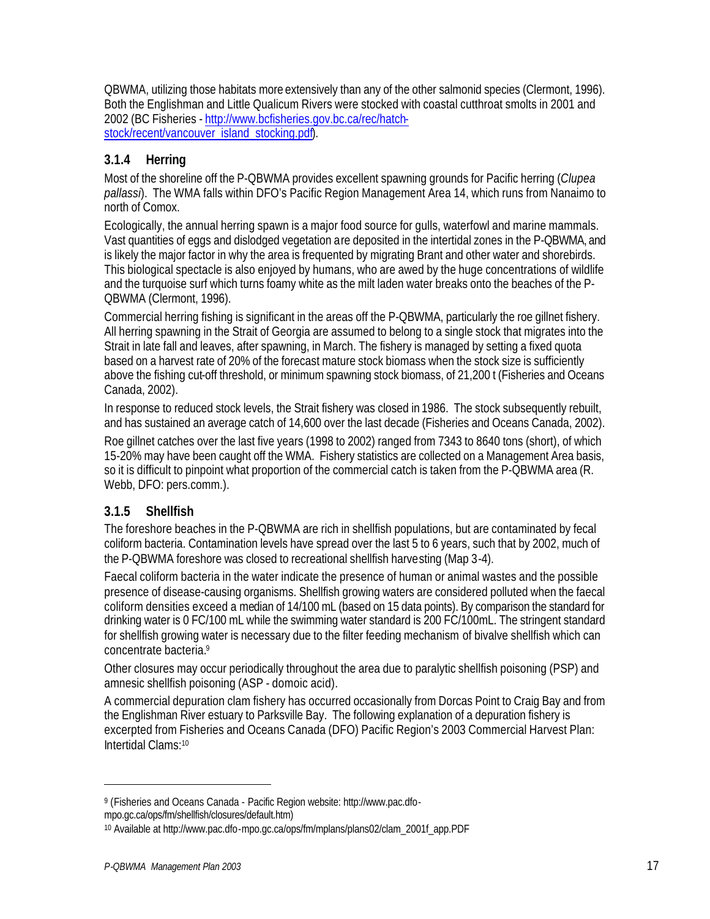QBWMA, utilizing those habitats more extensively than any of the other salmonid species (Clermont, 1996). Both the Englishman and Little Qualicum Rivers were stocked with coastal cutthroat smolts in 2001 and 2002 (BC Fisheries - [http://www.bcfisheries.gov.bc.ca/rec/hatch-stock/recent/vancouver_island_stocking.pdf](http://www.bcfisheries.gov.bc.ca/rec/hatch-stock/recent/vancouver_island_stocking.pdf)).

### 3.1.4 Herring

Most of the shoreline off the P-QBWMA provides excellent spawning grounds for Pacific herring (*Clupea pallassi*). The WMA falls within DFO's Pacific Region Management Area 14, which runs from Nanaimo to north of Comox.

Ecologically, the annual herring spawn is a major food source for gulls, waterfowl and marine mammals. Vast quantities of eggs and dislodged vegetation are deposited in the intertidal zones in the P-QBWMA, and is likely the major factor in why the area is frequented by migrating Brant and other water and shorebirds. This biological spectacle is also enjoyed by humans, who are awed by the huge concentrations of wildlife and the turquoise surf which turns foamy white as the milt laden water breaks onto the beaches of the P-QBWMA (Clermont, 1996).

Commercial herring fishing is significant in the areas off the P-QBWMA, particularly the roe gillnet fishery. All herring spawning in the Strait of Georgia are assumed to belong to a single stock that migrates into the Strait in late fall and leaves, after spawning, in March. The fishery is managed by setting a fixed quota based on a harvest rate of 20% of the forecast mature stock biomass when the stock size is sufficiently above the fishing cut-off threshold, or minimum spawning stock biomass, of 21,200 t (Fisheries and Oceans Canada, 2002).

In response to reduced stock levels, the Strait fishery was closed in 1986. The stock subsequently rebuilt, and has sustained an average catch of 14,600 over the last decade (Fisheries and Oceans Canada, 2002).

Roe gillnet catches over the last five years (1998 to 2002) ranged from 7343 to 8640 tons (short), of which 15-20% may have been caught off the WMA. Fishery statistics are collected on a Management Area basis, so it is difficult to pinpoint what proportion of the commercial catch is taken from the P-QBWMA area (R. Webb, DFO: pers.comm.).

### 3.1.5 Shellfish

The foreshore beaches in the P-QBWMA are rich in shellfish populations, but are contaminated by fecal coliform bacteria. Contamination levels have spread over the last 5 to 6 years, such that by 2002, much of the P-QBWMA foreshore was closed to recreational shellfish harvesting (Map 3-4).

Faecal coliform bacteria in the water indicate the presence of human or animal wastes and the possible presence of disease-causing organisms. Shellfish growing waters are considered polluted when the faecal coliform densities exceed a median of 14/100 mL (based on 15 data points). By comparison the standard for drinking water is 0 FC/100 mL while the swimming water standard is 200 FC/100mL. The stringent standard for shellfish growing water is necessary due to the filter feeding mechanism of bivalve shellfish which can concentrate bacteria.[9]

Other closures may occur periodically throughout the area due to paralytic shellfish poisoning (PSP) and amnesic shellfish poisoning (ASP - domoic acid).

A commercial depuration clam fishery has occurred occasionally from Dorcas Point to Craig Bay and from the Englishman River estuary to Parksville Bay. The following explanation of a depuration fishery is excerpted from Fisheries and Oceans Canada (DFO) Pacific Region's 2003 Commercial Harvest Plan: Intertidal Clams:[10]

---

[9] (Fisheries and Oceans Canada - Pacific Region website: http://www.pac.dfo-mpo.gc.ca/ops/fm/shellfish/closures/default.htm)

[10] Available at http://www.pac.dfo-mpo.gc.ca/ops/fm/mplans/plans02/clam_2001f_app.PDF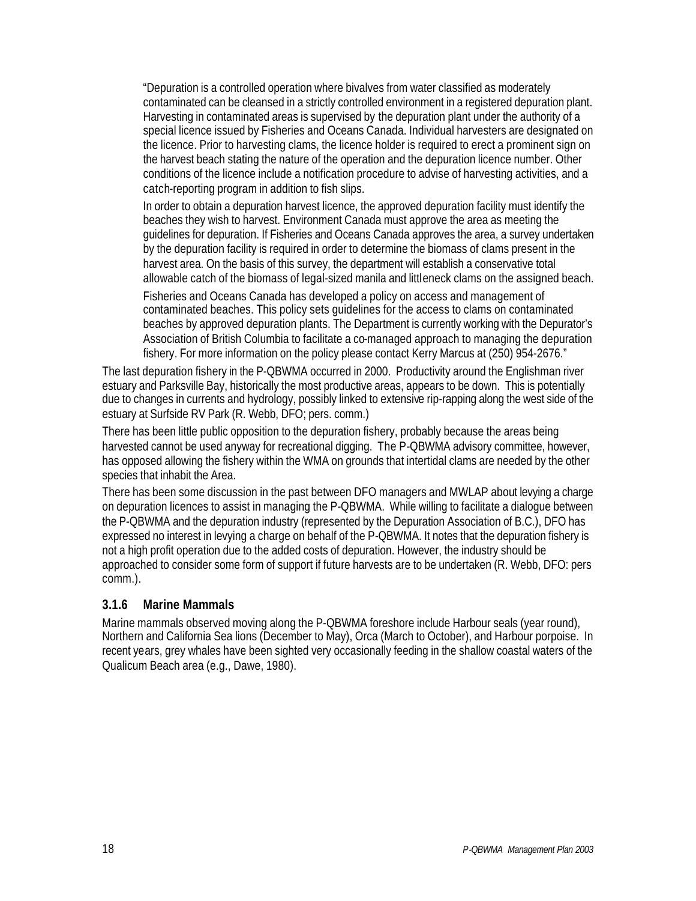> "Depuration is a controlled operation where bivalves from water classified as moderately contaminated can be cleansed in a strictly controlled environment in a registered depuration plant. Harvesting in contaminated areas is supervised by the depuration plant under the authority of a special licence issued by Fisheries and Oceans Canada. Individual harvesters are designated on the licence. Prior to harvesting clams, the licence holder is required to erect a prominent sign on the harvest beach stating the nature of the operation and the depuration licence number. Other conditions of the licence include a notification procedure to advise of harvesting activities, and a catch-reporting program in addition to fish slips.
>
> In order to obtain a depuration harvest licence, the approved depuration facility must identify the beaches they wish to harvest. Environment Canada must approve the area as meeting the guidelines for depuration. If Fisheries and Oceans Canada approves the area, a survey undertaken by the depuration facility is required in order to determine the biomass of clams present in the harvest area. On the basis of this survey, the department will establish a conservative total allowable catch of the biomass of legal-sized manila and littleneck clams on the assigned beach.
>
> Fisheries and Oceans Canada has developed a policy on access and management of contaminated beaches. This policy sets guidelines for the access to clams on contaminated beaches by approved depuration plants. The Department is currently working with the Depurator's Association of British Columbia to facilitate a co-managed approach to managing the depuration fishery. For more information on the policy please contact Kerry Marcus at (250) 954-2676."

The last depuration fishery in the P-QBWMA occurred in 2000. Productivity around the Englishman river estuary and Parksville Bay, historically the most productive areas, appears to be down. This is potentially due to changes in currents and hydrology, possibly linked to extensive rip-rapping along the west side of the estuary at Surfside RV Park (R. Webb, DFO; pers. comm.)

There has been little public opposition to the depuration fishery, probably because the areas being harvested cannot be used anyway for recreational digging. The P-QBWMA advisory committee, however, has opposed allowing the fishery within the WMA on grounds that intertidal clams are needed by the other species that inhabit the Area.

There has been some discussion in the past between DFO managers and MWLAP about levying a charge on depuration licences to assist in managing the P-QBWMA. While willing to facilitate a dialogue between the P-QBWMA and the depuration industry (represented by the Depuration Association of B.C.), DFO has expressed no interest in levying a charge on behalf of the P-QBWMA. It notes that the depuration fishery is not a high profit operation due to the added costs of depuration. However, the industry should be approached to consider some form of support if future harvests are to be undertaken (R. Webb, DFO: pers comm.).

### 3.1.6 Marine Mammals

Marine mammals observed moving along the P-QBWMA foreshore include Harbour seals (year round), Northern and California Sea lions (December to May), Orca (March to October), and Harbour porpoise. In recent years, grey whales have been sighted very occasionally feeding in the shallow coastal waters of the Qualicum Beach area (e.g., Dawe, 1980).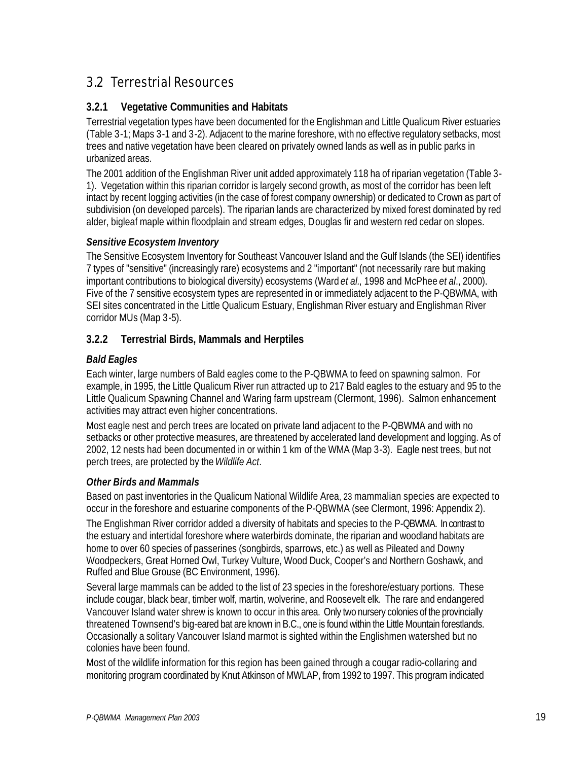## 3.2 Terrestrial Resources

### 3.2.1 Vegetative Communities and Habitats

Terrestrial vegetation types have been documented for the Englishman and Little Qualicum River estuaries (Table 3-1; Maps 3-1 and 3-2). Adjacent to the marine foreshore, with no effective regulatory setbacks, most trees and native vegetation have been cleared on privately owned lands as well as in public parks in urbanized areas.

The 2001 addition of the Englishman River unit added approximately 118 ha of riparian vegetation (Table 3-1). Vegetation within this riparian corridor is largely second growth, as most of the corridor has been left intact by recent logging activities (in the case of forest company ownership) or dedicated to Crown as part of subdivision (on developed parcels). The riparian lands are characterized by mixed forest dominated by red alder, bigleaf maple within floodplain and stream edges, Douglas fir and western red cedar on slopes.

#### *Sensitive Ecosystem Inventory*

The Sensitive Ecosystem Inventory for Southeast Vancouver Island and the Gulf Islands (the SEI) identifies 7 types of "sensitive" (increasingly rare) ecosystems and 2 "important" (not necessarily rare but making important contributions to biological diversity) ecosystems (Ward *et al*., 1998 and McPhee *et al*., 2000). Five of the 7 sensitive ecosystem types are represented in or immediately adjacent to the P-QBWMA, with SEI sites concentrated in the Little Qualicum Estuary, Englishman River estuary and Englishman River corridor MUs (Map 3-5).

### 3.2.2 Terrestrial Birds, Mammals and Herptiles

#### *Bald Eagles*

Each winter, large numbers of Bald eagles come to the P-QBWMA to feed on spawning salmon. For example, in 1995, the Little Qualicum River run attracted up to 217 Bald eagles to the estuary and 95 to the Little Qualicum Spawning Channel and Waring farm upstream (Clermont, 1996). Salmon enhancement activities may attract even higher concentrations.

Most eagle nest and perch trees are located on private land adjacent to the P-QBWMA and with no setbacks or other protective measures, are threatened by accelerated land development and logging. As of 2002, 12 nests had been documented in or within 1 km of the WMA (Map 3-3). Eagle nest trees, but not perch trees, are protected by the *Wildlife Act*.

#### *Other Birds and Mammals*

Based on past inventories in the Qualicum National Wildlife Area, 23 mammalian species are expected to occur in the foreshore and estuarine components of the P-QBWMA (see Clermont, 1996: Appendix 2).

The Englishman River corridor added a diversity of habitats and species to the P-QBWMA. In contrast to the estuary and intertidal foreshore where waterbirds dominate, the riparian and woodland habitats are home to over 60 species of passerines (songbirds, sparrows, etc.) as well as Pileated and Downy Woodpeckers, Great Horned Owl, Turkey Vulture, Wood Duck, Cooper's and Northern Goshawk, and Ruffed and Blue Grouse (BC Environment, 1996).

Several large mammals can be added to the list of 23 species in the foreshore/estuary portions. These include cougar, black bear, timber wolf, martin, wolverine, and Roosevelt elk. The rare and endangered Vancouver Island water shrew is known to occur in this area. Only two nursery colonies of the provincially threatened Townsend's big-eared bat are known in B.C., one is found within the Little Mountain forestlands. Occasionally a solitary Vancouver Island marmot is sighted within the Englishmen watershed but no colonies have been found.

Most of the wildlife information for this region has been gained through a cougar radio-collaring and monitoring program coordinated by Knut Atkinson of MWLAP, from 1992 to 1997. This program indicated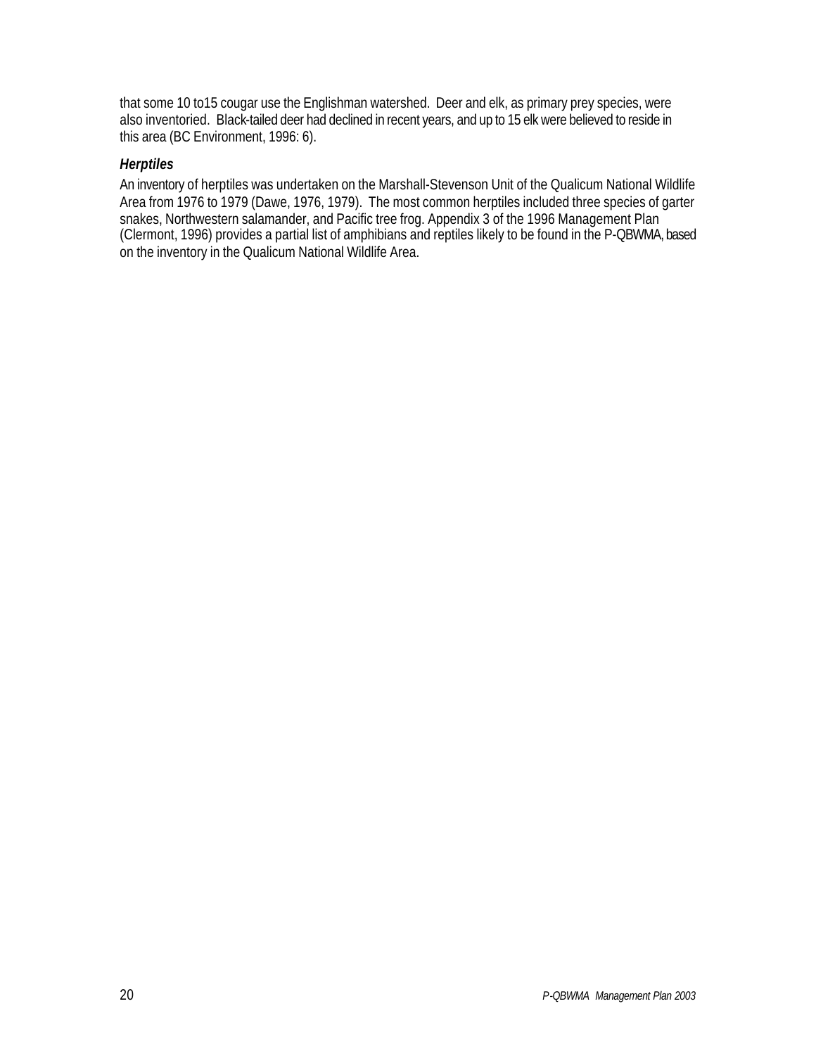that some 10 to15 cougar use the Englishman watershed. Deer and elk, as primary prey species, were also inventoried. Black-tailed deer had declined in recent years, and up to 15 elk were believed to reside in this area (BC Environment, 1996: 6).

### *Herptiles*

An inventory of herptiles was undertaken on the Marshall-Stevenson Unit of the Qualicum National Wildlife Area from 1976 to 1979 (Dawe, 1976, 1979). The most common herptiles included three species of garter snakes, Northwestern salamander, and Pacific tree frog. Appendix 3 of the 1996 Management Plan (Clermont, 1996) provides a partial list of amphibians and reptiles likely to be found in the P-QBWMA, based on the inventory in the Qualicum National Wildlife Area.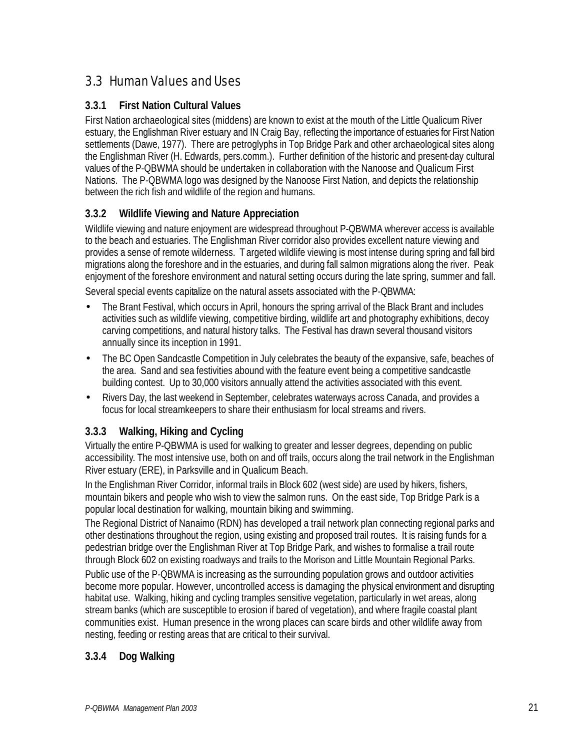## 3.3 Human Values and Uses

### 3.3.1 First Nation Cultural Values

First Nation archaeological sites (middens) are known to exist at the mouth of the Little Qualicum River estuary, the Englishman River estuary and IN Craig Bay, reflecting the importance of estuaries for First Nation settlements (Dawe, 1977). There are petroglyphs in Top Bridge Park and other archaeological sites along the Englishman River (H. Edwards, pers.comm.). Further definition of the historic and present-day cultural values of the P-QBWMA should be undertaken in collaboration with the Nanoose and Qualicum First Nations. The P-QBWMA logo was designed by the Nanoose First Nation, and depicts the relationship between the rich fish and wildlife of the region and humans.

### 3.3.2 Wildlife Viewing and Nature Appreciation

Wildlife viewing and nature enjoyment are widespread throughout P-QBWMA wherever access is available to the beach and estuaries. The Englishman River corridor also provides excellent nature viewing and provides a sense of remote wilderness. Targeted wildlife viewing is most intense during spring and fall bird migrations along the foreshore and in the estuaries, and during fall salmon migrations along the river. Peak enjoyment of the foreshore environment and natural setting occurs during the late spring, summer and fall.

Several special events capitalize on the natural assets associated with the P-QBWMA:

- The Brant Festival, which occurs in April, honours the spring arrival of the Black Brant and includes activities such as wildlife viewing, competitive birding, wildlife art and photography exhibitions, decoy carving competitions, and natural history talks. The Festival has drawn several thousand visitors annually since its inception in 1991.
- The BC Open Sandcastle Competition in July celebrates the beauty of the expansive, safe, beaches of the area. Sand and sea festivities abound with the feature event being a competitive sandcastle building contest. Up to 30,000 visitors annually attend the activities associated with this event.
- Rivers Day, the last weekend in September, celebrates waterways across Canada, and provides a focus for local streamkeepers to share their enthusiasm for local streams and rivers.

### 3.3.3 Walking, Hiking and Cycling

Virtually the entire P-QBWMA is used for walking to greater and lesser degrees, depending on public accessibility. The most intensive use, both on and off trails, occurs along the trail network in the Englishman River estuary (ERE), in Parksville and in Qualicum Beach.

In the Englishman River Corridor, informal trails in Block 602 (west side) are used by hikers, fishers, mountain bikers and people who wish to view the salmon runs. On the east side, Top Bridge Park is a popular local destination for walking, mountain biking and swimming.

The Regional District of Nanaimo (RDN) has developed a trail network plan connecting regional parks and other destinations throughout the region, using existing and proposed trail routes. It is raising funds for a pedestrian bridge over the Englishman River at Top Bridge Park, and wishes to formalise a trail route through Block 602 on existing roadways and trails to the Morison and Little Mountain Regional Parks.

Public use of the P-QBWMA is increasing as the surrounding population grows and outdoor activities become more popular. However, uncontrolled access is damaging the physical environment and disrupting habitat use. Walking, hiking and cycling tramples sensitive vegetation, particularly in wet areas, along stream banks (which are susceptible to erosion if bared of vegetation), and where fragile coastal plant communities exist. Human presence in the wrong places can scare birds and other wildlife away from nesting, feeding or resting areas that are critical to their survival.

### 3.3.4 Dog Walking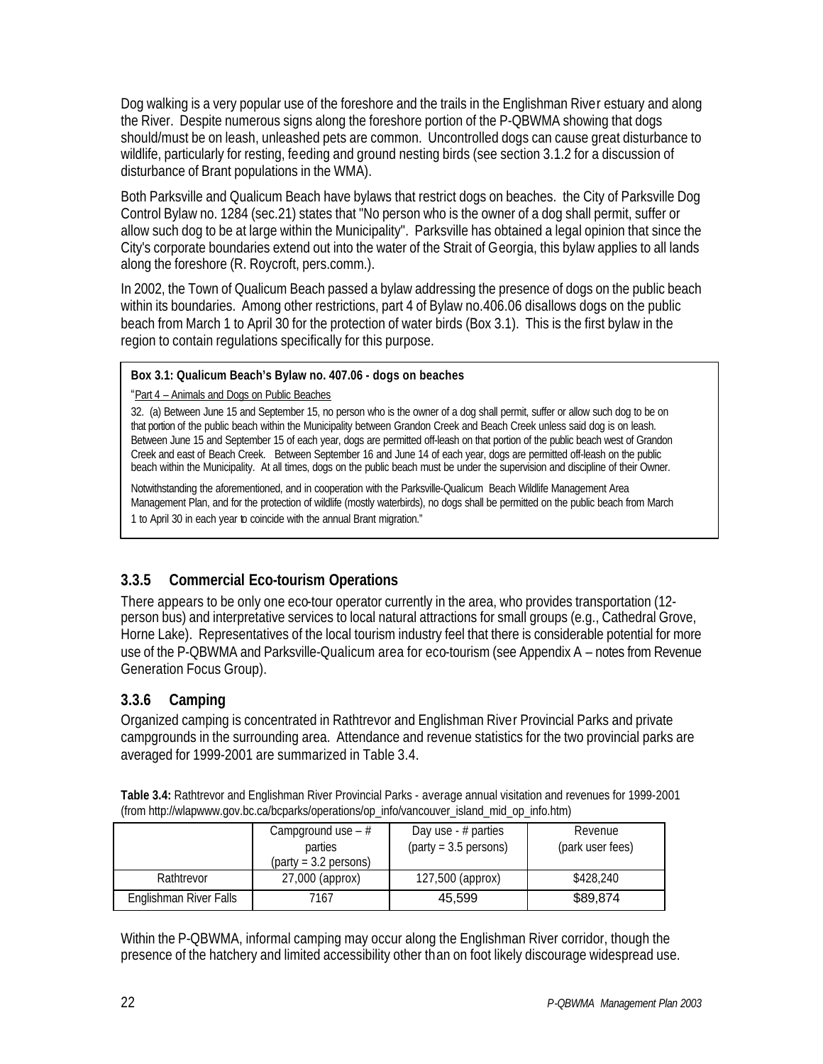Dog walking is a very popular use of the foreshore and the trails in the Englishman River estuary and along the River. Despite numerous signs along the foreshore portion of the P-QBWMA showing that dogs should/must be on leash, unleashed pets are common. Uncontrolled dogs can cause great disturbance to wildlife, particularly for resting, feeding and ground nesting birds (see section 3.1.2 for a discussion of disturbance of Brant populations in the WMA).

Both Parksville and Qualicum Beach have bylaws that restrict dogs on beaches. the City of Parksville Dog Control Bylaw no. 1284 (sec.21) states that "No person who is the owner of a dog shall permit, suffer or allow such dog to be at large within the Municipality". Parksville has obtained a legal opinion that since the City's corporate boundaries extend out into the water of the Strait of Georgia, this bylaw applies to all lands along the foreshore (R. Roycroft, pers.comm.).

In 2002, the Town of Qualicum Beach passed a bylaw addressing the presence of dogs on the public beach within its boundaries. Among other restrictions, part 4 of Bylaw no.406.06 disallows dogs on the public beach from March 1 to April 30 for the protection of water birds (Box 3.1). This is the first bylaw in the region to contain regulations specifically for this purpose.

**Box 3.1: Qualicum Beach's Bylaw no. 407.06 - dogs on beaches**

"Part 4 – Animals and Dogs on Public Beaches

32. (a) Between June 15 and September 15, no person who is the owner of a dog shall permit, suffer or allow such dog to be on that portion of the public beach within the Municipality between Grandon Creek and Beach Creek unless said dog is on leash. Between June 15 and September 15 of each year, dogs are permitted off-leash on that portion of the public beach west of Grandon Creek and east of Beach Creek. Between September 16 and June 14 of each year, dogs are permitted off-leash on the public beach within the Municipality. At all times, dogs on the public beach must be under the supervision and discipline of their Owner.

Notwithstanding the aforementioned, and in cooperation with the Parksville-Qualicum Beach Wildlife Management Area Management Plan, and for the protection of wildlife (mostly waterbirds), no dogs shall be permitted on the public beach from March 1 to April 30 in each year to coincide with the annual Brant migration."

### 3.3.5 Commercial Eco-tourism Operations

There appears to be only one eco-tour operator currently in the area, who provides transportation (12-person bus) and interpretative services to local natural attractions for small groups (e.g., Cathedral Grove, Horne Lake). Representatives of the local tourism industry feel that there is considerable potential for more use of the P-QBWMA and Parksville-Qualicum area for eco-tourism (see Appendix A – notes from Revenue Generation Focus Group).

### 3.3.6 Camping

Organized camping is concentrated in Rathtrevor and Englishman River Provincial Parks and private campgrounds in the surrounding area. Attendance and revenue statistics for the two provincial parks are averaged for 1999-2001 are summarized in Table 3.4.

**Table 3.4:** Rathtrevor and Englishman River Provincial Parks - average annual visitation and revenues for 1999-2001 (from http://wlapwww.gov.bc.ca/bcparks/operations/op_info/vancouver_island_mid_op_info.htm)

| | Campground use – # parties (party = 3.2 persons) | Day use - # parties (party = 3.5 persons) | Revenue (park user fees) |
|---|---|---|---|
| Rathtrevor | 27,000 (approx) | 127,500 (approx) | $428,240 |
| Englishman River Falls | 7167 | 45,599 | $89,874 |

Within the P-QBWMA, informal camping may occur along the Englishman River corridor, though the presence of the hatchery and limited accessibility other than on foot likely discourage widespread use.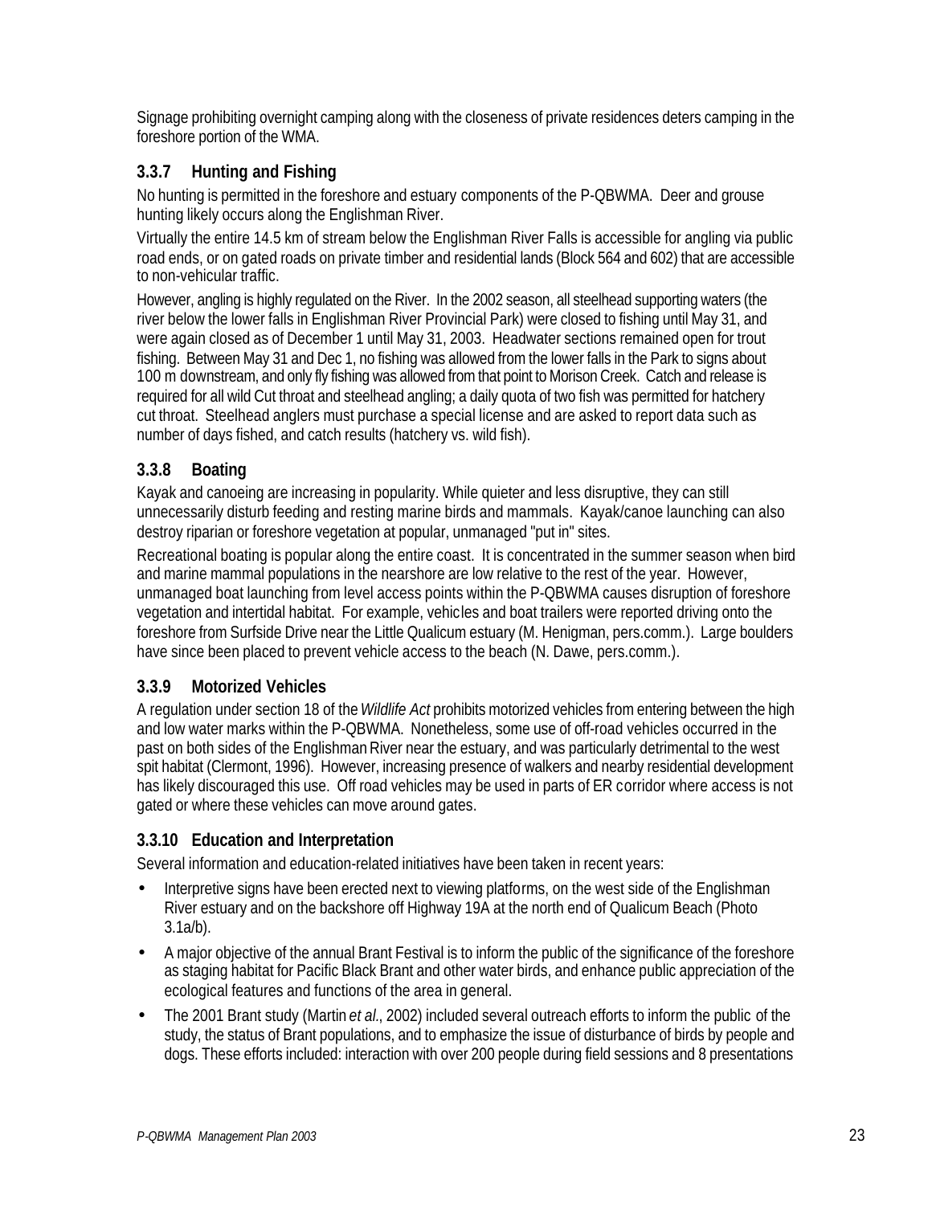Signage prohibiting overnight camping along with the closeness of private residences deters camping in the foreshore portion of the WMA.

### 3.3.7 Hunting and Fishing

No hunting is permitted in the foreshore and estuary components of the P-QBWMA. Deer and grouse hunting likely occurs along the Englishman River.

Virtually the entire 14.5 km of stream below the Englishman River Falls is accessible for angling via public road ends, or on gated roads on private timber and residential lands (Block 564 and 602) that are accessible to non-vehicular traffic.

However, angling is highly regulated on the River. In the 2002 season, all steelhead supporting waters (the river below the lower falls in Englishman River Provincial Park) were closed to fishing until May 31, and were again closed as of December 1 until May 31, 2003. Headwater sections remained open for trout fishing. Between May 31 and Dec 1, no fishing was allowed from the lower falls in the Park to signs about 100 m downstream, and only fly fishing was allowed from that point to Morison Creek. Catch and release is required for all wild Cut throat and steelhead angling; a daily quota of two fish was permitted for hatchery cut throat. Steelhead anglers must purchase a special license and are asked to report data such as number of days fished, and catch results (hatchery vs. wild fish).

### 3.3.8 Boating

Kayak and canoeing are increasing in popularity. While quieter and less disruptive, they can still unnecessarily disturb feeding and resting marine birds and mammals. Kayak/canoe launching can also destroy riparian or foreshore vegetation at popular, unmanaged "put in" sites.

Recreational boating is popular along the entire coast. It is concentrated in the summer season when bird and marine mammal populations in the nearshore are low relative to the rest of the year. However, unmanaged boat launching from level access points within the P-QBWMA causes disruption of foreshore vegetation and intertidal habitat. For example, vehicles and boat trailers were reported driving onto the foreshore from Surfside Drive near the Little Qualicum estuary (M. Henigman, pers.comm.). Large boulders have since been placed to prevent vehicle access to the beach (N. Dawe, pers.comm.).

### 3.3.9 Motorized Vehicles

A regulation under section 18 of the *Wildlife Act* prohibits motorized vehicles from entering between the high and low water marks within the P-QBWMA. Nonetheless, some use of off-road vehicles occurred in the past on both sides of the Englishman River near the estuary, and was particularly detrimental to the west spit habitat (Clermont, 1996). However, increasing presence of walkers and nearby residential development has likely discouraged this use. Off road vehicles may be used in parts of ER corridor where access is not gated or where these vehicles can move around gates.

### 3.3.10 Education and Interpretation

Several information and education-related initiatives have been taken in recent years:

- Interpretive signs have been erected next to viewing platforms, on the west side of the Englishman River estuary and on the backshore off Highway 19A at the north end of Qualicum Beach (Photo 3.1a/b).
- A major objective of the annual Brant Festival is to inform the public of the significance of the foreshore as staging habitat for Pacific Black Brant and other water birds, and enhance public appreciation of the ecological features and functions of the area in general.
- The 2001 Brant study (Martin *et al*., 2002) included several outreach efforts to inform the public of the study, the status of Brant populations, and to emphasize the issue of disturbance of birds by people and dogs. These efforts included: interaction with over 200 people during field sessions and 8 presentations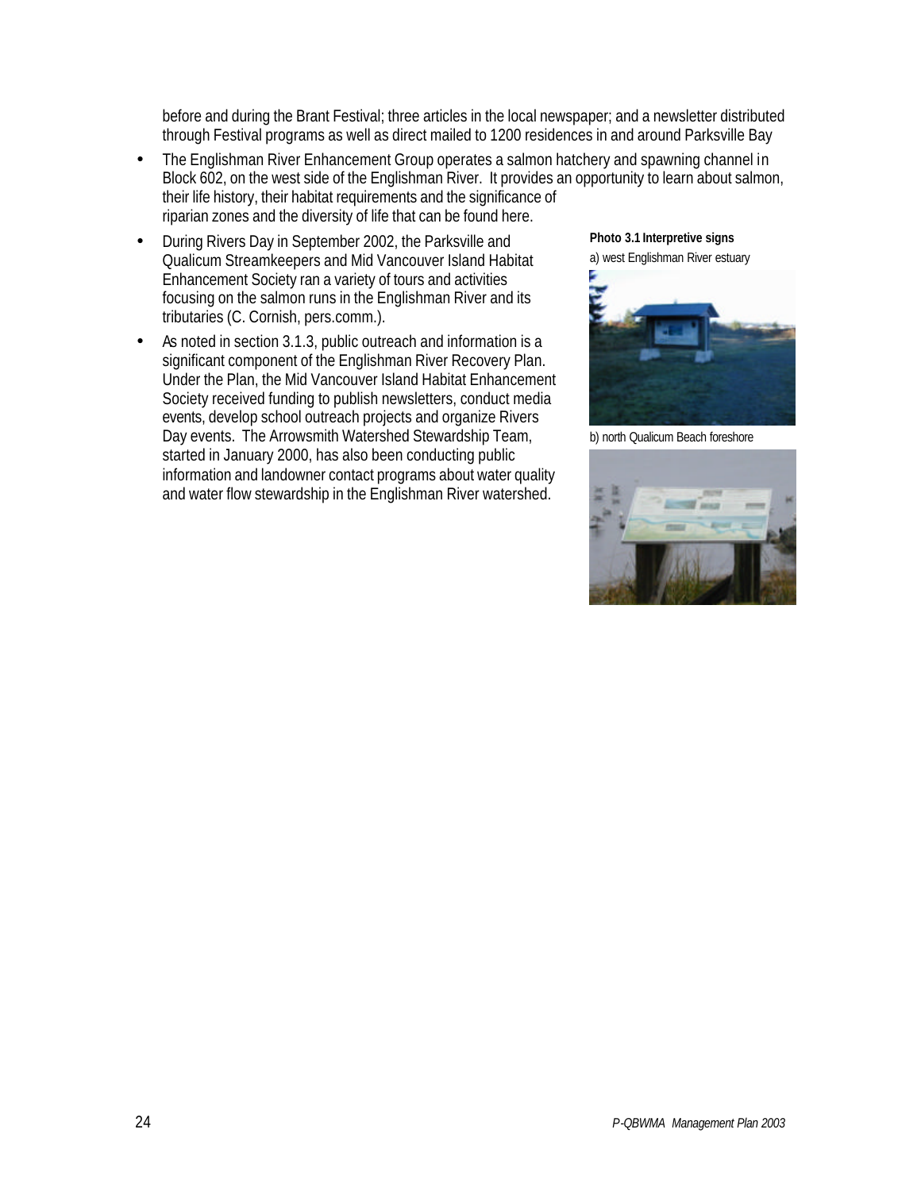before and during the Brant Festival; three articles in the local newspaper; and a newsletter distributed through Festival programs as well as direct mailed to 1200 residences in and around Parksville Bay

- The Englishman River Enhancement Group operates a salmon hatchery and spawning channel in Block 602, on the west side of the Englishman River. It provides an opportunity to learn about salmon, their life history, their habitat requirements and the significance of riparian zones and the diversity of life that can be found here.
- During Rivers Day in September 2002, the Parksville and Qualicum Streamkeepers and Mid Vancouver Island Habitat Enhancement Society ran a variety of tours and activities focusing on the salmon runs in the Englishman River and its tributaries (C. Cornish, pers.comm.).
- As noted in section 3.1.3, public outreach and information is a significant component of the Englishman River Recovery Plan. Under the Plan, the Mid Vancouver Island Habitat Enhancement Society received funding to publish newsletters, conduct media events, develop school outreach projects and organize Rivers Day events. The Arrowsmith Watershed Stewardship Team, started in January 2000, has also been conducting public information and landowner contact programs about water quality and water flow stewardship in the Englishman River watershed.

**Photo 3.1 Interpretive signs**

a) west Englishman River estuary

b) north Qualicum Beach foreshore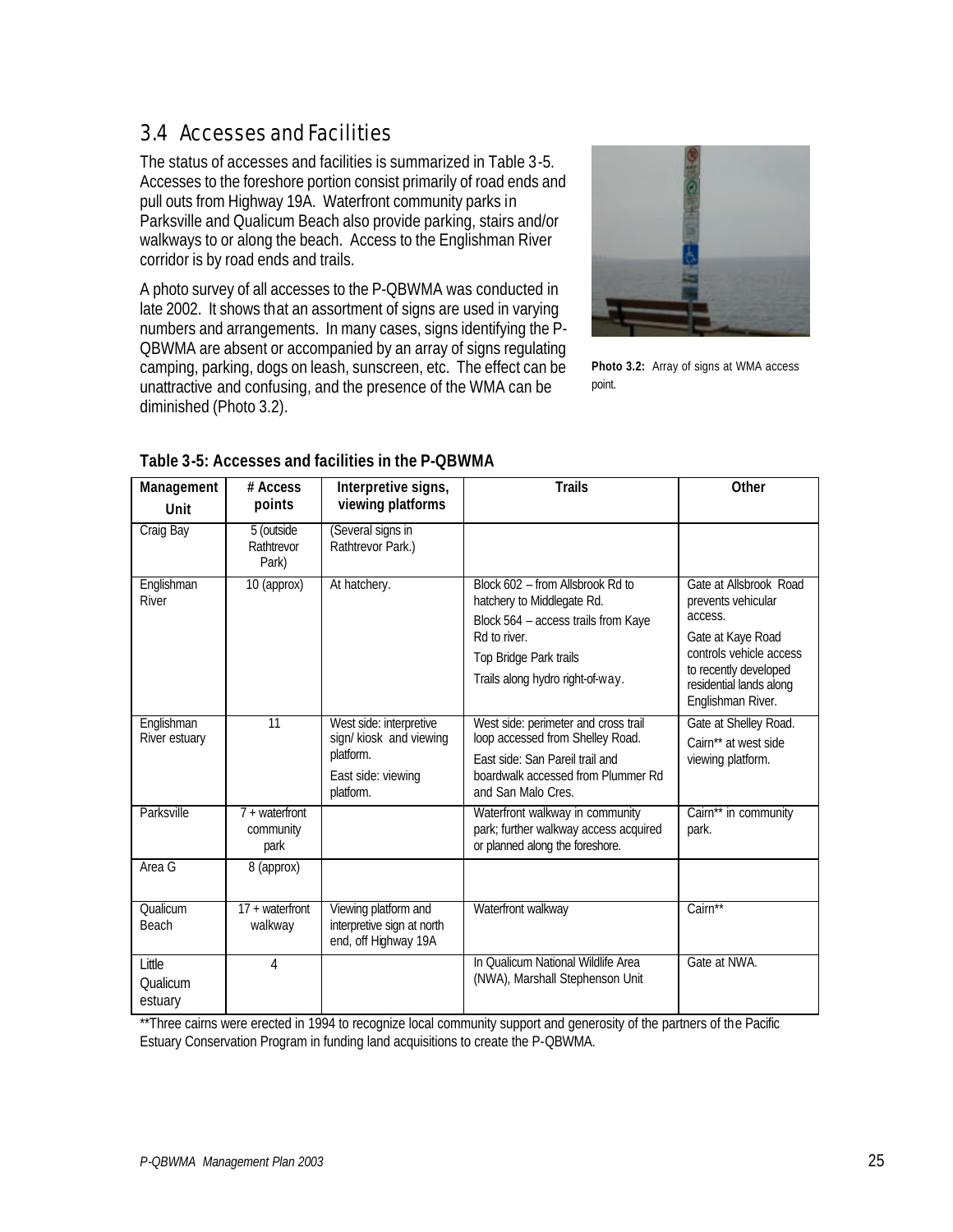## 3.4 Accesses and Facilities

The status of accesses and facilities is summarized in Table 3-5. Accesses to the foreshore portion consist primarily of road ends and pull outs from Highway 19A. Waterfront community parks in Parksville and Qualicum Beach also provide parking, stairs and/or walkways to or along the beach. Access to the Englishman River corridor is by road ends and trails.

A photo survey of all accesses to the P-QBWMA was conducted in late 2002. It shows that an assortment of signs are used in varying numbers and arrangements. In many cases, signs identifying the P-QBWMA are absent or accompanied by an array of signs regulating camping, parking, dogs on leash, sunscreen, etc. The effect can be unattractive and confusing, and the presence of the WMA can be diminished (Photo 3.2).

**Photo 3.2:** Array of signs at WMA access point.

**Table 3-5: Accesses and facilities in the P-QBWMA**

| Management Unit | # Access points | Interpretive signs, viewing platforms | Trails | Other |
|---|---|---|---|---|
| Craig Bay | 5 (outside Rathtrevor Park) | (Several signs in Rathtrevor Park.) | | |
| Englishman River | 10 (approx) | At hatchery. | Block 602 – from Allsbrook Rd to hatchery to Middlegate Rd.<br>Block 564 – access trails from Kaye Rd to river.<br>Top Bridge Park trails<br>Trails along hydro right-of-way. | Gate at Allsbrook Road prevents vehicular access.<br>Gate at Kaye Road controls vehicle access to recently developed residential lands along Englishman River. |
| Englishman River estuary | 11 | West side: interpretive sign/ kiosk and viewing platform.<br>East side: viewing platform. | West side: perimeter and cross trail loop accessed from Shelley Road.<br>East side: San Pareil trail and boardwalk accessed from Plummer Rd and San Malo Cres. | Gate at Shelley Road.<br>Cairn** at west side viewing platform. |
| Parksville | 7 + waterfront community park | | Waterfront walkway in community park; further walkway access acquired or planned along the foreshore. | Cairn** in community park. |
| Area G | 8 (approx) | | | |
| Qualicum Beach | 17 + waterfront walkway | Viewing platform and interpretive sign at north end, off Highway 19A | Waterfront walkway | Cairn** |
| Little Qualicum estuary | 4 | | In Qualicum National Wildlife Area (NWA), Marshall Stephenson Unit | Gate at NWA. |

**Three cairns were erected in 1994 to recognize local community support and generosity of the partners of the Pacific Estuary Conservation Program in funding land acquisitions to create the P-QBWMA.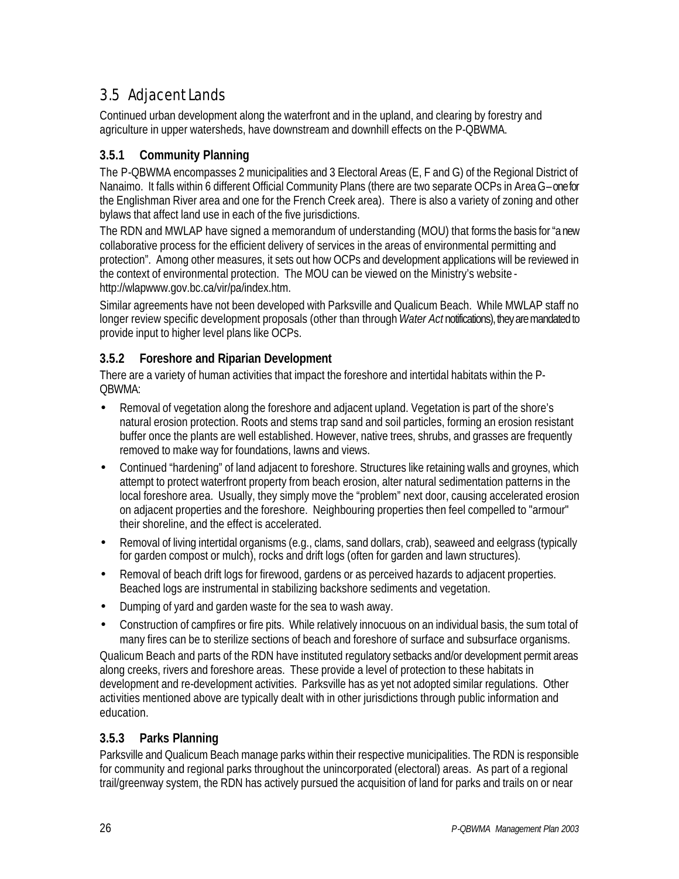## 3.5 Adjacent Lands

Continued urban development along the waterfront and in the upland, and clearing by forestry and agriculture in upper watersheds, have downstream and downhill effects on the P-QBWMA.

### 3.5.1 Community Planning

The P-QBWMA encompasses 2 municipalities and 3 Electoral Areas (E, F and G) of the Regional District of Nanaimo. It falls within 6 different Official Community Plans (there are two separate OCPs in Area G – one for the Englishman River area and one for the French Creek area). There is also a variety of zoning and other bylaws that affect land use in each of the five jurisdictions.

The RDN and MWLAP have signed a memorandum of understanding (MOU) that forms the basis for "a new collaborative process for the efficient delivery of services in the areas of environmental permitting and protection". Among other measures, it sets out how OCPs and development applications will be reviewed in the context of environmental protection. The MOU can be viewed on the Ministry's website - http://wlapwww.gov.bc.ca/vir/pa/index.htm.

Similar agreements have not been developed with Parksville and Qualicum Beach. While MWLAP staff no longer review specific development proposals (other than through *Water Act* notifications), they are mandated to provide input to higher level plans like OCPs.

### 3.5.2 Foreshore and Riparian Development

There are a variety of human activities that impact the foreshore and intertidal habitats within the P-QBWMA:

- Removal of vegetation along the foreshore and adjacent upland. Vegetation is part of the shore's natural erosion protection. Roots and stems trap sand and soil particles, forming an erosion resistant buffer once the plants are well established. However, native trees, shrubs, and grasses are frequently removed to make way for foundations, lawns and views.
- Continued "hardening" of land adjacent to foreshore. Structures like retaining walls and groynes, which attempt to protect waterfront property from beach erosion, alter natural sedimentation patterns in the local foreshore area. Usually, they simply move the "problem" next door, causing accelerated erosion on adjacent properties and the foreshore. Neighbouring properties then feel compelled to "armour" their shoreline, and the effect is accelerated.
- Removal of living intertidal organisms (e.g., clams, sand dollars, crab), seaweed and eelgrass (typically for garden compost or mulch), rocks and drift logs (often for garden and lawn structures).
- Removal of beach drift logs for firewood, gardens or as perceived hazards to adjacent properties. Beached logs are instrumental in stabilizing backshore sediments and vegetation.
- Dumping of yard and garden waste for the sea to wash away.
- Construction of campfires or fire pits. While relatively innocuous on an individual basis, the sum total of many fires can be to sterilize sections of beach and foreshore of surface and subsurface organisms.

Qualicum Beach and parts of the RDN have instituted regulatory setbacks and/or development permit areas along creeks, rivers and foreshore areas. These provide a level of protection to these habitats in development and re-development activities. Parksville has as yet not adopted similar regulations. Other activities mentioned above are typically dealt with in other jurisdictions through public information and education.

### 3.5.3 Parks Planning

Parksville and Qualicum Beach manage parks within their respective municipalities. The RDN is responsible for community and regional parks throughout the unincorporated (electoral) areas. As part of a regional trail/greenway system, the RDN has actively pursued the acquisition of land for parks and trails on or near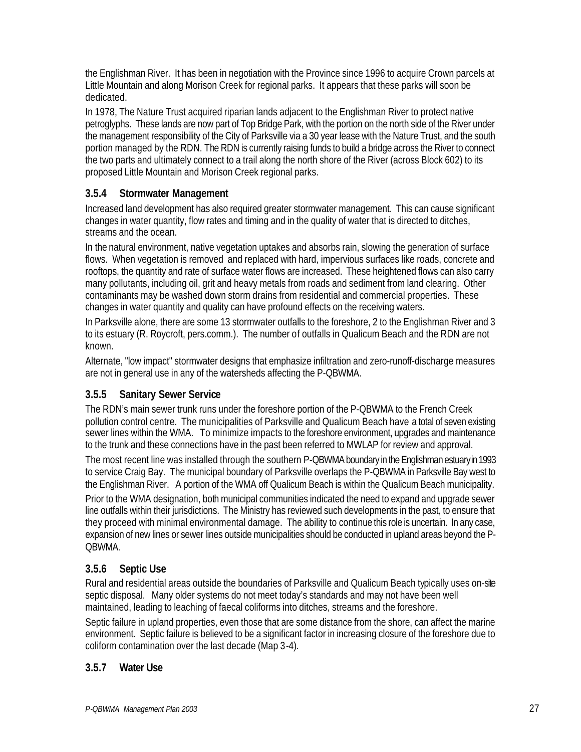the Englishman River. It has been in negotiation with the Province since 1996 to acquire Crown parcels at Little Mountain and along Morison Creek for regional parks. It appears that these parks will soon be dedicated.

In 1978, The Nature Trust acquired riparian lands adjacent to the Englishman River to protect native petroglyphs. These lands are now part of Top Bridge Park, with the portion on the north side of the River under the management responsibility of the City of Parksville via a 30 year lease with the Nature Trust, and the south portion managed by the RDN. The RDN is currently raising funds to build a bridge across the River to connect the two parts and ultimately connect to a trail along the north shore of the River (across Block 602) to its proposed Little Mountain and Morison Creek regional parks.

### 3.5.4 Stormwater Management

Increased land development has also required greater stormwater management. This can cause significant changes in water quantity, flow rates and timing and in the quality of water that is directed to ditches, streams and the ocean.

In the natural environment, native vegetation uptakes and absorbs rain, slowing the generation of surface flows. When vegetation is removed and replaced with hard, impervious surfaces like roads, concrete and rooftops, the quantity and rate of surface water flows are increased. These heightened flows can also carry many pollutants, including oil, grit and heavy metals from roads and sediment from land clearing. Other contaminants may be washed down storm drains from residential and commercial properties. These changes in water quantity and quality can have profound effects on the receiving waters.

In Parksville alone, there are some 13 stormwater outfalls to the foreshore, 2 to the Englishman River and 3 to its estuary (R. Roycroft, pers.comm.). The number of outfalls in Qualicum Beach and the RDN are not known.

Alternate, "low impact" stormwater designs that emphasize infiltration and zero-runoff-discharge measures are not in general use in any of the watersheds affecting the P-QBWMA.

### 3.5.5 Sanitary Sewer Service

The RDN's main sewer trunk runs under the foreshore portion of the P-QBWMA to the French Creek pollution control centre. The municipalities of Parksville and Qualicum Beach have a total of seven existing sewer lines within the WMA. To minimize impacts to the foreshore environment, upgrades and maintenance to the trunk and these connections have in the past been referred to MWLAP for review and approval.

The most recent line was installed through the southern P-QBWMA boundary in the Englishman estuary in 1993 to service Craig Bay. The municipal boundary of Parksville overlaps the P-QBWMA in Parksville Bay west to the Englishman River. A portion of the WMA off Qualicum Beach is within the Qualicum Beach municipality.

Prior to the WMA designation, both municipal communities indicated the need to expand and upgrade sewer line outfalls within their jurisdictions. The Ministry has reviewed such developments in the past, to ensure that they proceed with minimal environmental damage. The ability to continue this role is uncertain. In any case, expansion of new lines or sewer lines outside municipalities should be conducted in upland areas beyond the P-QBWMA.

### 3.5.6 Septic Use

Rural and residential areas outside the boundaries of Parksville and Qualicum Beach typically uses on-site septic disposal. Many older systems do not meet today's standards and may not have been well maintained, leading to leaching of faecal coliforms into ditches, streams and the foreshore.

Septic failure in upland properties, even those that are some distance from the shore, can affect the marine environment. Septic failure is believed to be a significant factor in increasing closure of the foreshore due to coliform contamination over the last decade (Map 3-4).

### 3.5.7 Water Use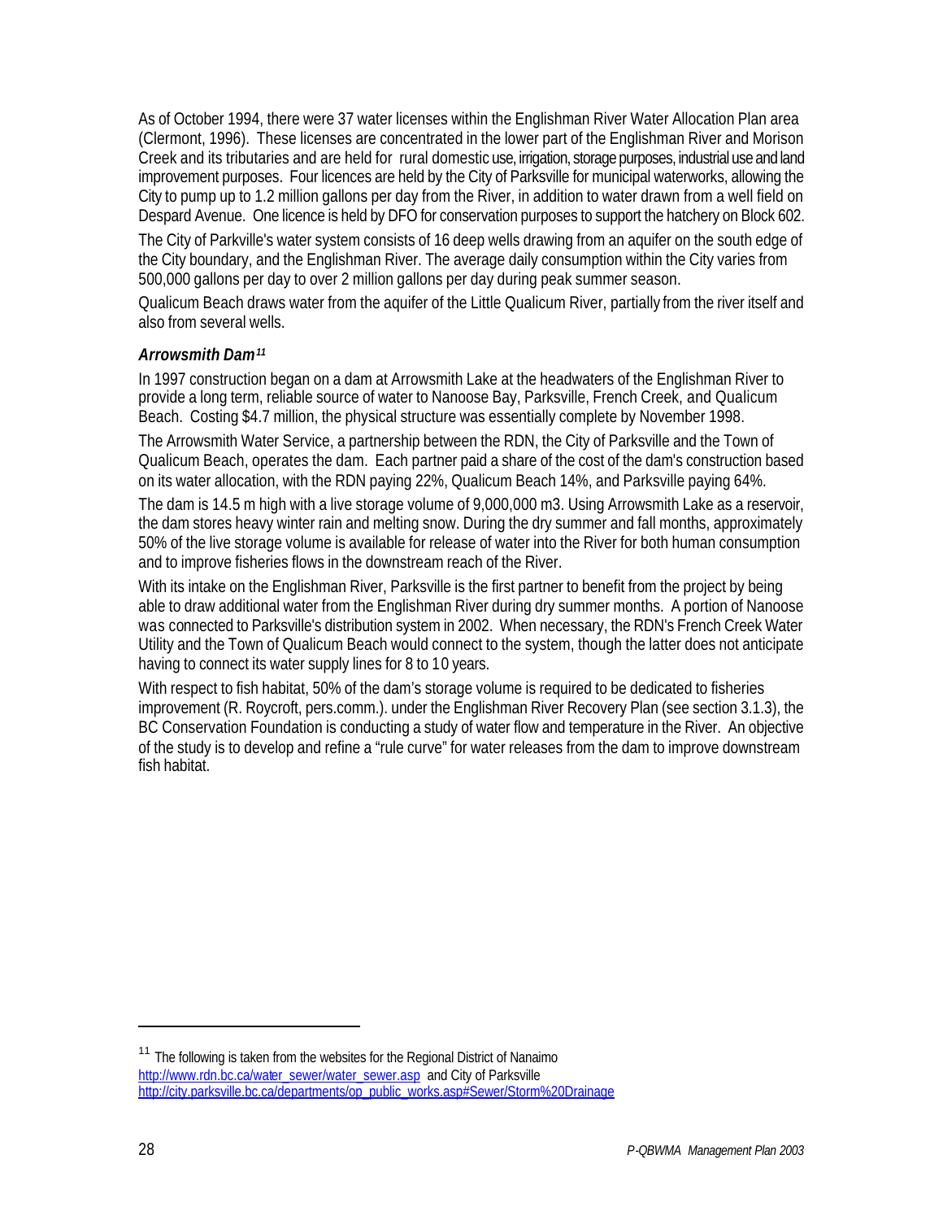As of October 1994, there were 37 water licenses within the Englishman River Water Allocation Plan area (Clermont, 1996). These licenses are concentrated in the lower part of the Englishman River and Morison Creek and its tributaries and are held for rural domestic use, irrigation, storage purposes, industrial use and land improvement purposes. Four licences are held by the City of Parksville for municipal waterworks, allowing the City to pump up to 1.2 million gallons per day from the River, in addition to water drawn from a well field on Despard Avenue. One licence is held by DFO for conservation purposes to support the hatchery on Block 602.

The City of Parkville's water system consists of 16 deep wells drawing from an aquifer on the south edge of the City boundary, and the Englishman River. The average daily consumption within the City varies from 500,000 gallons per day to over 2 million gallons per day during peak summer season.

Qualicum Beach draws water from the aquifer of the Little Qualicum River, partially from the river itself and also from several wells.

### *Arrowsmith Dam*[11]

In 1997 construction began on a dam at Arrowsmith Lake at the headwaters of the Englishman River to provide a long term, reliable source of water to Nanoose Bay, Parksville, French Creek, and Qualicum Beach. Costing $4.7 million, the physical structure was essentially complete by November 1998.

The Arrowsmith Water Service, a partnership between the RDN, the City of Parksville and the Town of Qualicum Beach, operates the dam. Each partner paid a share of the cost of the dam's construction based on its water allocation, with the RDN paying 22%, Qualicum Beach 14%, and Parksville paying 64%.

The dam is 14.5 m high with a live storage volume of 9,000,000 m3. Using Arrowsmith Lake as a reservoir, the dam stores heavy winter rain and melting snow. During the dry summer and fall months, approximately 50% of the live storage volume is available for release of water into the River for both human consumption and to improve fisheries flows in the downstream reach of the River.

With its intake on the Englishman River, Parksville is the first partner to benefit from the project by being able to draw additional water from the Englishman River during dry summer months. A portion of Nanoose was connected to Parksville's distribution system in 2002. When necessary, the RDN's French Creek Water Utility and the Town of Qualicum Beach would connect to the system, though the latter does not anticipate having to connect its water supply lines for 8 to 10 years.

With respect to fish habitat, 50% of the dam's storage volume is required to be dedicated to fisheries improvement (R. Roycroft, pers.comm.). under the Englishman River Recovery Plan (see section 3.1.3), the BC Conservation Foundation is conducting a study of water flow and temperature in the River. An objective of the study is to develop and refine a "rule curve" for water releases from the dam to improve downstream fish habitat.

---

[11] The following is taken from the websites for the Regional District of Nanaimo http://www.rdn.bc.ca/water_sewer/water_sewer.asp and City of Parksville http://city.parksville.bc.ca/departments/op_public_works.asp#Sewer/Storm%20Drainage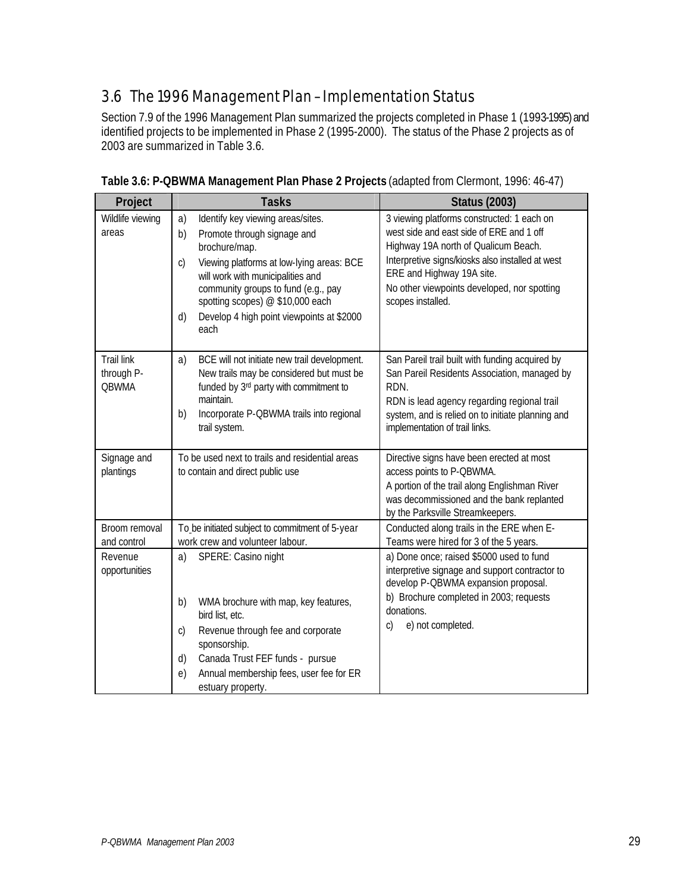## 3.6 The 1996 Management Plan – Implementation Status

Section 7.9 of the 1996 Management Plan summarized the projects completed in Phase 1 (1993-1995) and identified projects to be implemented in Phase 2 (1995-2000). The status of the Phase 2 projects as of 2003 are summarized in Table 3.6.

**Table 3.6: P-QBWMA Management Plan Phase 2 Projects** (adapted from Clermont, 1996: 46-47)

| Project | Tasks | Status (2003) |
|---|---|---|
| Wildlife viewing areas | a) Identify key viewing areas/sites.<br>b) Promote through signage and brochure/map.<br>c) Viewing platforms at low-lying areas: BCE will work with municipalities and community groups to fund (e.g., pay spotting scopes) @ $10,000 each<br>d) Develop 4 high point viewpoints at $2000 each | 3 viewing platforms constructed: 1 each on west side and east side of ERE and 1 off Highway 19A north of Qualicum Beach.<br>Interpretive signs/kiosks also installed at west ERE and Highway 19A site.<br>No other viewpoints developed, nor spotting scopes installed. |
| Trail link through P-QBWMA | a) BCE will not initiate new trail development. New trails may be considered but must be funded by 3rd party with commitment to maintain.<br>b) Incorporate P-QBWMA trails into regional trail system. | San Pareil trail built with funding acquired by San Pareil Residents Association, managed by RDN.<br>RDN is lead agency regarding regional trail system, and is relied on to initiate planning and implementation of trail links. |
| Signage and plantings | To be used next to trails and residential areas to contain and direct public use | Directive signs have been erected at most access points to P-QBWMA.<br>A portion of the trail along Englishman River was decommissioned and the bank replanted by the Parksville Streamkeepers. |
| Broom removal and control | To be initiated subject to commitment of 5-year work crew and volunteer labour. | Conducted along trails in the ERE when E-Teams were hired for 3 of the 5 years. |
| Revenue opportunities | a) SPERE: Casino night<br>b) WMA brochure with map, key features, bird list, etc.<br>c) Revenue through fee and corporate sponsorship.<br>d) Canada Trust FEF funds - pursue<br>e) Annual membership fees, user fee for ER estuary property. | a) Done once; raised $5000 used to fund interpretive signage and support contractor to develop P-QBWMA expansion proposal.<br>b) Brochure completed in 2003; requests donations.<br>c) e) not completed. |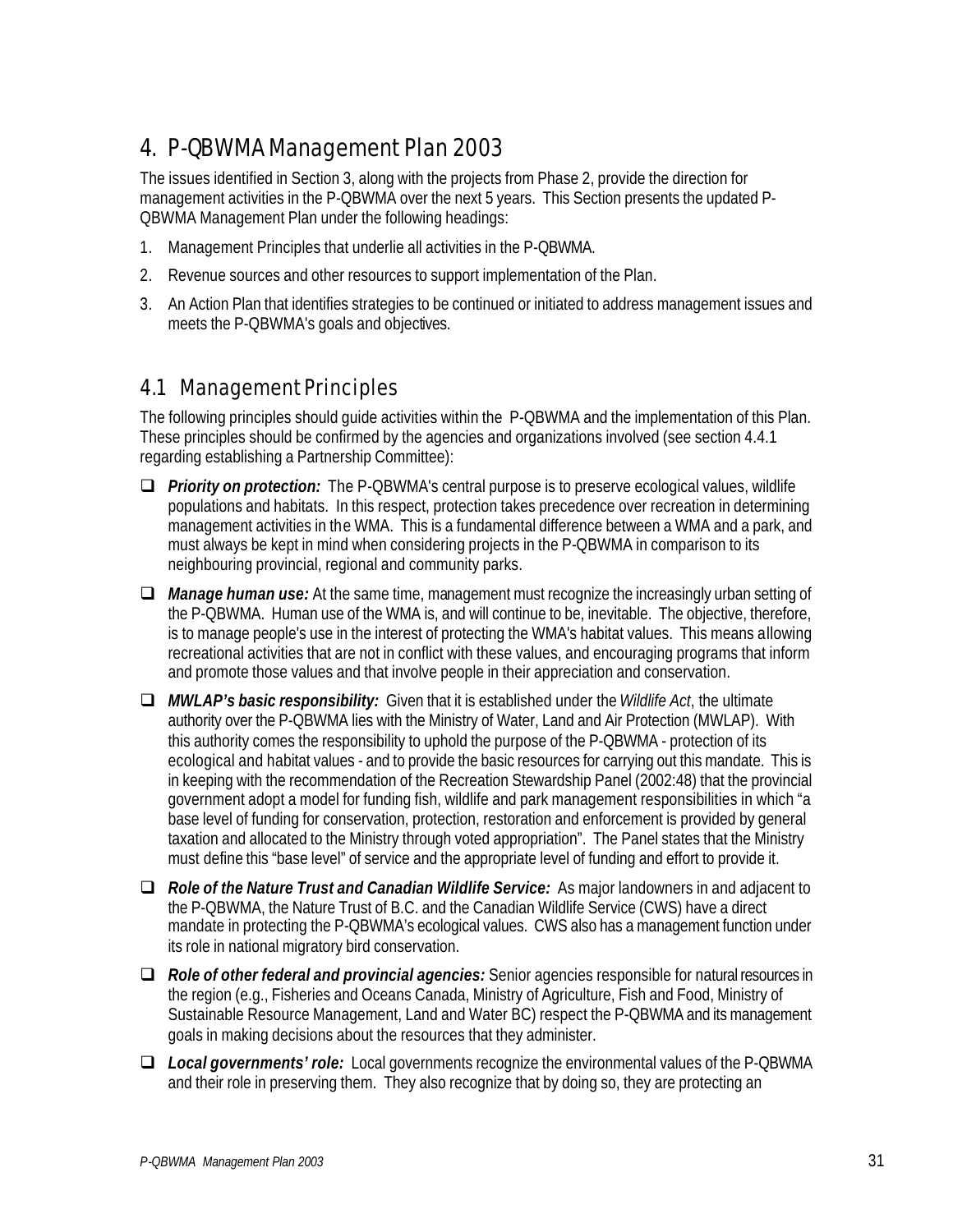# 4. P-QBWMA Management Plan 2003

The issues identified in Section 3, along with the projects from Phase 2, provide the direction for management activities in the P-QBWMA over the next 5 years. This Section presents the updated P-QBWMA Management Plan under the following headings:

1. Management Principles that underlie all activities in the P-QBWMA.
2. Revenue sources and other resources to support implementation of the Plan.
3. An Action Plan that identifies strategies to be continued or initiated to address management issues and meets the P-QBWMA's goals and objectives.

## 4.1 Management Principles

The following principles should guide activities within the P-QBWMA and the implementation of this Plan. These principles should be confirmed by the agencies and organizations involved (see section 4.4.1 regarding establishing a Partnership Committee):

- ***Priority on protection:*** The P-QBWMA's central purpose is to preserve ecological values, wildlife populations and habitats. In this respect, protection takes precedence over recreation in determining management activities in the WMA. This is a fundamental difference between a WMA and a park, and must always be kept in mind when considering projects in the P-QBWMA in comparison to its neighbouring provincial, regional and community parks.
- ***Manage human use:*** At the same time, management must recognize the increasingly urban setting of the P-QBWMA. Human use of the WMA is, and will continue to be, inevitable. The objective, therefore, is to manage people's use in the interest of protecting the WMA's habitat values. This means allowing recreational activities that are not in conflict with these values, and encouraging programs that inform and promote those values and that involve people in their appreciation and conservation.
- ***MWLAP's basic responsibility:*** Given that it is established under the *Wildlife Act*, the ultimate authority over the P-QBWMA lies with the Ministry of Water, Land and Air Protection (MWLAP). With this authority comes the responsibility to uphold the purpose of the P-QBWMA - protection of its ecological and habitat values - and to provide the basic resources for carrying out this mandate. This is in keeping with the recommendation of the Recreation Stewardship Panel (2002:48) that the provincial government adopt a model for funding fish, wildlife and park management responsibilities in which "a base level of funding for conservation, protection, restoration and enforcement is provided by general taxation and allocated to the Ministry through voted appropriation". The Panel states that the Ministry must define this "base level" of service and the appropriate level of funding and effort to provide it.
- ***Role of the Nature Trust and Canadian Wildlife Service:*** As major landowners in and adjacent to the P-QBWMA, the Nature Trust of B.C. and the Canadian Wildlife Service (CWS) have a direct mandate in protecting the P-QBWMA's ecological values. CWS also has a management function under its role in national migratory bird conservation.
- ***Role of other federal and provincial agencies:*** Senior agencies responsible for natural resources in the region (e.g., Fisheries and Oceans Canada, Ministry of Agriculture, Fish and Food, Ministry of Sustainable Resource Management, Land and Water BC) respect the P-QBWMA and its management goals in making decisions about the resources that they administer.
- ***Local governments' role:*** Local governments recognize the environmental values of the P-QBWMA and their role in preserving them. They also recognize that by doing so, they are protecting an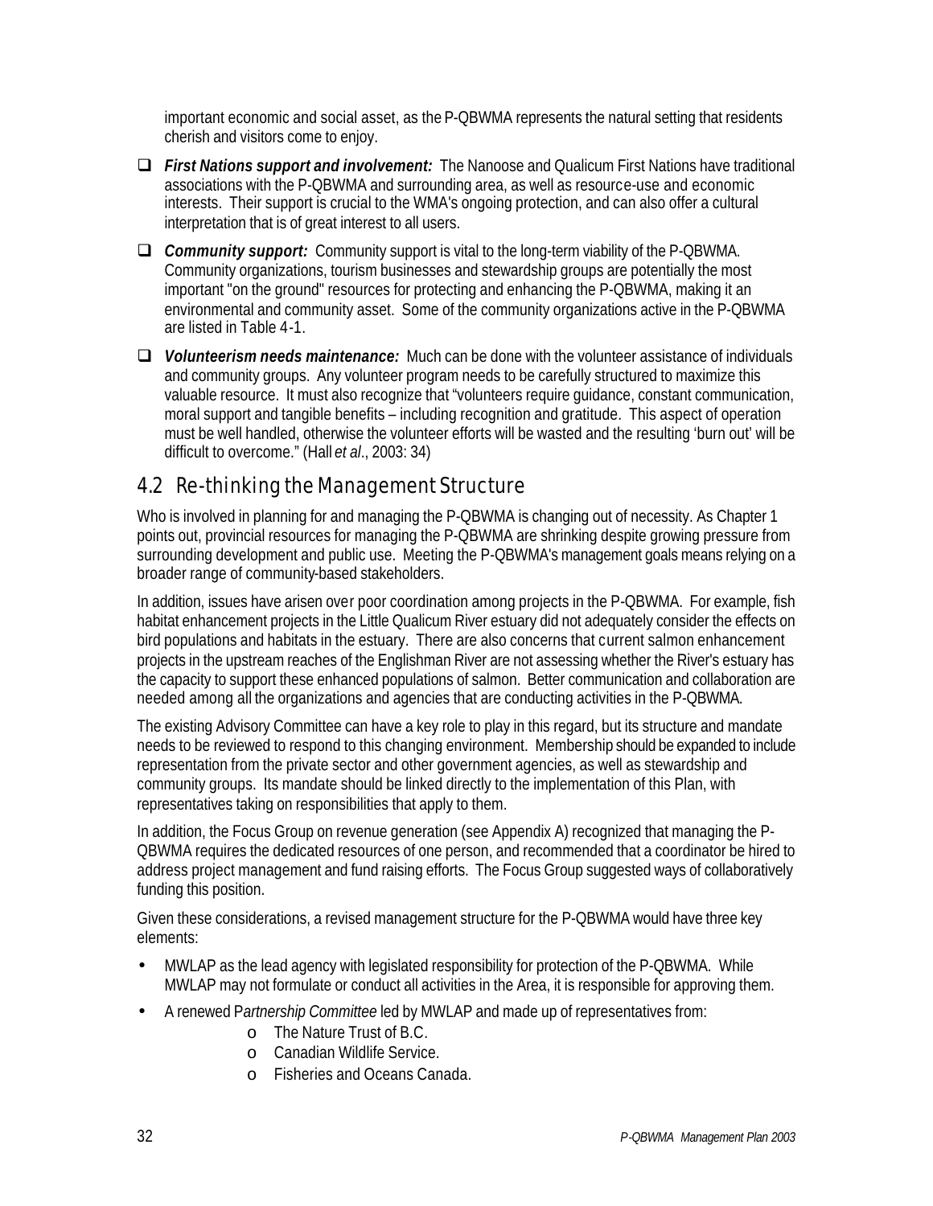important economic and social asset, as the P-QBWMA represents the natural setting that residents cherish and visitors come to enjoy.

- ❑ ***First Nations support and involvement:*** The Nanoose and Qualicum First Nations have traditional associations with the P-QBWMA and surrounding area, as well as resource-use and economic interests. Their support is crucial to the WMA's ongoing protection, and can also offer a cultural interpretation that is of great interest to all users.
- ❑ ***Community support:*** Community support is vital to the long-term viability of the P-QBWMA. Community organizations, tourism businesses and stewardship groups are potentially the most important "on the ground" resources for protecting and enhancing the P-QBWMA, making it an environmental and community asset. Some of the community organizations active in the P-QBWMA are listed in Table 4-1.
- ❑ ***Volunteerism needs maintenance:*** Much can be done with the volunteer assistance of individuals and community groups. Any volunteer program needs to be carefully structured to maximize this valuable resource. It must also recognize that "volunteers require guidance, constant communication, moral support and tangible benefits – including recognition and gratitude. This aspect of operation must be well handled, otherwise the volunteer efforts will be wasted and the resulting 'burn out' will be difficult to overcome." (Hall *et al*., 2003: 34)

## 4.2 Re-thinking the Management Structure

Who is involved in planning for and managing the P-QBWMA is changing out of necessity. As Chapter 1 points out, provincial resources for managing the P-QBWMA are shrinking despite growing pressure from surrounding development and public use. Meeting the P-QBWMA's management goals means relying on a broader range of community-based stakeholders.

In addition, issues have arisen over poor coordination among projects in the P-QBWMA. For example, fish habitat enhancement projects in the Little Qualicum River estuary did not adequately consider the effects on bird populations and habitats in the estuary. There are also concerns that current salmon enhancement projects in the upstream reaches of the Englishman River are not assessing whether the River's estuary has the capacity to support these enhanced populations of salmon. Better communication and collaboration are needed among all the organizations and agencies that are conducting activities in the P-QBWMA.

The existing Advisory Committee can have a key role to play in this regard, but its structure and mandate needs to be reviewed to respond to this changing environment. Membership should be expanded to include representation from the private sector and other government agencies, as well as stewardship and community groups. Its mandate should be linked directly to the implementation of this Plan, with representatives taking on responsibilities that apply to them.

In addition, the Focus Group on revenue generation (see Appendix A) recognized that managing the P-QBWMA requires the dedicated resources of one person, and recommended that a coordinator be hired to address project management and fund raising efforts. The Focus Group suggested ways of collaboratively funding this position.

Given these considerations, a revised management structure for the P-QBWMA would have three key elements:

- MWLAP as the lead agency with legislated responsibility for protection of the P-QBWMA. While MWLAP may not formulate or conduct all activities in the Area, it is responsible for approving them.
- A renewed P*artnership Committee* led by MWLAP and made up of representatives from:
  - The Nature Trust of B.C.
  - Canadian Wildlife Service.
  - Fisheries and Oceans Canada.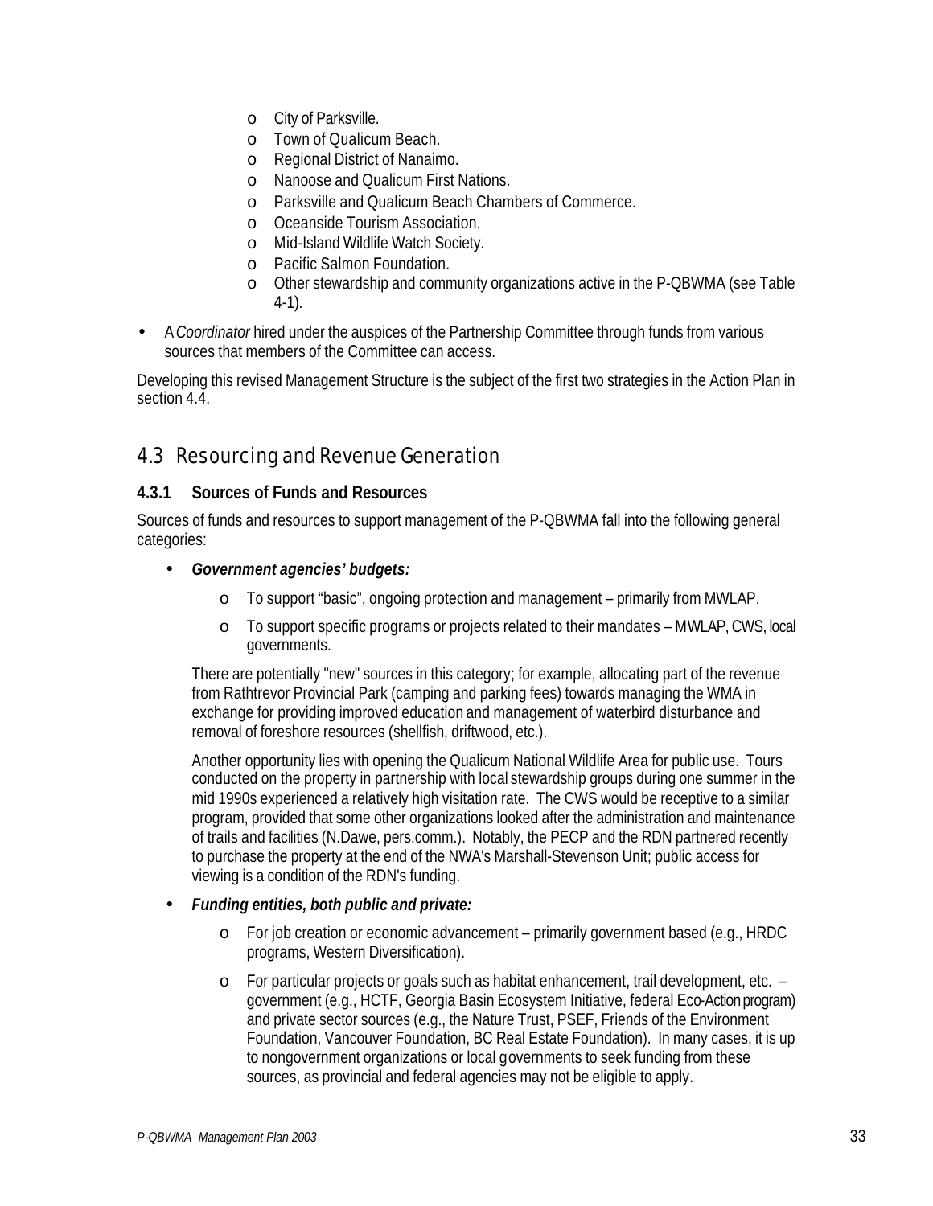- City of Parksville.
- Town of Qualicum Beach.
- Regional District of Nanaimo.
- Nanoose and Qualicum First Nations.
- Parksville and Qualicum Beach Chambers of Commerce.
- Oceanside Tourism Association.
- Mid-Island Wildlife Watch Society.
- Pacific Salmon Foundation.
- Other stewardship and community organizations active in the P-QBWMA (see Table 4-1).

- A *Coordinator* hired under the auspices of the Partnership Committee through funds from various sources that members of the Committee can access.

Developing this revised Management Structure is the subject of the first two strategies in the Action Plan in section 4.4.

## 4.3 Resourcing and Revenue Generation

### 4.3.1 Sources of Funds and Resources

Sources of funds and resources to support management of the P-QBWMA fall into the following general categories:

- ***Government agencies' budgets:***
  - To support "basic", ongoing protection and management – primarily from MWLAP.
  - To support specific programs or projects related to their mandates – MWLAP, CWS, local governments.

  There are potentially "new" sources in this category; for example, allocating part of the revenue from Rathtrevor Provincial Park (camping and parking fees) towards managing the WMA in exchange for providing improved education and management of waterbird disturbance and removal of foreshore resources (shellfish, driftwood, etc.).

  Another opportunity lies with opening the Qualicum National Wildlife Area for public use. Tours conducted on the property in partnership with local stewardship groups during one summer in the mid 1990s experienced a relatively high visitation rate. The CWS would be receptive to a similar program, provided that some other organizations looked after the administration and maintenance of trails and facilities (N.Dawe, pers.comm.). Notably, the PECP and the RDN partnered recently to purchase the property at the end of the NWA's Marshall-Stevenson Unit; public access for viewing is a condition of the RDN's funding.

- ***Funding entities, both public and private:***
  - For job creation or economic advancement – primarily government based (e.g., HRDC programs, Western Diversification).
  - For particular projects or goals such as habitat enhancement, trail development, etc. – government (e.g., HCTF, Georgia Basin Ecosystem Initiative, federal Eco-Action program) and private sector sources (e.g., the Nature Trust, PSEF, Friends of the Environment Foundation, Vancouver Foundation, BC Real Estate Foundation). In many cases, it is up to nongovernment organizations or local governments to seek funding from these sources, as provincial and federal agencies may not be eligible to apply.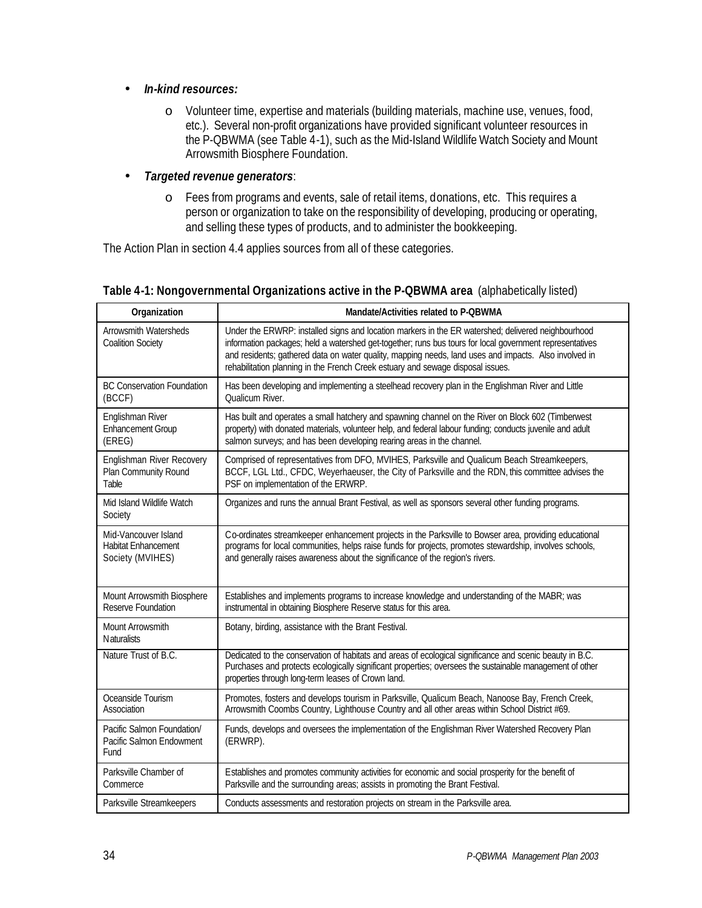- ***In-kind resources:***
    - Volunteer time, expertise and materials (building materials, machine use, venues, food, etc.). Several non-profit organizations have provided significant volunteer resources in the P-QBWMA (see Table 4-1), such as the Mid-Island Wildlife Watch Society and Mount Arrowsmith Biosphere Foundation.
- ***Targeted revenue generators***:
    - Fees from programs and events, sale of retail items, donations, etc. This requires a person or organization to take on the responsibility of developing, producing or operating, and selling these types of products, and to administer the bookkeeping.

The Action Plan in section 4.4 applies sources from all of these categories.

**Table 4-1: Nongovernmental Organizations active in the P-QBWMA area** (alphabetically listed)

| Organization | Mandate/Activities related to P-QBWMA |
|---|---|
| Arrowsmith Watersheds Coalition Society | Under the ERWRP: installed signs and location markers in the ER watershed; delivered neighbourhood information packages; held a watershed get-together; runs bus tours for local government representatives and residents; gathered data on water quality, mapping needs, land uses and impacts. Also involved in rehabilitation planning in the French Creek estuary and sewage disposal issues. |
| BC Conservation Foundation (BCCF) | Has been developing and implementing a steelhead recovery plan in the Englishman River and Little Qualicum River. |
| Englishman River Enhancement Group (EREG) | Has built and operates a small hatchery and spawning channel on the River on Block 602 (Timberwest property) with donated materials, volunteer help, and federal labour funding; conducts juvenile and adult salmon surveys; and has been developing rearing areas in the channel. |
| Englishman River Recovery Plan Community Round Table | Comprised of representatives from DFO, MVIHES, Parksville and Qualicum Beach Streamkeepers, BCCF, LGL Ltd., CFDC, Weyerhaeuser, the City of Parksville and the RDN, this committee advises the PSF on implementation of the ERWRP. |
| Mid Island Wildlife Watch Society | Organizes and runs the annual Brant Festival, as well as sponsors several other funding programs. |
| Mid-Vancouver Island Habitat Enhancement Society (MVIHES) | Co-ordinates streamkeeper enhancement projects in the Parksville to Bowser area, providing educational programs for local communities, helps raise funds for projects, promotes stewardship, involves schools, and generally raises awareness about the significance of the region's rivers. |
| Mount Arrowsmith Biosphere Reserve Foundation | Establishes and implements programs to increase knowledge and understanding of the MABR; was instrumental in obtaining Biosphere Reserve status for this area. |
| Mount Arrowsmith Naturalists | Botany, birding, assistance with the Brant Festival. |
| Nature Trust of B.C. | Dedicated to the conservation of habitats and areas of ecological significance and scenic beauty in B.C. Purchases and protects ecologically significant properties; oversees the sustainable management of other properties through long-term leases of Crown land. |
| Oceanside Tourism Association | Promotes, fosters and develops tourism in Parksville, Qualicum Beach, Nanoose Bay, French Creek, Arrowsmith Coombs Country, Lighthouse Country and all other areas within School District #69. |
| Pacific Salmon Foundation/ Pacific Salmon Endowment Fund | Funds, develops and oversees the implementation of the Englishman River Watershed Recovery Plan (ERWRP). |
| Parksville Chamber of Commerce | Establishes and promotes community activities for economic and social prosperity for the benefit of Parksville and the surrounding areas; assists in promoting the Brant Festival. |
| Parksville Streamkeepers | Conducts assessments and restoration projects on stream in the Parksville area. |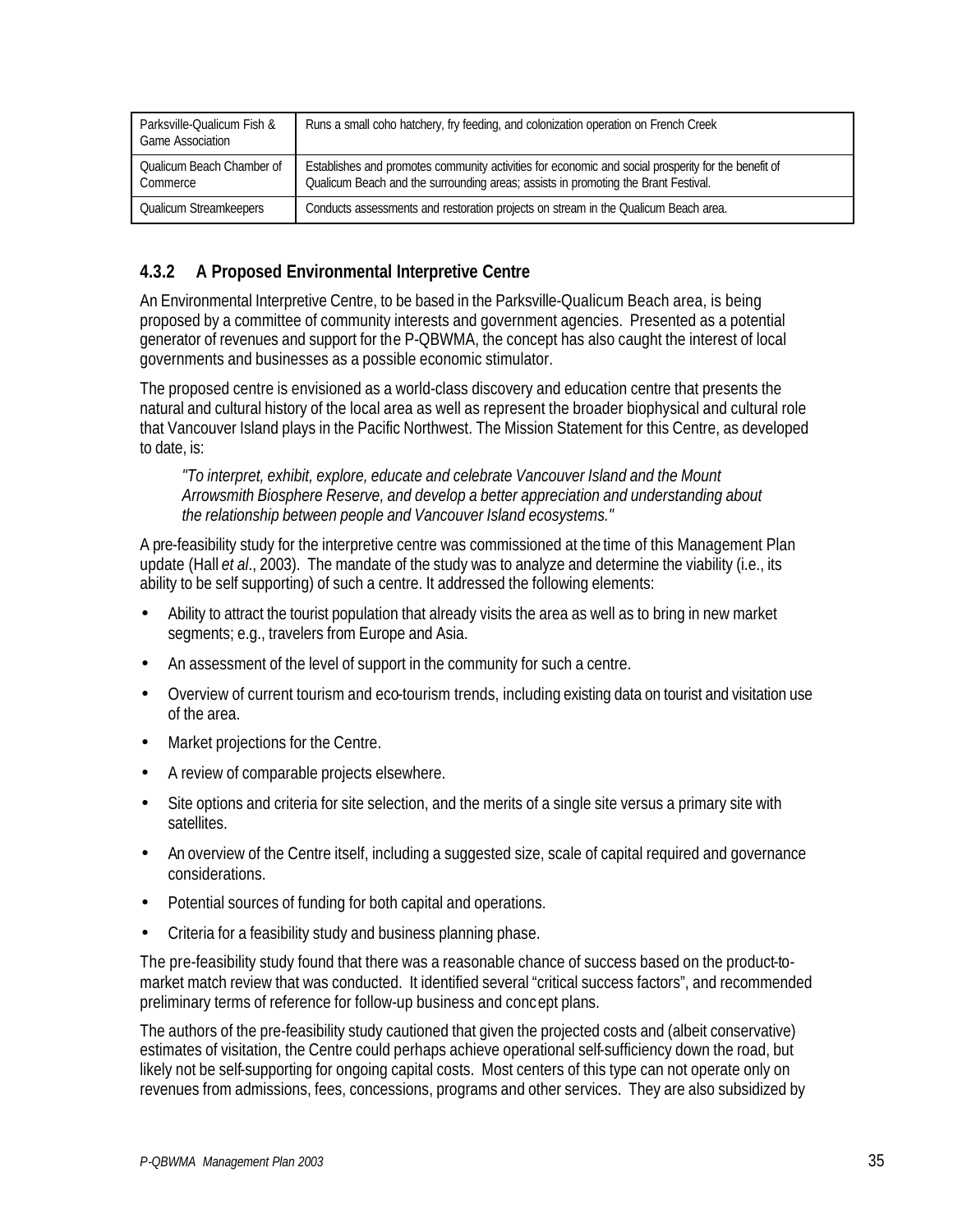| Parksville-Qualicum Fish & Game Association | Runs a small coho hatchery, fry feeding, and colonization operation on French Creek |
|---|---|
| Qualicum Beach Chamber of Commerce | Establishes and promotes community activities for economic and social prosperity for the benefit of Qualicum Beach and the surrounding areas; assists in promoting the Brant Festival. |
| Qualicum Streamkeepers | Conducts assessments and restoration projects on stream in the Qualicum Beach area. |

### 4.3.2 A Proposed Environmental Interpretive Centre

An Environmental Interpretive Centre, to be based in the Parksville-Qualicum Beach area, is being proposed by a committee of community interests and government agencies. Presented as a potential generator of revenues and support for the P-QBWMA, the concept has also caught the interest of local governments and businesses as a possible economic stimulator.

The proposed centre is envisioned as a world-class discovery and education centre that presents the natural and cultural history of the local area as well as represent the broader biophysical and cultural role that Vancouver Island plays in the Pacific Northwest. The Mission Statement for this Centre, as developed to date, is:

> *"To interpret, exhibit, explore, educate and celebrate Vancouver Island and the Mount Arrowsmith Biosphere Reserve, and develop a better appreciation and understanding about the relationship between people and Vancouver Island ecosystems."*

A pre-feasibility study for the interpretive centre was commissioned at the time of this Management Plan update (Hall *et al*., 2003). The mandate of the study was to analyze and determine the viability (i.e., its ability to be self supporting) of such a centre. It addressed the following elements:

- Ability to attract the tourist population that already visits the area as well as to bring in new market segments; e.g., travelers from Europe and Asia.
- An assessment of the level of support in the community for such a centre.
- Overview of current tourism and eco-tourism trends, including existing data on tourist and visitation use of the area.
- Market projections for the Centre.
- A review of comparable projects elsewhere.
- Site options and criteria for site selection, and the merits of a single site versus a primary site with satellites.
- An overview of the Centre itself, including a suggested size, scale of capital required and governance considerations.
- Potential sources of funding for both capital and operations.
- Criteria for a feasibility study and business planning phase.

The pre-feasibility study found that there was a reasonable chance of success based on the product-to-market match review that was conducted. It identified several "critical success factors", and recommended preliminary terms of reference for follow-up business and concept plans.

The authors of the pre-feasibility study cautioned that given the projected costs and (albeit conservative) estimates of visitation, the Centre could perhaps achieve operational self-sufficiency down the road, but likely not be self-supporting for ongoing capital costs. Most centers of this type can not operate only on revenues from admissions, fees, concessions, programs and other services. They are also subsidized by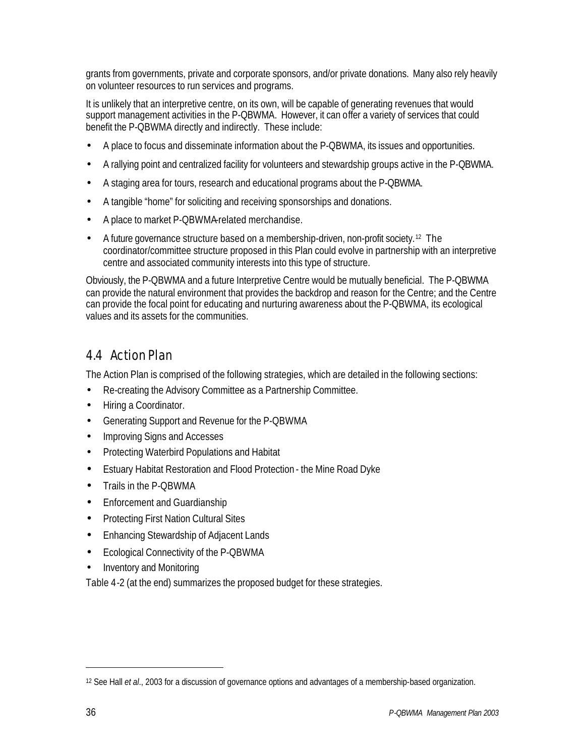grants from governments, private and corporate sponsors, and/or private donations. Many also rely heavily on volunteer resources to run services and programs.

It is unlikely that an interpretive centre, on its own, will be capable of generating revenues that would support management activities in the P-QBWMA. However, it can offer a variety of services that could benefit the P-QBWMA directly and indirectly. These include:

- A place to focus and disseminate information about the P-QBWMA, its issues and opportunities.
- A rallying point and centralized facility for volunteers and stewardship groups active in the P-QBWMA.
- A staging area for tours, research and educational programs about the P-QBWMA.
- A tangible "home" for soliciting and receiving sponsorships and donations.
- A place to market P-QBWMA-related merchandise.
- A future governance structure based on a membership-driven, non-profit society.[12] The coordinator/committee structure proposed in this Plan could evolve in partnership with an interpretive centre and associated community interests into this type of structure.

Obviously, the P-QBWMA and a future Interpretive Centre would be mutually beneficial. The P-QBWMA can provide the natural environment that provides the backdrop and reason for the Centre; and the Centre can provide the focal point for educating and nurturing awareness about the P-QBWMA, its ecological values and its assets for the communities.

## 4.4 Action Plan

The Action Plan is comprised of the following strategies, which are detailed in the following sections:

- Re-creating the Advisory Committee as a Partnership Committee.
- Hiring a Coordinator.
- Generating Support and Revenue for the P-QBWMA
- Improving Signs and Accesses
- Protecting Waterbird Populations and Habitat
- Estuary Habitat Restoration and Flood Protection - the Mine Road Dyke
- Trails in the P-QBWMA
- Enforcement and Guardianship
- Protecting First Nation Cultural Sites
- Enhancing Stewardship of Adjacent Lands
- Ecological Connectivity of the P-QBWMA
- Inventory and Monitoring

Table 4-2 (at the end) summarizes the proposed budget for these strategies.

[12] See Hall *et al*., 2003 for a discussion of governance options and advantages of a membership-based organization.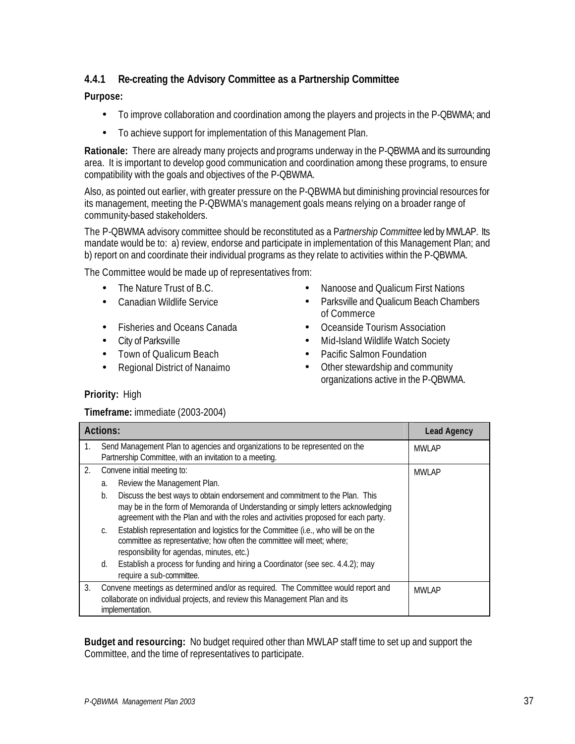### 4.4.1 Re-creating the Advisory Committee as a Partnership Committee

**Purpose:**

- To improve collaboration and coordination among the players and projects in the P-QBWMA; and
- To achieve support for implementation of this Management Plan.

**Rationale:** There are already many projects and programs underway in the P-QBWMA and its surrounding area. It is important to develop good communication and coordination among these programs, to ensure compatibility with the goals and objectives of the P-QBWMA.

Also, as pointed out earlier, with greater pressure on the P-QBWMA but diminishing provincial resources for its management, meeting the P-QBWMA's management goals means relying on a broader range of community-based stakeholders.

The P-QBWMA advisory committee should be reconstituted as a P*artnership Committee* led by MWLAP. Its mandate would be to: a) review, endorse and participate in implementation of this Management Plan; and b) report on and coordinate their individual programs as they relate to activities within the P-QBWMA.

The Committee would be made up of representatives from:

- The Nature Trust of B.C.
- Canadian Wildlife Service
- Fisheries and Oceans Canada
- City of Parksville
- Town of Qualicum Beach
- Regional District of Nanaimo
- Nanoose and Qualicum First Nations
- Parksville and Qualicum Beach Chambers of Commerce
- Oceanside Tourism Association
- Mid-Island Wildlife Watch Society
- Pacific Salmon Foundation
- Other stewardship and community organizations active in the P-QBWMA.

**Priority:** High

**Timeframe:** immediate (2003-2004)

| Actions: | Lead Agency |
| --- | --- |
| 1. Send Management Plan to agencies and organizations to be represented on the Partnership Committee, with an invitation to a meeting. | MWLAP |
| 2. Convene initial meeting to:<br>a. Review the Management Plan.<br>b. Discuss the best ways to obtain endorsement and commitment to the Plan. This may be in the form of Memoranda of Understanding or simply letters acknowledging agreement with the Plan and with the roles and activities proposed for each party.<br>c. Establish representation and logistics for the Committee (i.e., who will be on the committee as representative; how often the committee will meet; where; responsibility for agendas, minutes, etc.)<br>d. Establish a process for funding and hiring a Coordinator (see sec. 4.4.2); may require a sub-committee. | MWLAP |
| 3. Convene meetings as determined and/or as required. The Committee would report and collaborate on individual projects, and review this Management Plan and its implementation. | MWLAP |

**Budget and resourcing:** No budget required other than MWLAP staff time to set up and support the Committee, and the time of representatives to participate.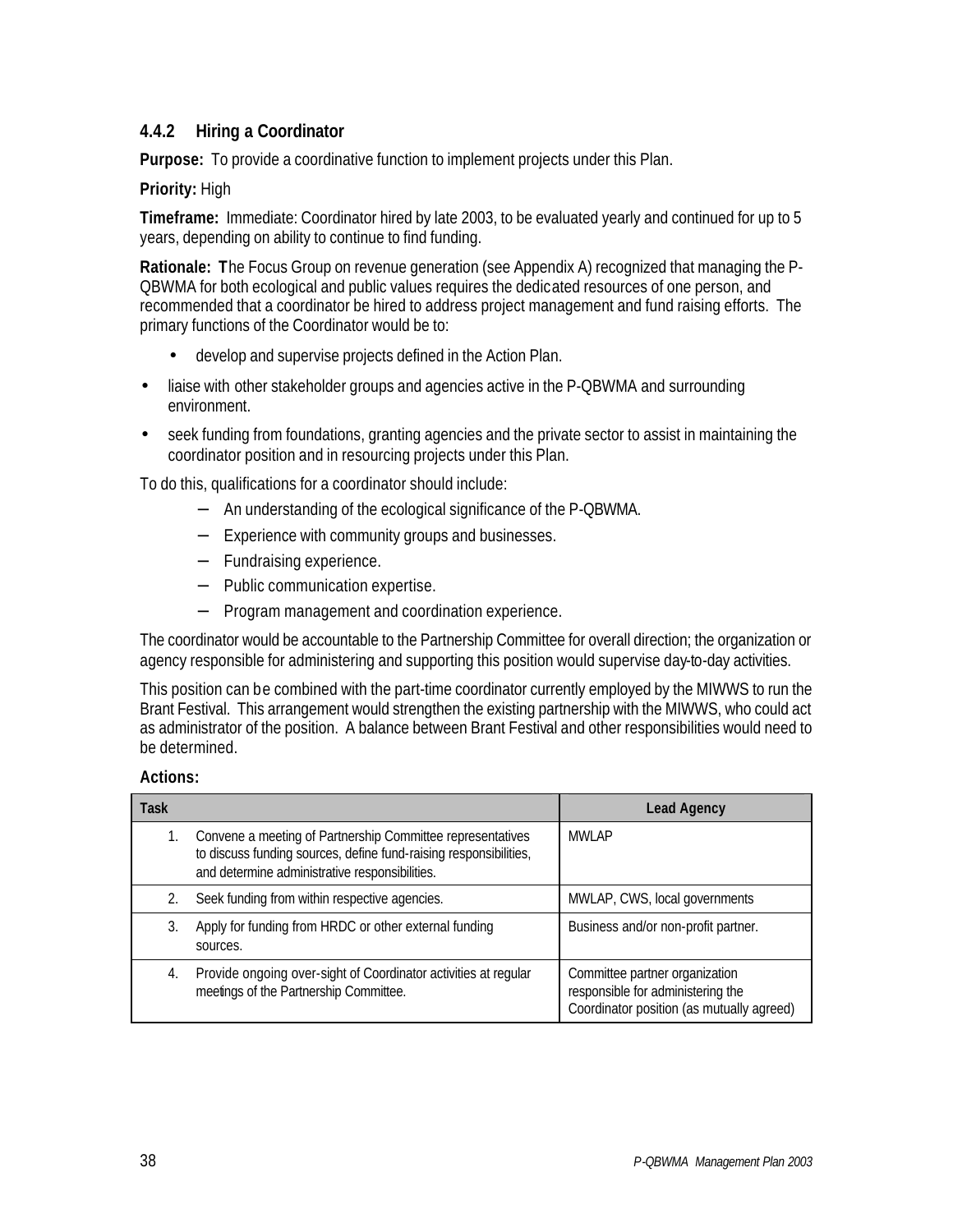### 4.4.2 Hiring a Coordinator

**Purpose:** To provide a coordinative function to implement projects under this Plan.

**Priority:** High

**Timeframe:** Immediate: Coordinator hired by late 2003, to be evaluated yearly and continued for up to 5 years, depending on ability to continue to find funding.

**Rationale:** The Focus Group on revenue generation (see Appendix A) recognized that managing the P-QBWMA for both ecological and public values requires the dedicated resources of one person, and recommended that a coordinator be hired to address project management and fund raising efforts. The primary functions of the Coordinator would be to:

- develop and supervise projects defined in the Action Plan.
- liaise with other stakeholder groups and agencies active in the P-QBWMA and surrounding environment.
- seek funding from foundations, granting agencies and the private sector to assist in maintaining the coordinator position and in resourcing projects under this Plan.

To do this, qualifications for a coordinator should include:

- An understanding of the ecological significance of the P-QBWMA.
- Experience with community groups and businesses.
- Fundraising experience.
- Public communication expertise.
- Program management and coordination experience.

The coordinator would be accountable to the Partnership Committee for overall direction; the organization or agency responsible for administering and supporting this position would supervise day-to-day activities.

This position can be combined with the part-time coordinator currently employed by the MIWWS to run the Brant Festival. This arrangement would strengthen the existing partnership with the MIWWS, who could act as administrator of the position. A balance between Brant Festival and other responsibilities would need to be determined.

**Actions:**

| Task | Lead Agency |
|---|---|
| 1. Convene a meeting of Partnership Committee representatives to discuss funding sources, define fund-raising responsibilities, and determine administrative responsibilities. | MWLAP |
| 2. Seek funding from within respective agencies. | MWLAP, CWS, local governments |
| 3. Apply for funding from HRDC or other external funding sources. | Business and/or non-profit partner. |
| 4. Provide ongoing over-sight of Coordinator activities at regular meetings of the Partnership Committee. | Committee partner organization responsible for administering the Coordinator position (as mutually agreed) |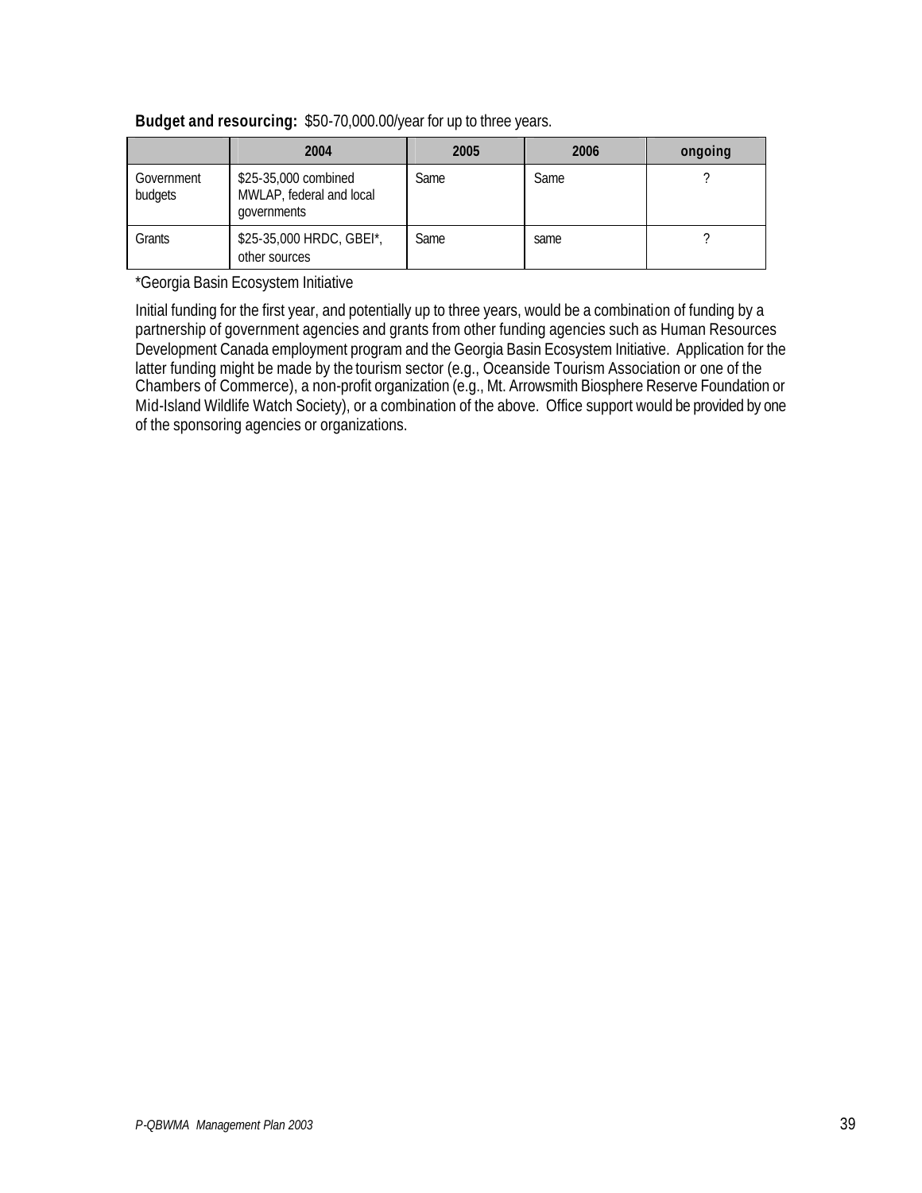**Budget and resourcing:** $50-70,000.00/year for up to three years.

| | 2004 | 2005 | 2006 | ongoing |
|---|---|---|---|---|
| Government budgets | $25-35,000 combined MWLAP, federal and local governments | Same | Same | ? |
| Grants | $25-35,000 HRDC, GBEI*, other sources | Same | same | ? |

*Georgia Basin Ecosystem Initiative

Initial funding for the first year, and potentially up to three years, would be a combination of funding by a partnership of government agencies and grants from other funding agencies such as Human Resources Development Canada employment program and the Georgia Basin Ecosystem Initiative. Application for the latter funding might be made by the tourism sector (e.g., Oceanside Tourism Association or one of the Chambers of Commerce), a non-profit organization (e.g., Mt. Arrowsmith Biosphere Reserve Foundation or Mid-Island Wildlife Watch Society), or a combination of the above. Office support would be provided by one of the sponsoring agencies or organizations.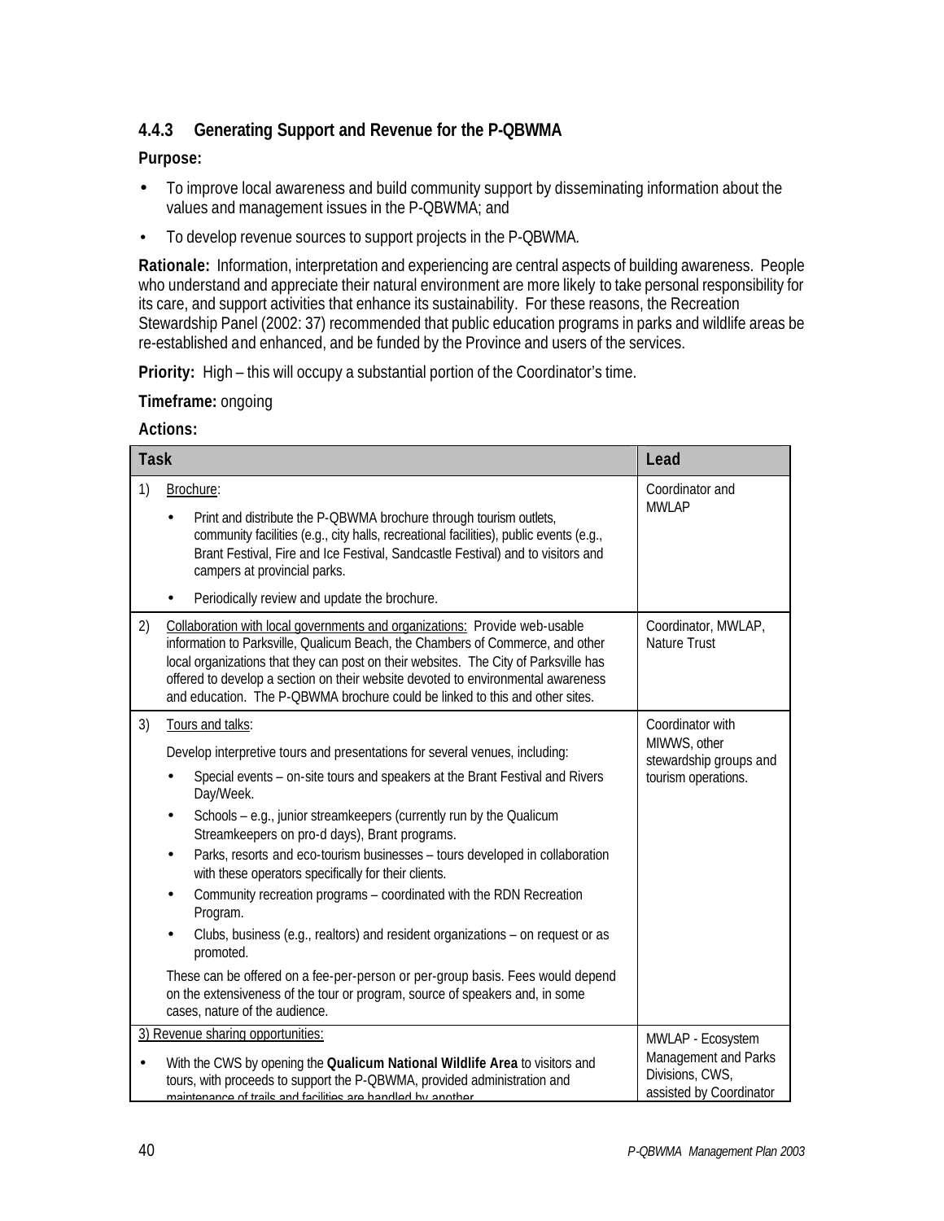### 4.4.3 Generating Support and Revenue for the P-QBWMA

**Purpose:**

- To improve local awareness and build community support by disseminating information about the values and management issues in the P-QBWMA; and
- To develop revenue sources to support projects in the P-QBWMA.

**Rationale:** Information, interpretation and experiencing are central aspects of building awareness. People who understand and appreciate their natural environment are more likely to take personal responsibility for its care, and support activities that enhance its sustainability. For these reasons, the Recreation Stewardship Panel (2002: 37) recommended that public education programs in parks and wildlife areas be re-established and enhanced, and be funded by the Province and users of the services.

**Priority:** High – this will occupy a substantial portion of the Coordinator's time.

**Timeframe:** ongoing

**Actions:**

| Task | Lead |
|---|---|
| 1) Brochure:<br>• Print and distribute the P-QBWMA brochure through tourism outlets, community facilities (e.g., city halls, recreational facilities), public events (e.g., Brant Festival, Fire and Ice Festival, Sandcastle Festival) and to visitors and campers at provincial parks.<br>• Periodically review and update the brochure. | Coordinator and MWLAP |
| 2) Collaboration with local governments and organizations: Provide web-usable information to Parksville, Qualicum Beach, the Chambers of Commerce, and other local organizations that they can post on their websites. The City of Parksville has offered to develop a section on their website devoted to environmental awareness and education. The P-QBWMA brochure could be linked to this and other sites. | Coordinator, MWLAP, Nature Trust |
| 3) Tours and talks:<br>Develop interpretive tours and presentations for several venues, including:<br>• Special events – on-site tours and speakers at the Brant Festival and Rivers Day/Week.<br>• Schools – e.g., junior streamkeepers (currently run by the Qualicum Streamkeepers on pro-d days), Brant programs.<br>• Parks, resorts and eco-tourism businesses – tours developed in collaboration with these operators specifically for their clients.<br>• Community recreation programs – coordinated with the RDN Recreation Program.<br>• Clubs, business (e.g., realtors) and resident organizations – on request or as promoted.<br>These can be offered on a fee-per-person or per-group basis. Fees would depend on the extensiveness of the tour or program, source of speakers and, in some cases, nature of the audience. | Coordinator with MIWWS, other stewardship groups and tourism operations. |
| 3) Revenue sharing opportunities:<br>• With the CWS by opening the **Qualicum National Wildlife Area** to visitors and tours, with proceeds to support the P-QBWMA, provided administration and maintenance of trails and facilities are handled by another | MWLAP - Ecosystem Management and Parks Divisions, CWS, assisted by Coordinator |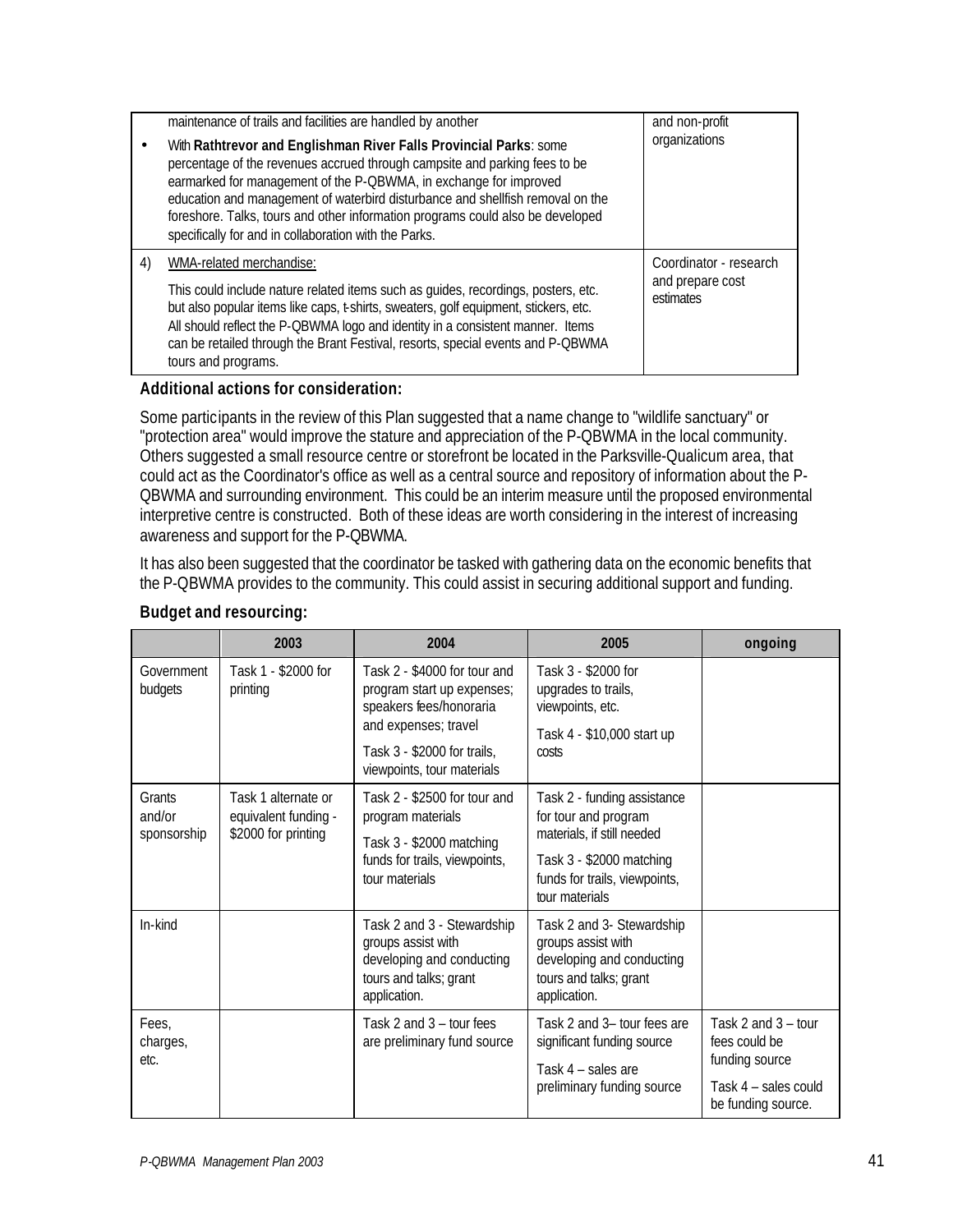| | | |
|---|---|---|
| | maintenance of trails and facilities are handled by another<br>• With **Rathtrevor and Englishman River Falls Provincial Parks**: some percentage of the revenues accrued through campsite and parking fees to be earmarked for management of the P-QBWMA, in exchange for improved education and management of waterbird disturbance and shellfish removal on the foreshore. Talks, tours and other information programs could also be developed specifically for and in collaboration with the Parks. | and non-profit organizations |
| 4) | WMA-related merchandise:<br>This could include nature related items such as guides, recordings, posters, etc. but also popular items like caps, t-shirts, sweaters, golf equipment, stickers, etc. All should reflect the P-QBWMA logo and identity in a consistent manner. Items can be retailed through the Brant Festival, resorts, special events and P-QBWMA tours and programs. | Coordinator - research and prepare cost estimates |

**Additional actions for consideration:**

Some participants in the review of this Plan suggested that a name change to "wildlife sanctuary" or "protection area" would improve the stature and appreciation of the P-QBWMA in the local community. Others suggested a small resource centre or storefront be located in the Parksville-Qualicum area, that could act as the Coordinator's office as well as a central source and repository of information about the P-QBWMA and surrounding environment. This could be an interim measure until the proposed environmental interpretive centre is constructed. Both of these ideas are worth considering in the interest of increasing awareness and support for the P-QBWMA.

It has also been suggested that the coordinator be tasked with gathering data on the economic benefits that the P-QBWMA provides to the community. This could assist in securing additional support and funding.

**Budget and resourcing:**

| | 2003 | 2004 | 2005 | ongoing |
|---|---|---|---|---|
| Government budgets | Task 1 - $2000 for printing | Task 2 - $4000 for tour and program start up expenses; speakers fees/honoraria and expenses; travel<br>Task 3 - $2000 for trails, viewpoints, tour materials | Task 3 - $2000 for upgrades to trails, viewpoints, etc.<br>Task 4 - $10,000 start up costs | |
| Grants and/or sponsorship | Task 1 alternate or equivalent funding - $2000 for printing | Task 2 - $2500 for tour and program materials<br>Task 3 - $2000 matching funds for trails, viewpoints, tour materials | Task 2 - funding assistance for tour and program materials, if still needed<br>Task 3 - $2000 matching funds for trails, viewpoints, tour materials | |
| In-kind | | Task 2 and 3 - Stewardship groups assist with developing and conducting tours and talks; grant application. | Task 2 and 3- Stewardship groups assist with developing and conducting tours and talks; grant application. | |
| Fees, charges, etc. | | Task 2 and 3 – tour fees are preliminary fund source | Task 2 and 3– tour fees are significant funding source<br>Task 4 – sales are preliminary funding source | Task 2 and 3 – tour fees could be funding source<br>Task 4 – sales could be funding source. |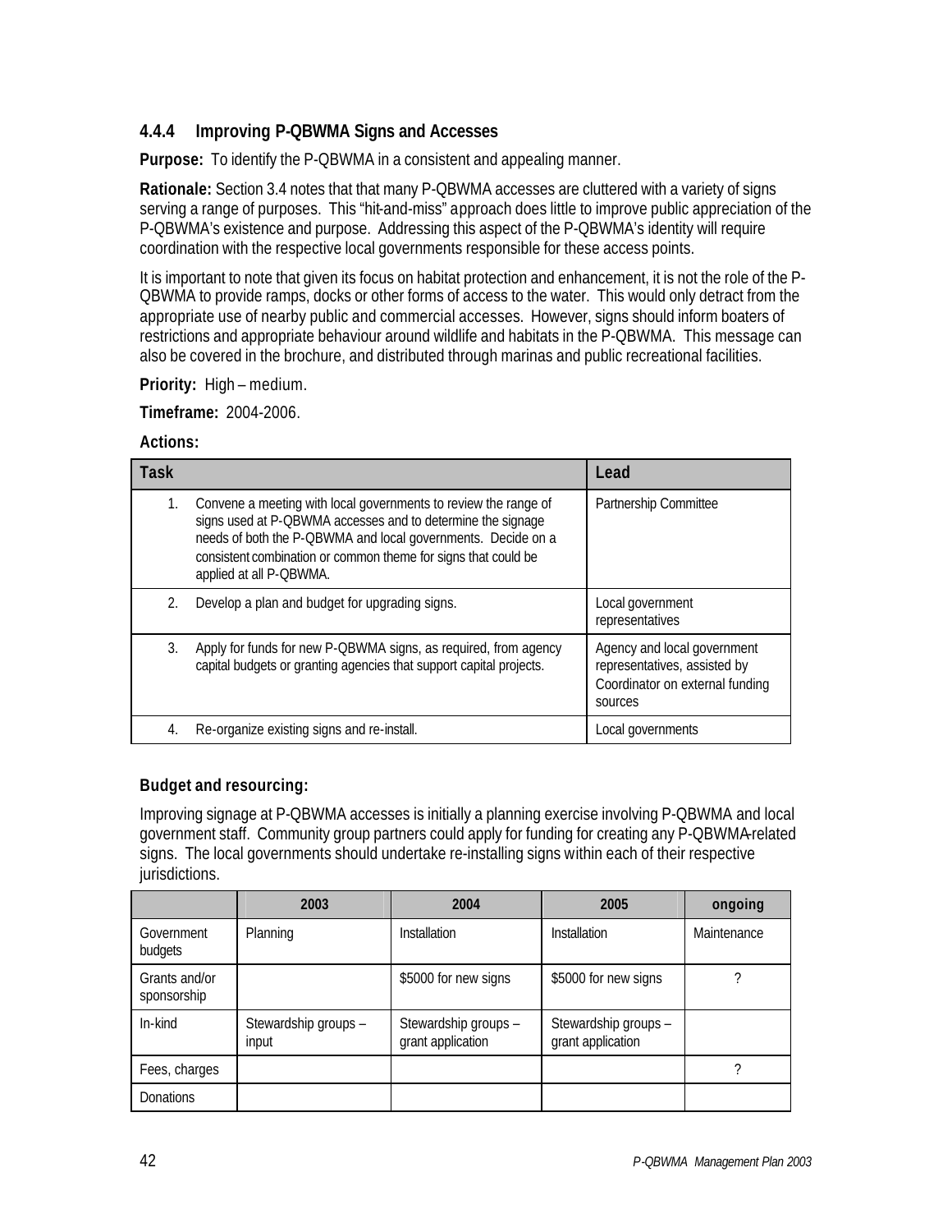### 4.4.4 Improving P-QBWMA Signs and Accesses

**Purpose:** To identify the P-QBWMA in a consistent and appealing manner.

**Rationale:** Section 3.4 notes that that many P-QBWMA accesses are cluttered with a variety of signs serving a range of purposes. This "hit-and-miss" approach does little to improve public appreciation of the P-QBWMA's existence and purpose. Addressing this aspect of the P-QBWMA's identity will require coordination with the respective local governments responsible for these access points.

It is important to note that given its focus on habitat protection and enhancement, it is not the role of the P-QBWMA to provide ramps, docks or other forms of access to the water. This would only detract from the appropriate use of nearby public and commercial accesses. However, signs should inform boaters of restrictions and appropriate behaviour around wildlife and habitats in the P-QBWMA. This message can also be covered in the brochure, and distributed through marinas and public recreational facilities.

**Priority:** High – medium.

**Timeframe:** 2004-2006.

**Actions:**

| Task | Lead |
|---|---|
| 1. Convene a meeting with local governments to review the range of signs used at P-QBWMA accesses and to determine the signage needs of both the P-QBWMA and local governments. Decide on a consistent combination or common theme for signs that could be applied at all P-QBWMA. | Partnership Committee |
| 2. Develop a plan and budget for upgrading signs. | Local government representatives |
| 3. Apply for funds for new P-QBWMA signs, as required, from agency capital budgets or granting agencies that support capital projects. | Agency and local government representatives, assisted by Coordinator on external funding sources |
| 4. Re-organize existing signs and re-install. | Local governments |

**Budget and resourcing:**

Improving signage at P-QBWMA accesses is initially a planning exercise involving P-QBWMA and local government staff. Community group partners could apply for funding for creating any P-QBWMA-related signs. The local governments should undertake re-installing signs within each of their respective jurisdictions.

| | 2003 | 2004 | 2005 | ongoing |
|---|---|---|---|---|
| Government budgets | Planning | Installation | Installation | Maintenance |
| Grants and/or sponsorship | | $5000 for new signs | $5000 for new signs | ? |
| In-kind | Stewardship groups – input | Stewardship groups – grant application | Stewardship groups – grant application | |
| Fees, charges | | | | ? |
| Donations | | | | |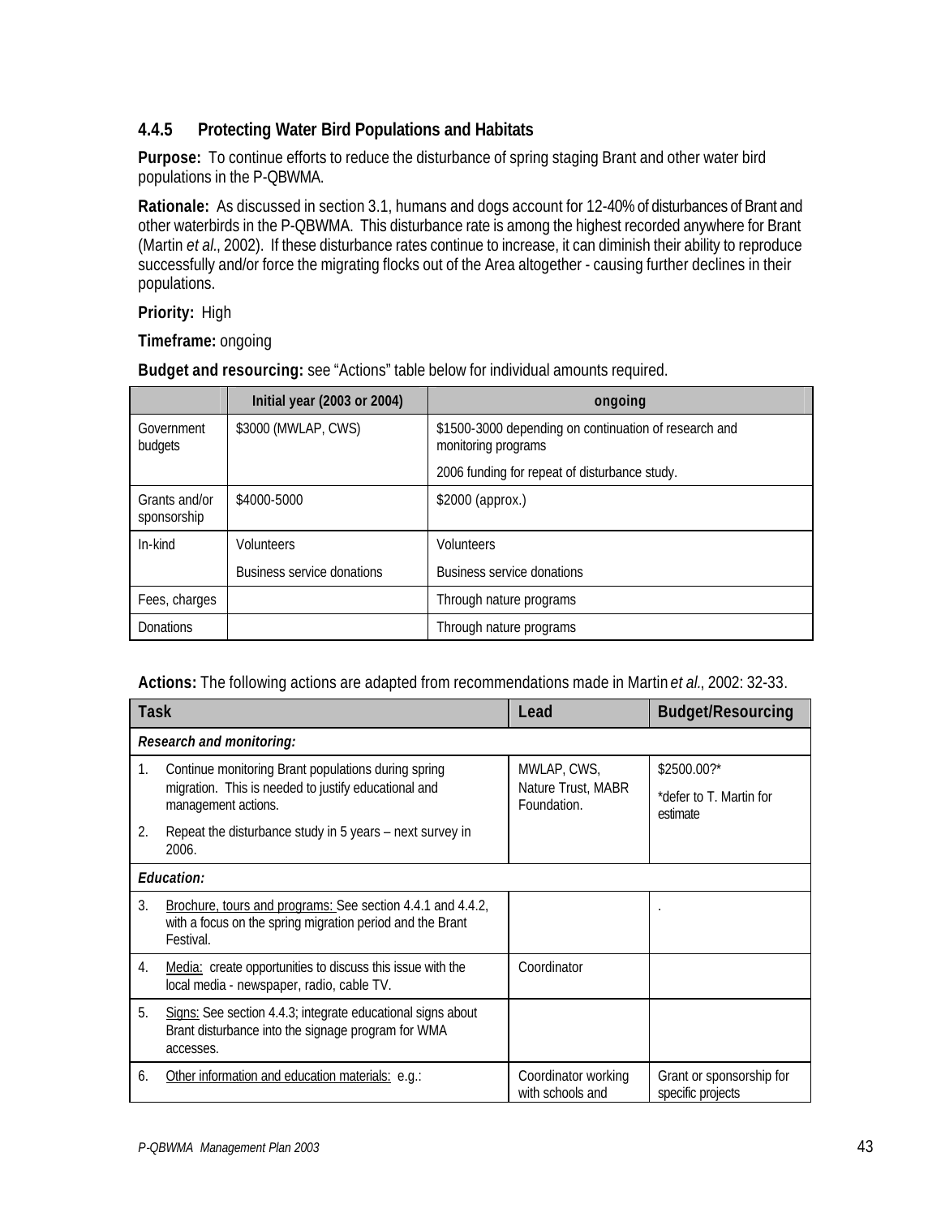### 4.4.5 Protecting Water Bird Populations and Habitats

**Purpose:** To continue efforts to reduce the disturbance of spring staging Brant and other water bird populations in the P-QBWMA.

**Rationale:** As discussed in section 3.1, humans and dogs account for 12-40% of disturbances of Brant and other waterbirds in the P-QBWMA. This disturbance rate is among the highest recorded anywhere for Brant (Martin *et al*., 2002). If these disturbance rates continue to increase, it can diminish their ability to reproduce successfully and/or force the migrating flocks out of the Area altogether - causing further declines in their populations.

**Priority:** High

**Timeframe:** ongoing

**Budget and resourcing:** see "Actions" table below for individual amounts required.

| | Initial year (2003 or 2004) | ongoing |
|---|---|---|
| Government budgets | $3000 (MWLAP, CWS) | $1500-3000 depending on continuation of research and monitoring programs<br><br>2006 funding for repeat of disturbance study. |
| Grants and/or sponsorship | $4000-5000 | $2000 (approx.) |
| In-kind | Volunteers<br><br>Business service donations | Volunteers<br><br>Business service donations |
| Fees, charges | | Through nature programs |
| Donations | | Through nature programs |

**Actions:** The following actions are adapted from recommendations made in Martin *et al*., 2002: 32-33.

| Task | Lead | Budget/Resourcing |
|---|---|---|
| ***Research and monitoring:*** | | |
| 1. Continue monitoring Brant populations during spring migration. This is needed to justify educational and management actions.<br><br>2. Repeat the disturbance study in 5 years – next survey in 2006. | MWLAP, CWS, Nature Trust, MABR Foundation. | $2500.00?*<br><br>*defer to T. Martin for estimate |
| ***Education:*** | | |
| 3. Brochure, tours and programs: See section 4.4.1 and 4.4.2, with a focus on the spring migration period and the Brant Festival. | | . |
| 4. Media: create opportunities to discuss this issue with the local media - newspaper, radio, cable TV. | Coordinator | |
| 5. Signs: See section 4.4.3; integrate educational signs about Brant disturbance into the signage program for WMA accesses. | | |
| 6. Other information and education materials: e.g.: | Coordinator working with schools and | Grant or sponsorship for specific projects |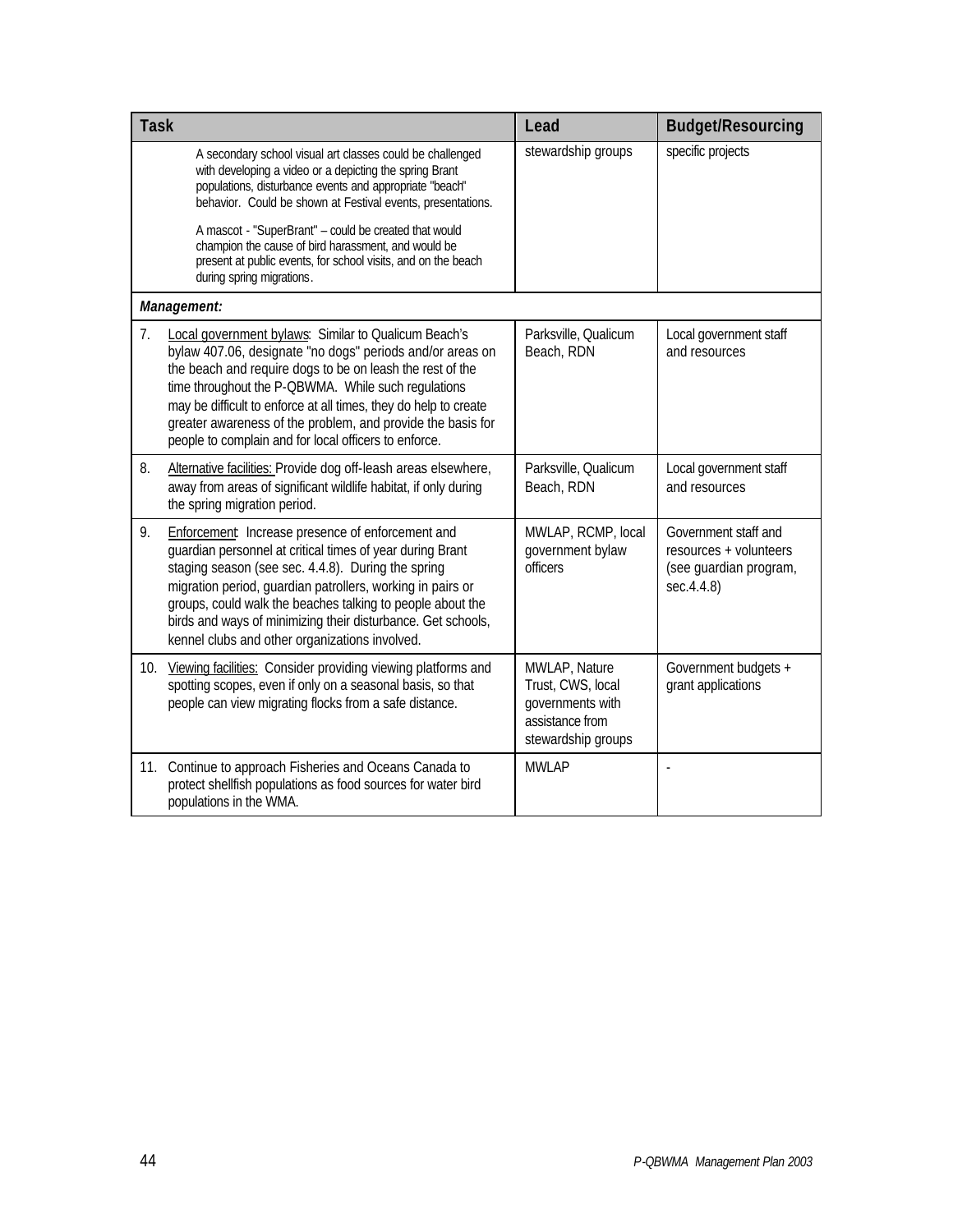| Task | Lead | Budget/Resourcing |
|---|---|---|
| A secondary school visual art classes could be challenged with developing a video or a depicting the spring Brant populations, disturbance events and appropriate "beach" behavior. Could be shown at Festival events, presentations.<br><br>A mascot - "SuperBrant" – could be created that would champion the cause of bird harassment, and would be present at public events, for school visits, and on the beach during spring migrations. | stewardship groups | specific projects |
| ***Management:*** | | |
| 7. Local government bylaws: Similar to Qualicum Beach's bylaw 407.06, designate "no dogs" periods and/or areas on the beach and require dogs to be on leash the rest of the time throughout the P-QBWMA. While such regulations may be difficult to enforce at all times, they do help to create greater awareness of the problem, and provide the basis for people to complain and for local officers to enforce. | Parksville, Qualicum Beach, RDN | Local government staff and resources |
| 8. Alternative facilities: Provide dog off-leash areas elsewhere, away from areas of significant wildlife habitat, if only during the spring migration period. | Parksville, Qualicum Beach, RDN | Local government staff and resources |
| 9. Enforcement: Increase presence of enforcement and guardian personnel at critical times of year during Brant staging season (see sec. 4.4.8). During the spring migration period, guardian patrollers, working in pairs or groups, could walk the beaches talking to people about the birds and ways of minimizing their disturbance. Get schools, kennel clubs and other organizations involved. | MWLAP, RCMP, local government bylaw officers | Government staff and resources + volunteers (see guardian program, sec.4.4.8) |
| 10. Viewing facilities: Consider providing viewing platforms and spotting scopes, even if only on a seasonal basis, so that people can view migrating flocks from a safe distance. | MWLAP, Nature Trust, CWS, local governments with assistance from stewardship groups | Government budgets + grant applications |
| 11. Continue to approach Fisheries and Oceans Canada to protect shellfish populations as food sources for water bird populations in the WMA. | MWLAP | - |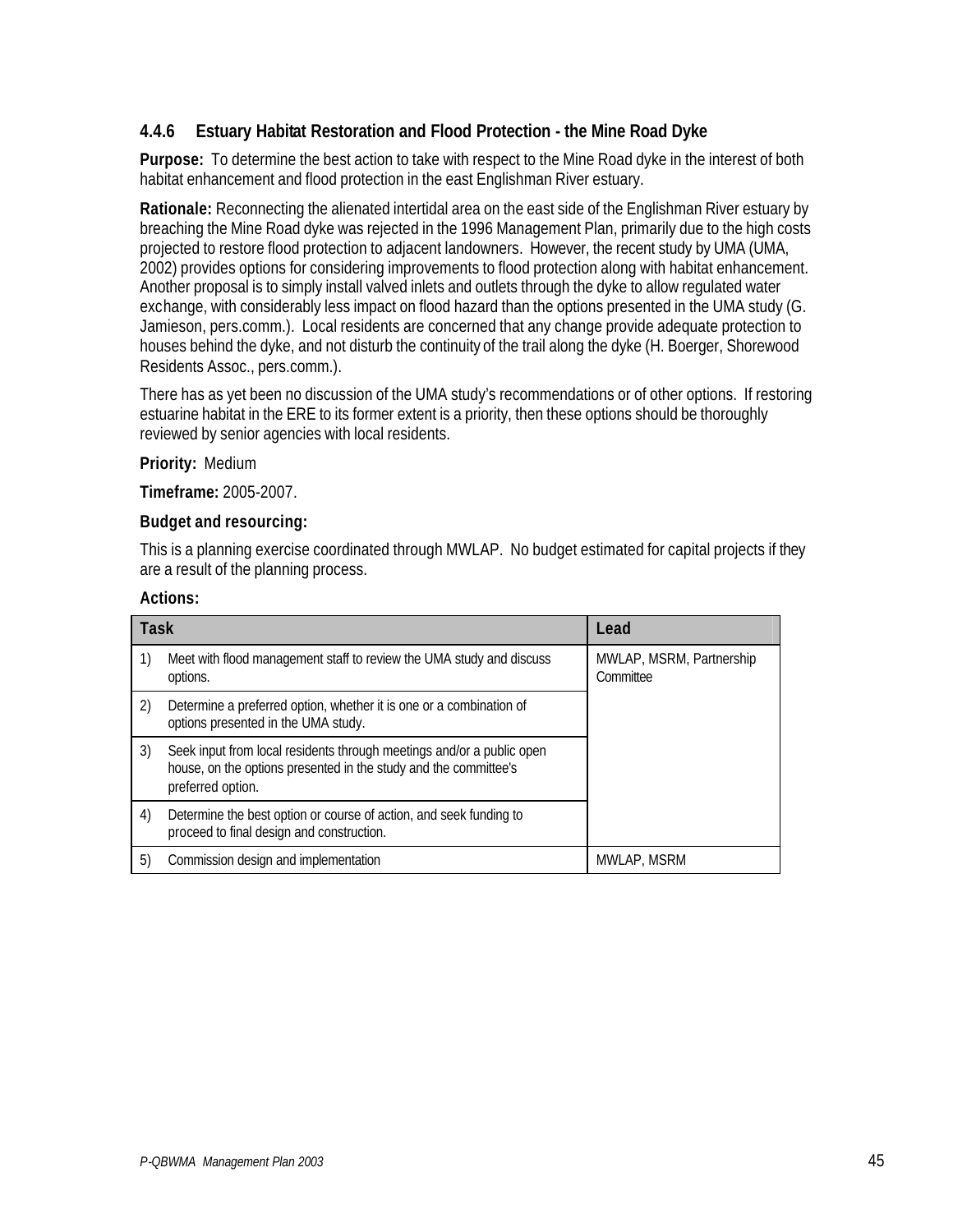### 4.4.6 Estuary Habitat Restoration and Flood Protection - the Mine Road Dyke

**Purpose:** To determine the best action to take with respect to the Mine Road dyke in the interest of both habitat enhancement and flood protection in the east Englishman River estuary.

**Rationale:** Reconnecting the alienated intertidal area on the east side of the Englishman River estuary by breaching the Mine Road dyke was rejected in the 1996 Management Plan, primarily due to the high costs projected to restore flood protection to adjacent landowners. However, the recent study by UMA (UMA, 2002) provides options for considering improvements to flood protection along with habitat enhancement. Another proposal is to simply install valved inlets and outlets through the dyke to allow regulated water exchange, with considerably less impact on flood hazard than the options presented in the UMA study (G. Jamieson, pers.comm.). Local residents are concerned that any change provide adequate protection to houses behind the dyke, and not disturb the continuity of the trail along the dyke (H. Boerger, Shorewood Residents Assoc., pers.comm.).

There has as yet been no discussion of the UMA study's recommendations or of other options. If restoring estuarine habitat in the ERE to its former extent is a priority, then these options should be thoroughly reviewed by senior agencies with local residents.

**Priority:** Medium

**Timeframe:** 2005-2007.

**Budget and resourcing:**

This is a planning exercise coordinated through MWLAP. No budget estimated for capital projects if they are a result of the planning process.

**Actions:**

| Task | | Lead |
|---|---|---|
| 1) | Meet with flood management staff to review the UMA study and discuss options. | MWLAP, MSRM, Partnership Committee |
| 2) | Determine a preferred option, whether it is one or a combination of options presented in the UMA study. | |
| 3) | Seek input from local residents through meetings and/or a public open house, on the options presented in the study and the committee's preferred option. | |
| 4) | Determine the best option or course of action, and seek funding to proceed to final design and construction. | |
| 5) | Commission design and implementation | MWLAP, MSRM |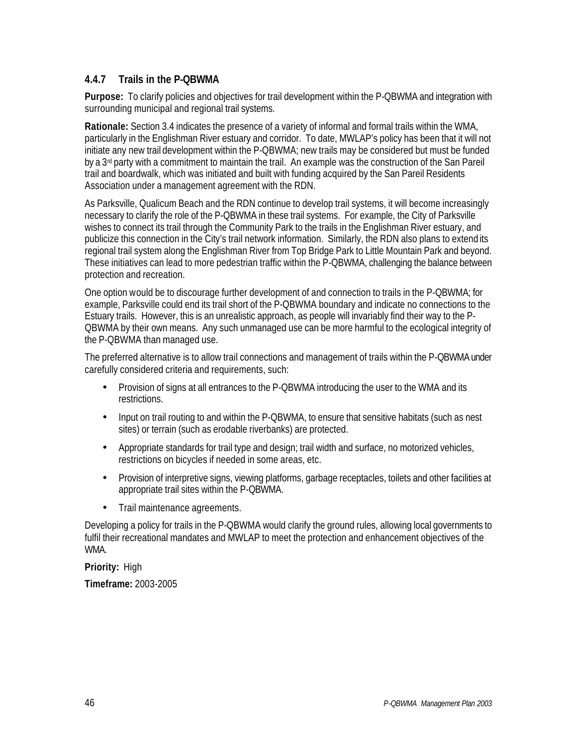### 4.4.7 Trails in the P-QBWMA

**Purpose:** To clarify policies and objectives for trail development within the P-QBWMA and integration with surrounding municipal and regional trail systems.

**Rationale:** Section 3.4 indicates the presence of a variety of informal and formal trails within the WMA, particularly in the Englishman River estuary and corridor. To date, MWLAP's policy has been that it will not initiate any new trail development within the P-QBWMA; new trails may be considered but must be funded by a 3rd party with a commitment to maintain the trail. An example was the construction of the San Pareil trail and boardwalk, which was initiated and built with funding acquired by the San Pareil Residents Association under a management agreement with the RDN.

As Parksville, Qualicum Beach and the RDN continue to develop trail systems, it will become increasingly necessary to clarify the role of the P-QBWMA in these trail systems. For example, the City of Parksville wishes to connect its trail through the Community Park to the trails in the Englishman River estuary, and publicize this connection in the City's trail network information. Similarly, the RDN also plans to extend its regional trail system along the Englishman River from Top Bridge Park to Little Mountain Park and beyond. These initiatives can lead to more pedestrian traffic within the P-QBWMA, challenging the balance between protection and recreation.

One option would be to discourage further development of and connection to trails in the P-QBWMA; for example, Parksville could end its trail short of the P-QBWMA boundary and indicate no connections to the Estuary trails. However, this is an unrealistic approach, as people will invariably find their way to the P-QBWMA by their own means. Any such unmanaged use can be more harmful to the ecological integrity of the P-QBWMA than managed use.

The preferred alternative is to allow trail connections and management of trails within the P-QBWMA under carefully considered criteria and requirements, such:

- Provision of signs at all entrances to the P-QBWMA introducing the user to the WMA and its restrictions.
- Input on trail routing to and within the P-QBWMA, to ensure that sensitive habitats (such as nest sites) or terrain (such as erodable riverbanks) are protected.
- Appropriate standards for trail type and design; trail width and surface, no motorized vehicles, restrictions on bicycles if needed in some areas, etc.
- Provision of interpretive signs, viewing platforms, garbage receptacles, toilets and other facilities at appropriate trail sites within the P-QBWMA.
- Trail maintenance agreements.

Developing a policy for trails in the P-QBWMA would clarify the ground rules, allowing local governments to fulfil their recreational mandates and MWLAP to meet the protection and enhancement objectives of the WMA.

**Priority:** High

**Timeframe:** 2003-2005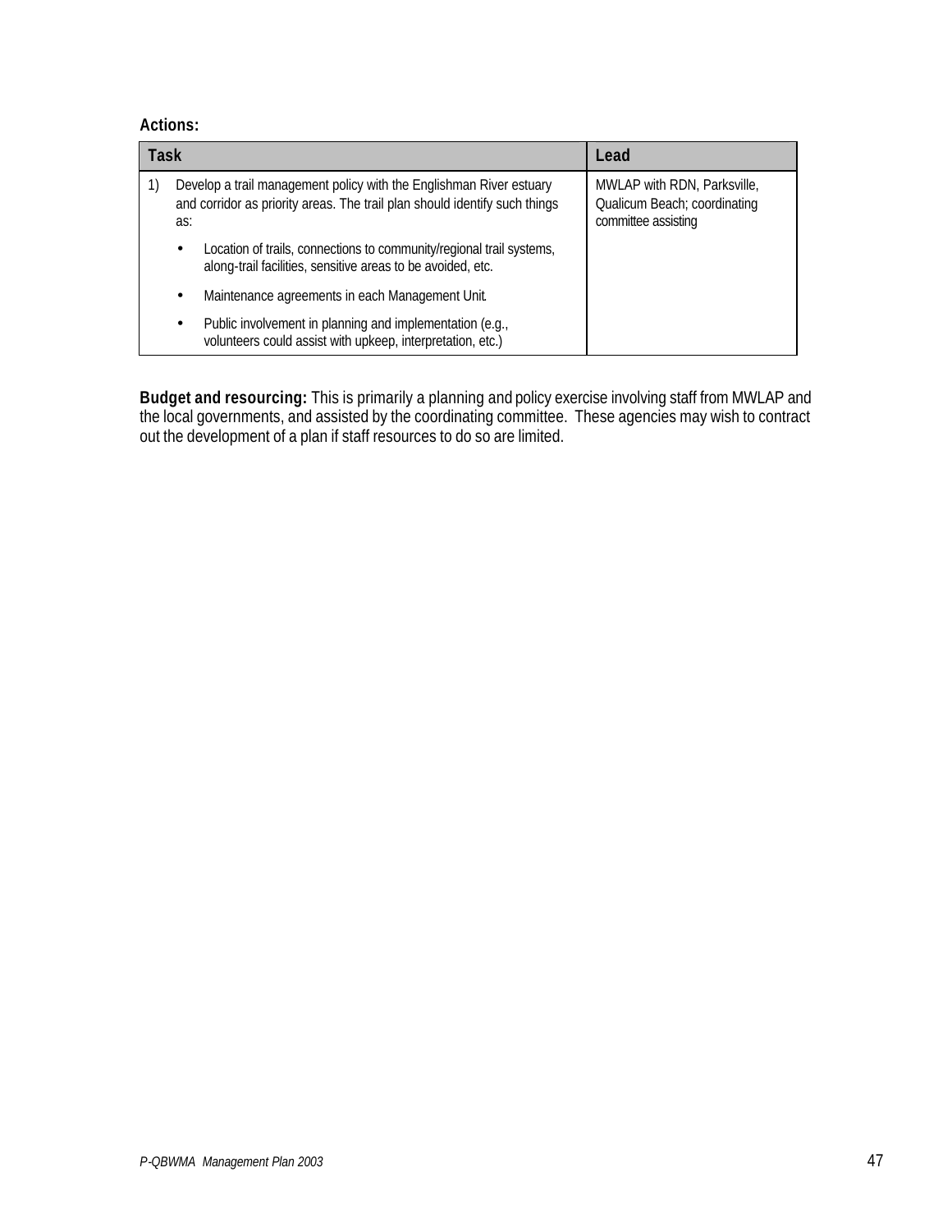**Actions:**

| Task | Lead |
|---|---|
| 1) Develop a trail management policy with the Englishman River estuary and corridor as priority areas. The trail plan should identify such things as:<br>• Location of trails, connections to community/regional trail systems, along-trail facilities, sensitive areas to be avoided, etc.<br>• Maintenance agreements in each Management Unit.<br>• Public involvement in planning and implementation (e.g., volunteers could assist with upkeep, interpretation, etc.) | MWLAP with RDN, Parksville, Qualicum Beach; coordinating committee assisting |

**Budget and resourcing:** This is primarily a planning and policy exercise involving staff from MWLAP and the local governments, and assisted by the coordinating committee. These agencies may wish to contract out the development of a plan if staff resources to do so are limited.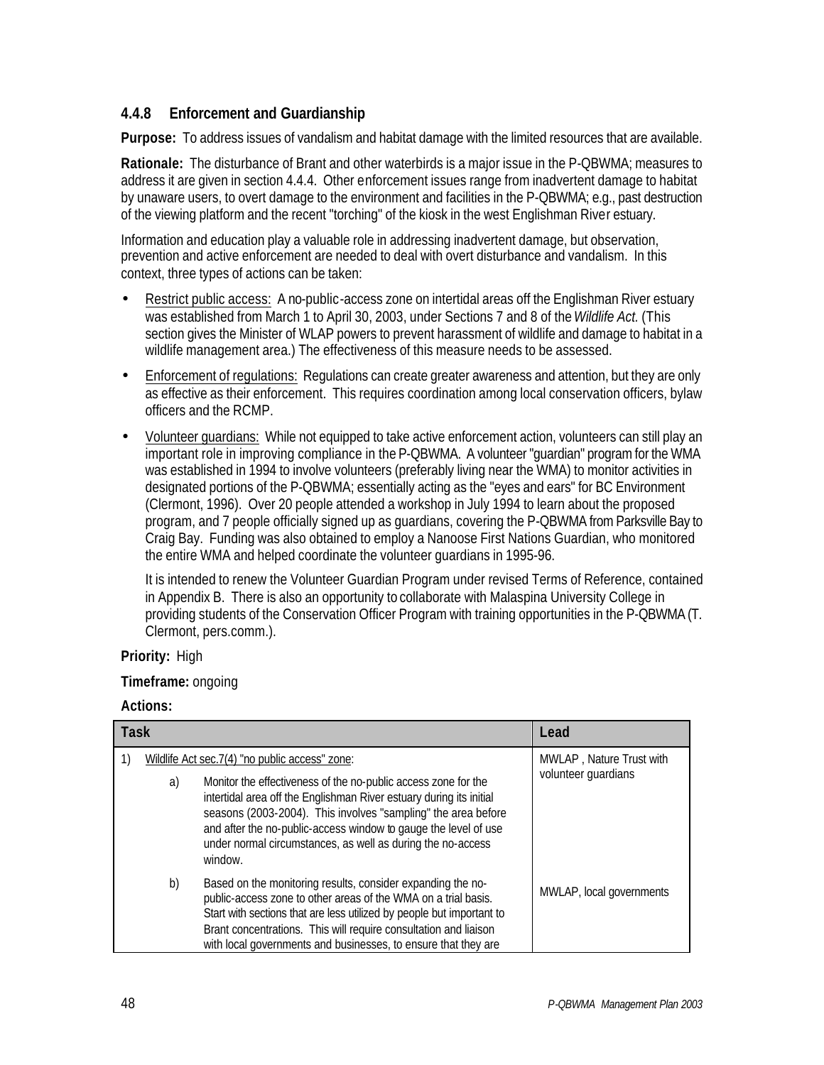### 4.4.8 Enforcement and Guardianship

**Purpose:** To address issues of vandalism and habitat damage with the limited resources that are available.

**Rationale:** The disturbance of Brant and other waterbirds is a major issue in the P-QBWMA; measures to address it are given in section 4.4.4. Other enforcement issues range from inadvertent damage to habitat by unaware users, to overt damage to the environment and facilities in the P-QBWMA; e.g., past destruction of the viewing platform and the recent "torching" of the kiosk in the west Englishman River estuary.

Information and education play a valuable role in addressing inadvertent damage, but observation, prevention and active enforcement are needed to deal with overt disturbance and vandalism. In this context, three types of actions can be taken:

- Restrict public access: A no-public-access zone on intertidal areas off the Englishman River estuary was established from March 1 to April 30, 2003, under Sections 7 and 8 of the *Wildlife Act.* (This section gives the Minister of WLAP powers to prevent harassment of wildlife and damage to habitat in a wildlife management area.) The effectiveness of this measure needs to be assessed.
- Enforcement of regulations: Regulations can create greater awareness and attention, but they are only as effective as their enforcement. This requires coordination among local conservation officers, bylaw officers and the RCMP.
- Volunteer guardians: While not equipped to take active enforcement action, volunteers can still play an important role in improving compliance in the P-QBWMA. A volunteer "guardian" program for the WMA was established in 1994 to involve volunteers (preferably living near the WMA) to monitor activities in designated portions of the P-QBWMA; essentially acting as the "eyes and ears" for BC Environment (Clermont, 1996). Over 20 people attended a workshop in July 1994 to learn about the proposed program, and 7 people officially signed up as guardians, covering the P-QBWMA from Parksville Bay to Craig Bay. Funding was also obtained to employ a Nanoose First Nations Guardian, who monitored the entire WMA and helped coordinate the volunteer guardians in 1995-96.

  It is intended to renew the Volunteer Guardian Program under revised Terms of Reference, contained in Appendix B. There is also an opportunity to collaborate with Malaspina University College in providing students of the Conservation Officer Program with training opportunities in the P-QBWMA (T. Clermont, pers.comm.).

**Priority:** High

**Timeframe:** ongoing

**Actions:**

| Task | | | Lead |
|---|---|---|---|
| 1) | Wildlife Act sec.7(4) "no public access" zone: | | |
| | a) | Monitor the effectiveness of the no-public access zone for the intertidal area off the Englishman River estuary during its initial seasons (2003-2004). This involves "sampling" the area before and after the no-public-access window to gauge the level of use under normal circumstances, as well as during the no-access window. | MWLAP , Nature Trust with volunteer guardians |
| | b) | Based on the monitoring results, consider expanding the no-public-access zone to other areas of the WMA on a trial basis. Start with sections that are less utilized by people but important to Brant concentrations. This will require consultation and liaison with local governments and businesses, to ensure that they are | MWLAP, local governments |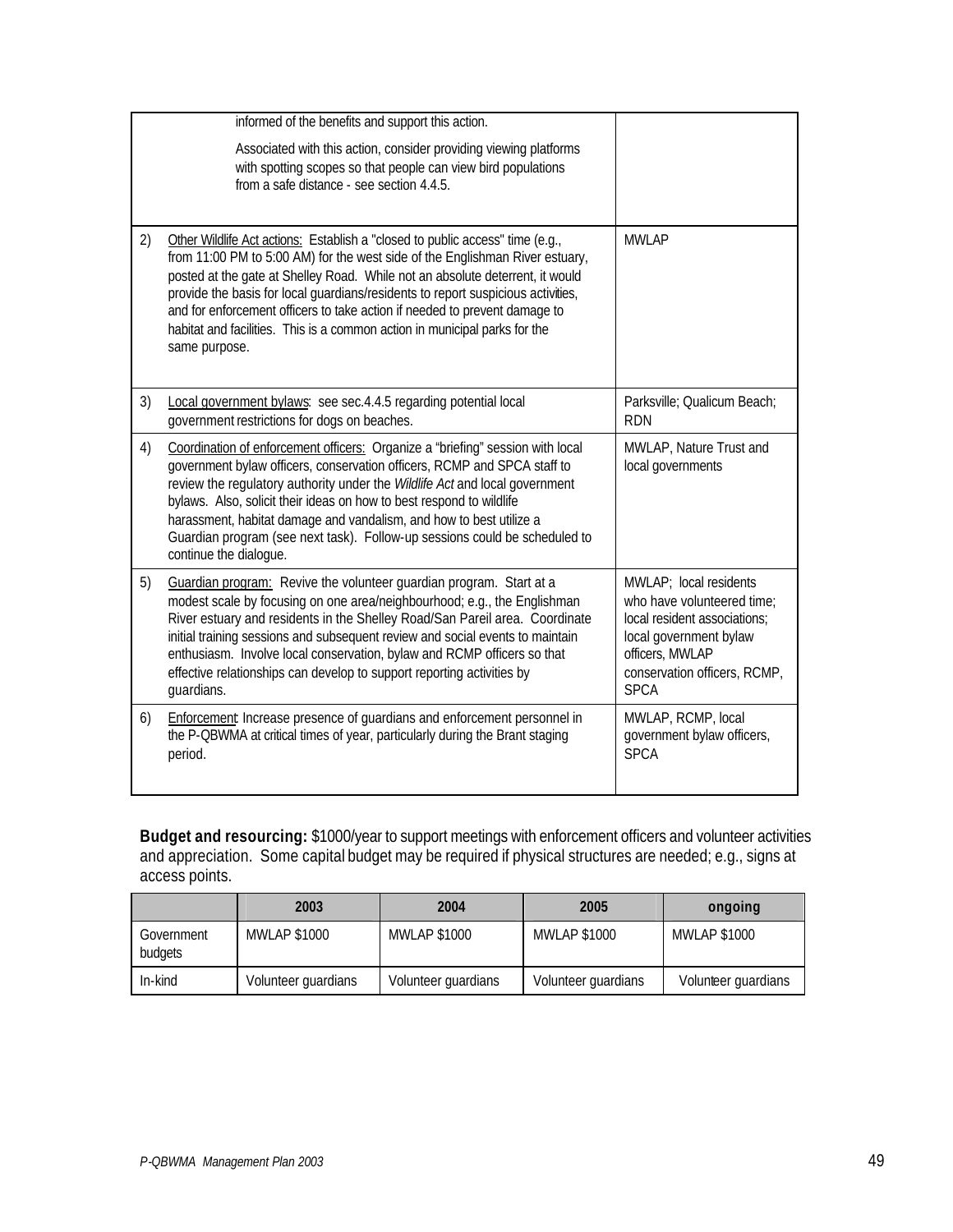| | | |
|---|---|---|
| | informed of the benefits and support this action.<br><br>Associated with this action, consider providing viewing platforms with spotting scopes so that people can view bird populations from a safe distance - see section 4.4.5. | |
| 2) | Other Wildlife Act actions: Establish a "closed to public access" time (e.g., from 11:00 PM to 5:00 AM) for the west side of the Englishman River estuary, posted at the gate at Shelley Road. While not an absolute deterrent, it would provide the basis for local guardians/residents to report suspicious activities, and for enforcement officers to take action if needed to prevent damage to habitat and facilities. This is a common action in municipal parks for the same purpose. | MWLAP |
| 3) | Local government bylaws: see sec.4.4.5 regarding potential local government restrictions for dogs on beaches. | Parksville; Qualicum Beach; RDN |
| 4) | Coordination of enforcement officers: Organize a "briefing" session with local government bylaw officers, conservation officers, RCMP and SPCA staff to review the regulatory authority under the *Wildlife Act* and local government bylaws. Also, solicit their ideas on how to best respond to wildlife harassment, habitat damage and vandalism, and how to best utilize a Guardian program (see next task). Follow-up sessions could be scheduled to continue the dialogue. | MWLAP, Nature Trust and local governments |
| 5) | Guardian program: Revive the volunteer guardian program. Start at a modest scale by focusing on one area/neighbourhood; e.g., the Englishman River estuary and residents in the Shelley Road/San Pareil area. Coordinate initial training sessions and subsequent review and social events to maintain enthusiasm. Involve local conservation, bylaw and RCMP officers so that effective relationships can develop to support reporting activities by guardians. | MWLAP; local residents who have volunteered time; local resident associations; local government bylaw officers, MWLAP conservation officers, RCMP, SPCA |
| 6) | Enforcement: Increase presence of guardians and enforcement personnel in the P-QBWMA at critical times of year, particularly during the Brant staging period. | MWLAP, RCMP, local government bylaw officers, SPCA |

**Budget and resourcing:** $1000/year to support meetings with enforcement officers and volunteer activities and appreciation. Some capital budget may be required if physical structures are needed; e.g., signs at access points.

| | 2003 | 2004 | 2005 | ongoing |
|---|---|---|---|---|
| Government budgets | MWLAP $1000 | MWLAP $1000 | MWLAP $1000 | MWLAP $1000 |
| In-kind | Volunteer guardians | Volunteer guardians | Volunteer guardians | Volunteer guardians |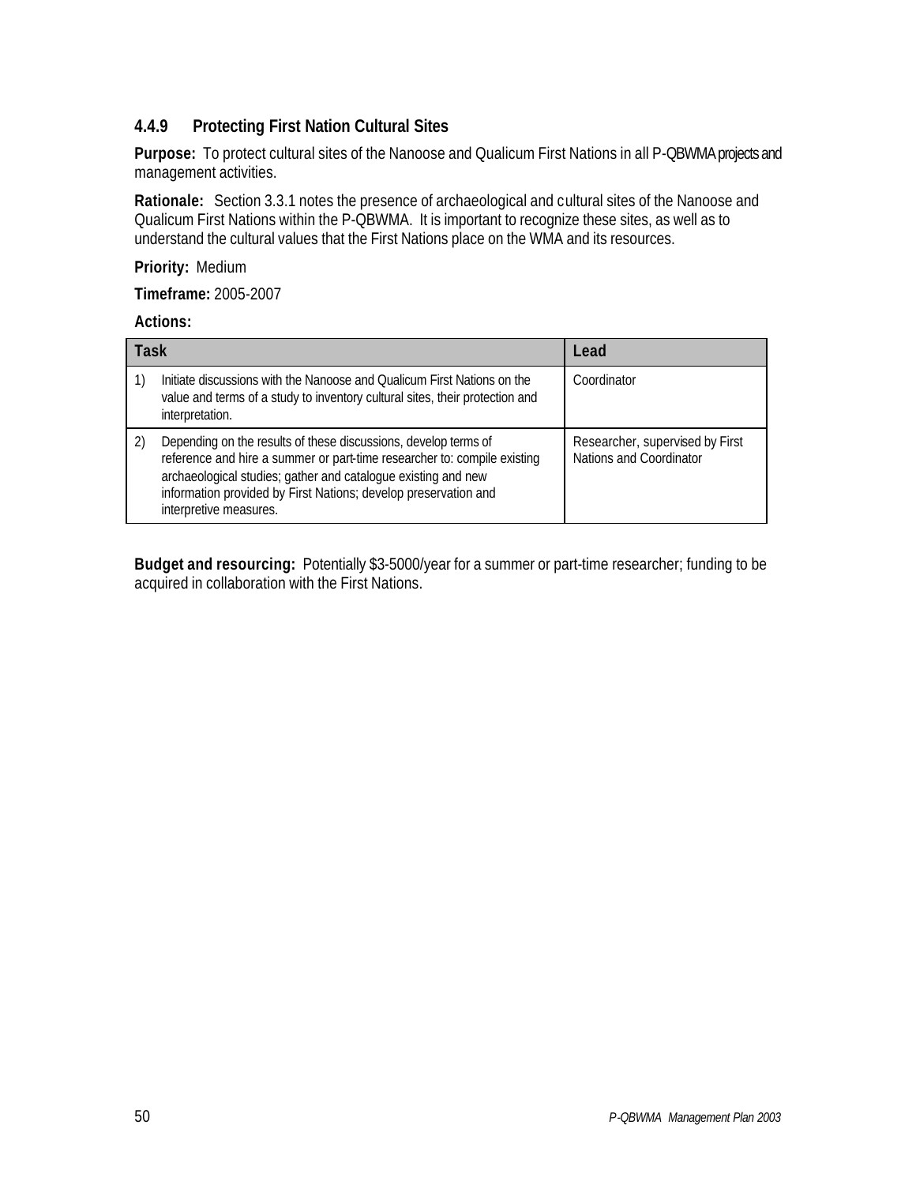### 4.4.9 Protecting First Nation Cultural Sites

**Purpose:** To protect cultural sites of the Nanoose and Qualicum First Nations in all P-QBWMA projects and management activities.

**Rationale:** Section 3.3.1 notes the presence of archaeological and cultural sites of the Nanoose and Qualicum First Nations within the P-QBWMA. It is important to recognize these sites, as well as to understand the cultural values that the First Nations place on the WMA and its resources.

**Priority:** Medium

**Timeframe:** 2005-2007

**Actions:**

| Task | Lead |
|---|---|
| 1) Initiate discussions with the Nanoose and Qualicum First Nations on the value and terms of a study to inventory cultural sites, their protection and interpretation. | Coordinator |
| 2) Depending on the results of these discussions, develop terms of reference and hire a summer or part-time researcher to: compile existing archaeological studies; gather and catalogue existing and new information provided by First Nations; develop preservation and interpretive measures. | Researcher, supervised by First Nations and Coordinator |

**Budget and resourcing:** Potentially $3-5000/year for a summer or part-time researcher; funding to be acquired in collaboration with the First Nations.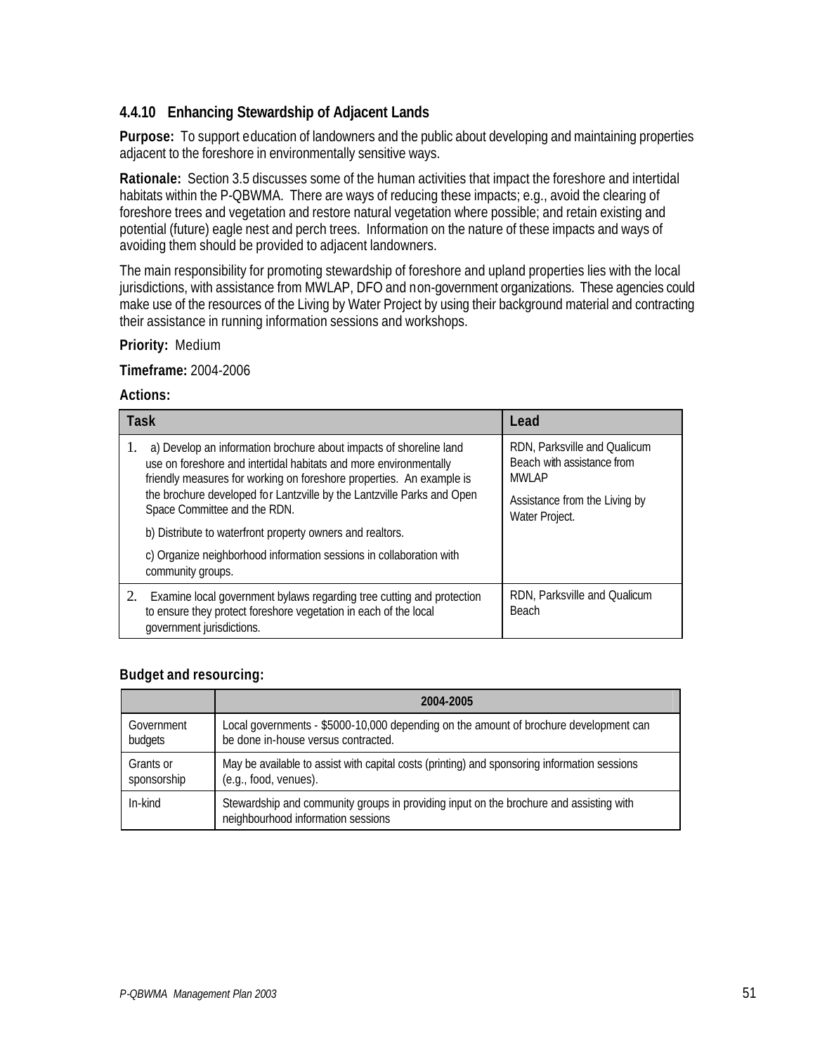### 4.4.10 Enhancing Stewardship of Adjacent Lands

**Purpose:** To support education of landowners and the public about developing and maintaining properties adjacent to the foreshore in environmentally sensitive ways.

**Rationale:** Section 3.5 discusses some of the human activities that impact the foreshore and intertidal habitats within the P-QBWMA. There are ways of reducing these impacts; e.g., avoid the clearing of foreshore trees and vegetation and restore natural vegetation where possible; and retain existing and potential (future) eagle nest and perch trees. Information on the nature of these impacts and ways of avoiding them should be provided to adjacent landowners.

The main responsibility for promoting stewardship of foreshore and upland properties lies with the local jurisdictions, with assistance from MWLAP, DFO and non-government organizations. These agencies could make use of the resources of the Living by Water Project by using their background material and contracting their assistance in running information sessions and workshops.

**Priority:** Medium

**Timeframe:** 2004-2006

**Actions:**

| Task | Lead |
|---|---|
| 1. a) Develop an information brochure about impacts of shoreline land use on foreshore and intertidal habitats and more environmentally friendly measures for working on foreshore properties. An example is the brochure developed for Lantzville by the Lantzville Parks and Open Space Committee and the RDN.<br><br>b) Distribute to waterfront property owners and realtors.<br><br>c) Organize neighborhood information sessions in collaboration with community groups. | RDN, Parksville and Qualicum Beach with assistance from MWLAP<br><br>Assistance from the Living by Water Project. |
| 2. Examine local government bylaws regarding tree cutting and protection to ensure they protect foreshore vegetation in each of the local government jurisdictions. | RDN, Parksville and Qualicum Beach |

**Budget and resourcing:**

| | 2004-2005 |
|---|---|
| Government budgets | Local governments - $5000-10,000 depending on the amount of brochure development can be done in-house versus contracted. |
| Grants or sponsorship | May be available to assist with capital costs (printing) and sponsoring information sessions (e.g., food, venues). |
| In-kind | Stewardship and community groups in providing input on the brochure and assisting with neighbourhood information sessions |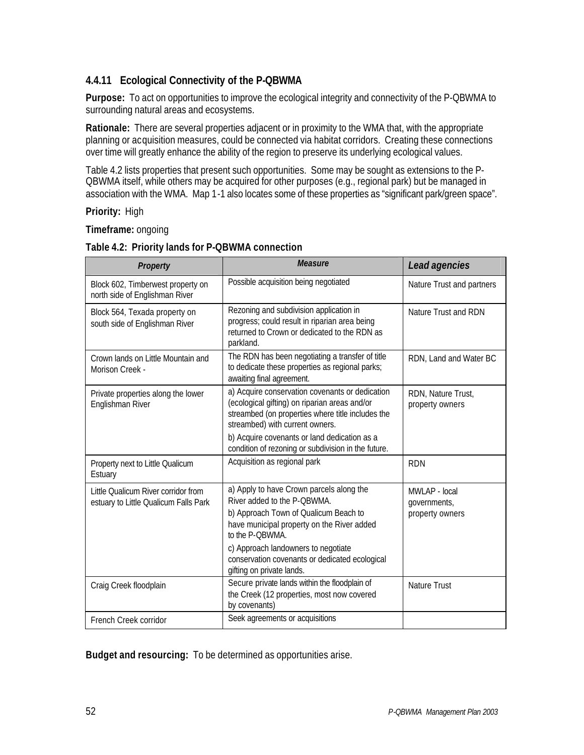### 4.4.11 Ecological Connectivity of the P-QBWMA

**Purpose:** To act on opportunities to improve the ecological integrity and connectivity of the P-QBWMA to surrounding natural areas and ecosystems.

**Rationale:** There are several properties adjacent or in proximity to the WMA that, with the appropriate planning or acquisition measures, could be connected via habitat corridors. Creating these connections over time will greatly enhance the ability of the region to preserve its underlying ecological values.

Table 4.2 lists properties that present such opportunities. Some may be sought as extensions to the P-QBWMA itself, while others may be acquired for other purposes (e.g., regional park) but be managed in association with the WMA. Map 1-1 also locates some of these properties as "significant park/green space".

**Priority:** High

**Timeframe:** ongoing

**Table 4.2: Priority lands for P-QBWMA connection**

| *Property* | *Measure* | *Lead agencies* |
| --- | --- | --- |
| Block 602, Timberwest property on north side of Englishman River | Possible acquisition being negotiated | Nature Trust and partners |
| Block 564, Texada property on south side of Englishman River | Rezoning and subdivision application in progress; could result in riparian area being returned to Crown or dedicated to the RDN as parkland. | Nature Trust and RDN |
| Crown lands on Little Mountain and Morison Creek - | The RDN has been negotiating a transfer of title to dedicate these properties as regional parks; awaiting final agreement. | RDN, Land and Water BC |
| Private properties along the lower Englishman River | a) Acquire conservation covenants or dedication (ecological gifting) on riparian areas and/or streambed (on properties where title includes the streambed) with current owners.<br>b) Acquire covenants or land dedication as a condition of rezoning or subdivision in the future. | RDN, Nature Trust, property owners |
| Property next to Little Qualicum Estuary | Acquisition as regional park | RDN |
| Little Qualicum River corridor from estuary to Little Qualicum Falls Park | a) Apply to have Crown parcels along the River added to the P-QBWMA.<br>b) Approach Town of Qualicum Beach to have municipal property on the River added to the P-QBWMA.<br>c) Approach landowners to negotiate conservation covenants or dedicated ecological gifting on private lands. | MWLAP - local governments, property owners |
| Craig Creek floodplain | Secure private lands within the floodplain of the Creek (12 properties, most now covered by covenants) | Nature Trust |
| French Creek corridor | Seek agreements or acquisitions | |

**Budget and resourcing:** To be determined as opportunities arise.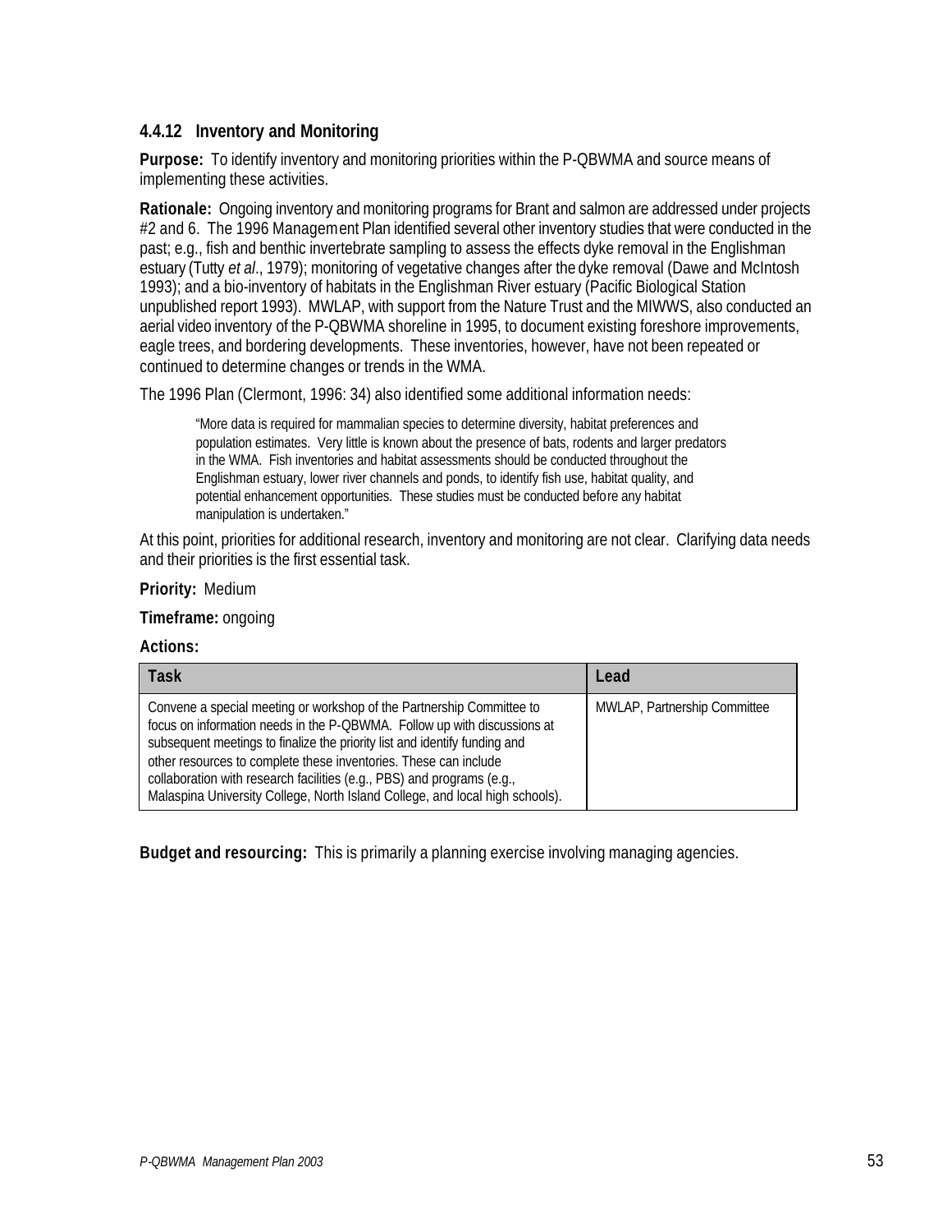### 4.4.12 Inventory and Monitoring

**Purpose:** To identify inventory and monitoring priorities within the P-QBWMA and source means of implementing these activities.

**Rationale:** Ongoing inventory and monitoring programs for Brant and salmon are addressed under projects #2 and 6. The 1996 Management Plan identified several other inventory studies that were conducted in the past; e.g., fish and benthic invertebrate sampling to assess the effects dyke removal in the Englishman estuary (Tutty *et al*., 1979); monitoring of vegetative changes after the dyke removal (Dawe and McIntosh 1993); and a bio-inventory of habitats in the Englishman River estuary (Pacific Biological Station unpublished report 1993). MWLAP, with support from the Nature Trust and the MIWWS, also conducted an aerial video inventory of the P-QBWMA shoreline in 1995, to document existing foreshore improvements, eagle trees, and bordering developments. These inventories, however, have not been repeated or continued to determine changes or trends in the WMA.

The 1996 Plan (Clermont, 1996: 34) also identified some additional information needs:

> "More data is required for mammalian species to determine diversity, habitat preferences and population estimates. Very little is known about the presence of bats, rodents and larger predators in the WMA. Fish inventories and habitat assessments should be conducted throughout the Englishman estuary, lower river channels and ponds, to identify fish use, habitat quality, and potential enhancement opportunities. These studies must be conducted before any habitat manipulation is undertaken."

At this point, priorities for additional research, inventory and monitoring are not clear. Clarifying data needs and their priorities is the first essential task.

**Priority:** Medium

**Timeframe:** ongoing

**Actions:**

| Task | Lead |
|---|---|
| Convene a special meeting or workshop of the Partnership Committee to focus on information needs in the P-QBWMA. Follow up with discussions at subsequent meetings to finalize the priority list and identify funding and other resources to complete these inventories. These can include collaboration with research facilities (e.g., PBS) and programs (e.g., Malaspina University College, North Island College, and local high schools). | MWLAP, Partnership Committee |

**Budget and resourcing:** This is primarily a planning exercise involving managing agencies.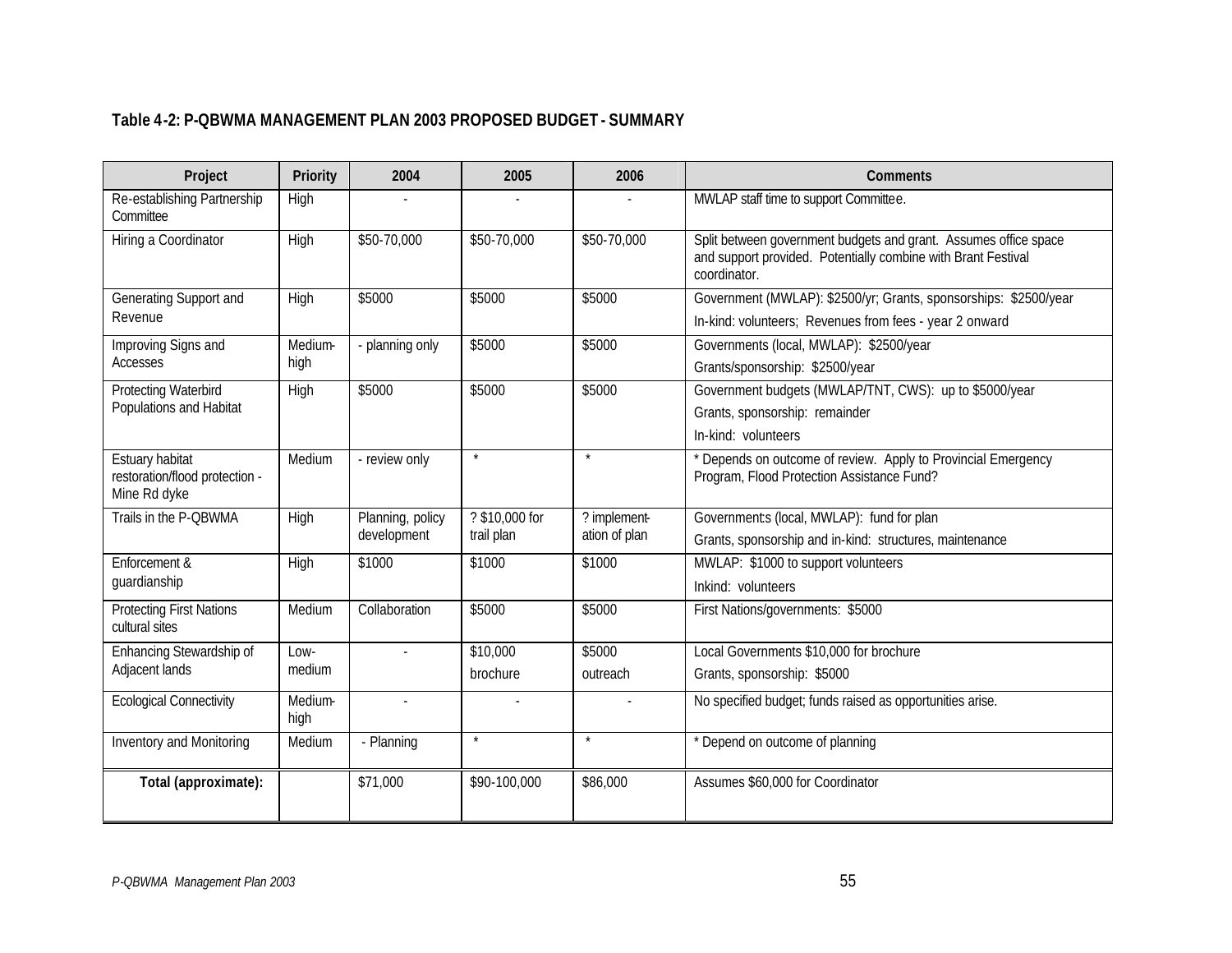**Table 4-2: P-QBWMA MANAGEMENT PLAN 2003 PROPOSED BUDGET - SUMMARY**

| Project | Priority | 2004 | 2005 | 2006 | Comments |
|---|---|---|---|---|---|
| Re-establishing Partnership Committee | High | - | - | - | MWLAP staff time to support Committee. |
| Hiring a Coordinator | High | $50-70,000 | $50-70,000 | $50-70,000 | Split between government budgets and grant. Assumes office space and support provided. Potentially combine with Brant Festival coordinator. |
| Generating Support and Revenue | High | $5000 | $5000 | $5000 | Government (MWLAP): $2500/yr; Grants, sponsorships: $2500/year<br>In-kind: volunteers; Revenues from fees - year 2 onward |
| Improving Signs and Accesses | Medium-high | - planning only | $5000 | $5000 | Governments (local, MWLAP): $2500/year<br>Grants/sponsorship: $2500/year |
| Protecting Waterbird Populations and Habitat | High | $5000 | $5000 | $5000 | Government budgets (MWLAP/TNT, CWS): up to $5000/year<br>Grants, sponsorship: remainder<br>In-kind: volunteers |
| Estuary habitat restoration/flood protection - Mine Rd dyke | Medium | - review only | * | * | * Depends on outcome of review. Apply to Provincial Emergency Program, Flood Protection Assistance Fund? |
| Trails in the P-QBWMA | High | Planning, policy development | ? $10,000 for trail plan | ? implement-ation of plan | Governments (local, MWLAP): fund for plan<br>Grants, sponsorship and in-kind: structures, maintenance |
| Enforcement & guardianship | High | $1000 | $1000 | $1000 | MWLAP: $1000 to support volunteers<br>Inkind: volunteers |
| Protecting First Nations cultural sites | Medium | Collaboration | $5000 | $5000 | First Nations/governments: $5000 |
| Enhancing Stewardship of Adjacent lands | Low-medium | - | $10,000 brochure | $5000 outreach | Local Governments $10,000 for brochure<br>Grants, sponsorship: $5000 |
| Ecological Connectivity | Medium-high | - | - | - | No specified budget; funds raised as opportunities arise. |
| Inventory and Monitoring | Medium | - Planning | * | * | * Depend on outcome of planning |
| **Total (approximate):** | | $71,000 | $90-100,000 | $86,000 | Assumes $60,000 for Coordinator |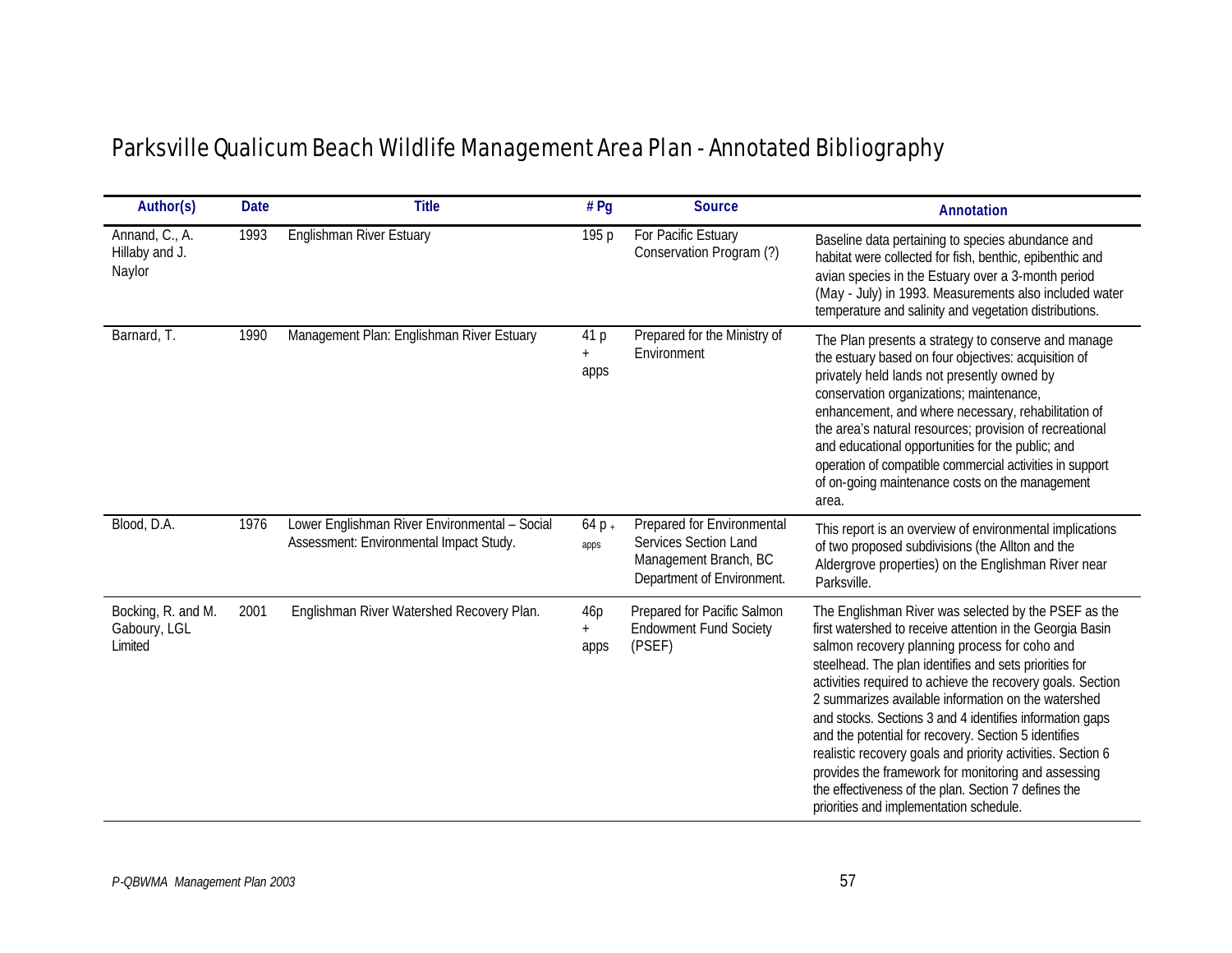# Parksville Qualicum Beach Wildlife Management Area Plan - Annotated Bibliography

| Author(s) | Date | Title | # Pg | Source | Annotation |
|---|---|---|---|---|---|
| Annand, C., A. Hillaby and J. Naylor | 1993 | Englishman River Estuary | 195 p | For Pacific Estuary Conservation Program (?) | Baseline data pertaining to species abundance and habitat were collected for fish, benthic, epibenthic and avian species in the Estuary over a 3-month period (May - July) in 1993. Measurements also included water temperature and salinity and vegetation distributions. |
| Barnard, T. | 1990 | Management Plan: Englishman River Estuary | 41 p + apps | Prepared for the Ministry of Environment | The Plan presents a strategy to conserve and manage the estuary based on four objectives: acquisition of privately held lands not presently owned by conservation organizations; maintenance, enhancement, and where necessary, rehabilitation of the area's natural resources; provision of recreational and educational opportunities for the public; and operation of compatible commercial activities in support of on-going maintenance costs on the management area. |
| Blood, D.A. | 1976 | Lower Englishman River Environmental – Social Assessment: Environmental Impact Study. | 64 p + apps | Prepared for Environmental Services Section Land Management Branch, BC Department of Environment. | This report is an overview of environmental implications of two proposed subdivisions (the Allton and the Aldergrove properties) on the Englishman River near Parksville. |
| Bocking, R. and M. Gaboury, LGL Limited | 2001 | Englishman River Watershed Recovery Plan. | 46p + apps | Prepared for Pacific Salmon Endowment Fund Society (PSEF) | The Englishman River was selected by the PSEF as the first watershed to receive attention in the Georgia Basin salmon recovery planning process for coho and steelhead. The plan identifies and sets priorities for activities required to achieve the recovery goals. Section 2 summarizes available information on the watershed and stocks. Sections 3 and 4 identifies information gaps and the potential for recovery. Section 5 identifies realistic recovery goals and priority activities. Section 6 provides the framework for monitoring and assessing the effectiveness of the plan. Section 7 defines the priorities and implementation schedule. |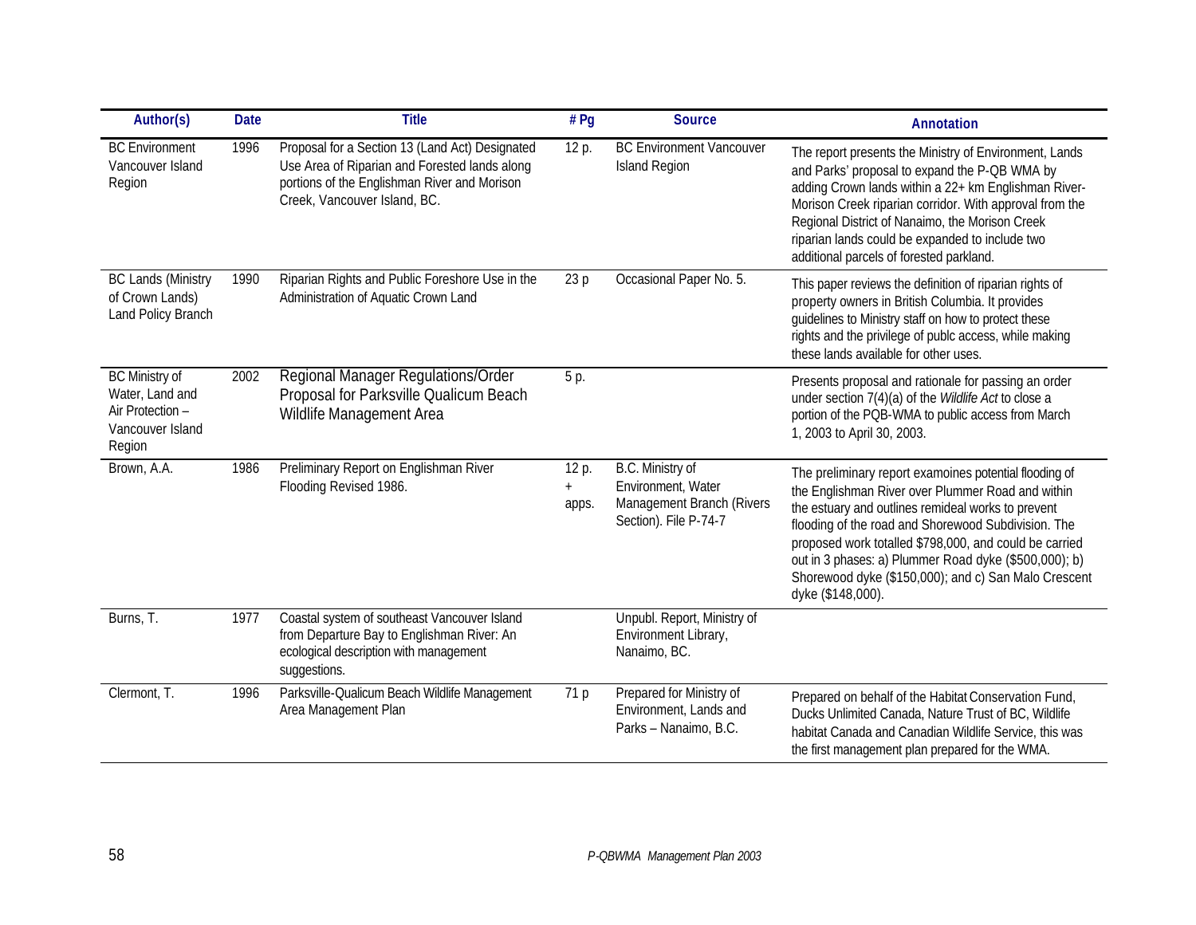| Author(s) | Date | Title | # Pg | Source | Annotation |
|---|---|---|---|---|---|
| BC Environment Vancouver Island Region | 1996 | Proposal for a Section 13 (Land Act) Designated Use Area of Riparian and Forested lands along portions of the Englishman River and Morison Creek, Vancouver Island, BC. | 12 p. | BC Environment Vancouver Island Region | The report presents the Ministry of Environment, Lands and Parks' proposal to expand the P-QB WMA by adding Crown lands within a 22+ km Englishman River-Morison Creek riparian corridor. With approval from the Regional District of Nanaimo, the Morison Creek riparian lands could be expanded to include two additional parcels of forested parkland. |
| BC Lands (Ministry of Crown Lands) Land Policy Branch | 1990 | Riparian Rights and Public Foreshore Use in the Administration of Aquatic Crown Land | 23 p | Occasional Paper No. 5. | This paper reviews the definition of riparian rights of property owners in British Columbia. It provides guidelines to Ministry staff on how to protect these rights and the privilege of publc access, while making these lands available for other uses. |
| BC Ministry of Water, Land and Air Protection – Vancouver Island Region | 2002 | Regional Manager Regulations/Order Proposal for Parksville Qualicum Beach Wildlife Management Area | 5 p. | | Presents proposal and rationale for passing an order under section 7(4)(a) of the *Wildlife Act* to close a portion of the PQB-WMA to public access from March 1, 2003 to April 30, 2003. |
| Brown, A.A. | 1986 | Preliminary Report on Englishman River Flooding Revised 1986. | 12 p. + apps. | B.C. Ministry of Environment, Water Management Branch (Rivers Section). File P-74-7 | The preliminary report examoines potential flooding of the Englishman River over Plummer Road and within the estuary and outlines remideal works to prevent flooding of the road and Shorewood Subdivision. The proposed work totalled $798,000, and could be carried out in 3 phases: a) Plummer Road dyke ($500,000); b) Shorewood dyke ($150,000); and c) San Malo Crescent dyke ($148,000). |
| Burns, T. | 1977 | Coastal system of southeast Vancouver Island from Departure Bay to Englishman River: An ecological description with management suggestions. | | Unpubl. Report, Ministry of Environment Library, Nanaimo, BC. | |
| Clermont, T. | 1996 | Parksville-Qualicum Beach Wildlife Management Area Management Plan | 71 p | Prepared for Ministry of Environment, Lands and Parks – Nanaimo, B.C. | Prepared on behalf of the Habitat Conservation Fund, Ducks Unlimited Canada, Nature Trust of BC, Wildlife habitat Canada and Canadian Wildlife Service, this was the first management plan prepared for the WMA. |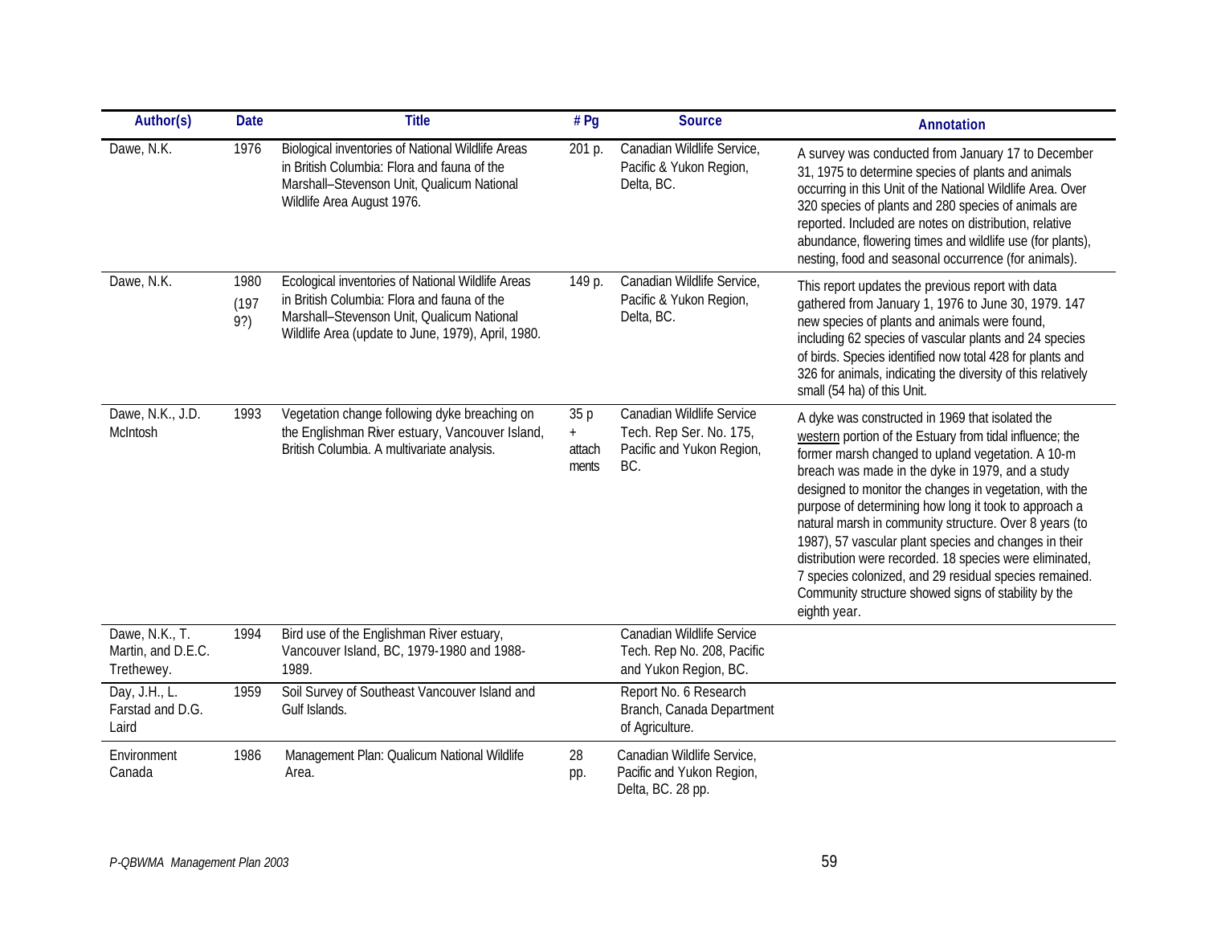| Author(s) | Date | Title | # Pg | Source | Annotation |
|---|---|---|---|---|---|
| Dawe, N.K. | 1976 | Biological inventories of National Wildlife Areas in British Columbia: Flora and fauna of the Marshall–Stevenson Unit, Qualicum National Wildlife Area August 1976. | 201 p. | Canadian Wildlife Service, Pacific & Yukon Region, Delta, BC. | A survey was conducted from January 17 to December 31, 1975 to determine species of plants and animals occurring in this Unit of the National Wildlife Area. Over 320 species of plants and 280 species of animals are reported. Included are notes on distribution, relative abundance, flowering times and wildlife use (for plants), nesting, food and seasonal occurrence (for animals). |
| Dawe, N.K. | 1980 (1979?) | Ecological inventories of National Wildlife Areas in British Columbia: Flora and fauna of the Marshall–Stevenson Unit, Qualicum National Wildlife Area (update to June, 1979), April, 1980. | 149 p. | Canadian Wildlife Service, Pacific & Yukon Region, Delta, BC. | This report updates the previous report with data gathered from January 1, 1976 to June 30, 1979. 147 new species of plants and animals were found, including 62 species of vascular plants and 24 species of birds. Species identified now total 428 for plants and 326 for animals, indicating the diversity of this relatively small (54 ha) of this Unit. |
| Dawe, N.K., J.D. McIntosh | 1993 | Vegetation change following dyke breaching on the Englishman River estuary, Vancouver Island, British Columbia. A multivariate analysis. | 35 p + attachments | Canadian Wildlife Service Tech. Rep Ser. No. 175, Pacific and Yukon Region, BC. | A dyke was constructed in 1969 that isolated the western portion of the Estuary from tidal influence; the former marsh changed to upland vegetation. A 10-m breach was made in the dyke in 1979, and a study designed to monitor the changes in vegetation, with the purpose of determining how long it took to approach a natural marsh in community structure. Over 8 years (to 1987), 57 vascular plant species and changes in their distribution were recorded. 18 species were eliminated, 7 species colonized, and 29 residual species remained. Community structure showed signs of stability by the eighth year. |
| Dawe, N.K., T. Martin, and D.E.C. Trethewey. | 1994 | Bird use of the Englishman River estuary, Vancouver Island, BC, 1979-1980 and 1988-1989. | | Canadian Wildlife Service Tech. Rep No. 208, Pacific and Yukon Region, BC. | |
| Day, J.H., L. Farstad and D.G. Laird | 1959 | Soil Survey of Southeast Vancouver Island and Gulf Islands. | | Report No. 6 Research Branch, Canada Department of Agriculture. | |
| Environment Canada | 1986 | Management Plan: Qualicum National Wildlife Area. | 28 pp. | Canadian Wildlife Service, Pacific and Yukon Region, Delta, BC. 28 pp. | |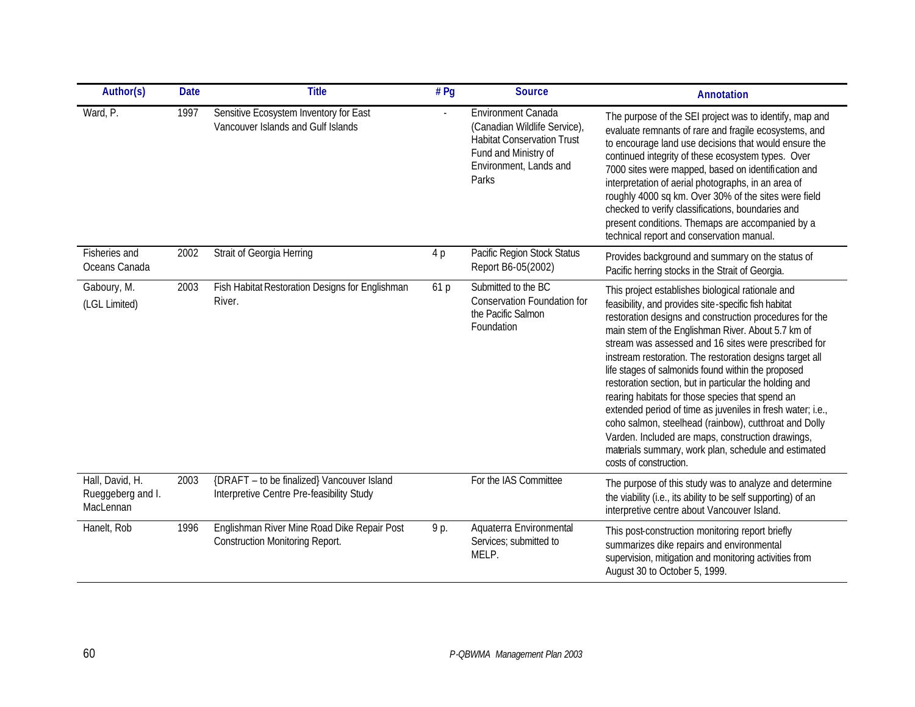| Author(s) | Date | Title | # Pg | Source | Annotation |
|---|---|---|---|---|---|
| Ward, P. | 1997 | Sensitive Ecosystem Inventory for East Vancouver Islands and Gulf Islands | - | Environment Canada (Canadian Wildlife Service), Habitat Conservation Trust Fund and Ministry of Environment, Lands and Parks | The purpose of the SEI project was to identify, map and evaluate remnants of rare and fragile ecosystems, and to encourage land use decisions that would ensure the continued integrity of these ecosystem types. Over 7000 sites were mapped, based on identification and interpretation of aerial photographs, in an area of roughly 4000 sq km. Over 30% of the sites were field checked to verify classifications, boundaries and present conditions. Themaps are accompanied by a technical report and conservation manual. |
| Fisheries and Oceans Canada | 2002 | Strait of Georgia Herring | 4 p | Pacific Region Stock Status Report B6-05(2002) | Provides background and summary on the status of Pacific herring stocks in the Strait of Georgia. |
| Gaboury, M. (LGL Limited) | 2003 | Fish Habitat Restoration Designs for Englishman River. | 61 p | Submitted to the BC Conservation Foundation for the Pacific Salmon Foundation | This project establishes biological rationale and feasibility, and provides site-specific fish habitat restoration designs and construction procedures for the main stem of the Englishman River. About 5.7 km of stream was assessed and 16 sites were prescribed for instream restoration. The restoration designs target all life stages of salmonids found within the proposed restoration section, but in particular the holding and rearing habitats for those species that spend an extended period of time as juveniles in fresh water; i.e., coho salmon, steelhead (rainbow), cutthroat and Dolly Varden. Included are maps, construction drawings, materials summary, work plan, schedule and estimated costs of construction. |
| Hall, David, H. Rueggeberg and I. MacLennan | 2003 | {DRAFT – to be finalized} Vancouver Island Interpretive Centre Pre-feasibility Study | | For the IAS Committee | The purpose of this study was to analyze and determine the viability (i.e., its ability to be self supporting) of an interpretive centre about Vancouver Island. |
| Hanelt, Rob | 1996 | Englishman River Mine Road Dike Repair Post Construction Monitoring Report. | 9 p. | Aquaterra Environmental Services; submitted to MELP. | This post-construction monitoring report briefly summarizes dike repairs and environmental supervision, mitigation and monitoring activities from August 30 to October 5, 1999. |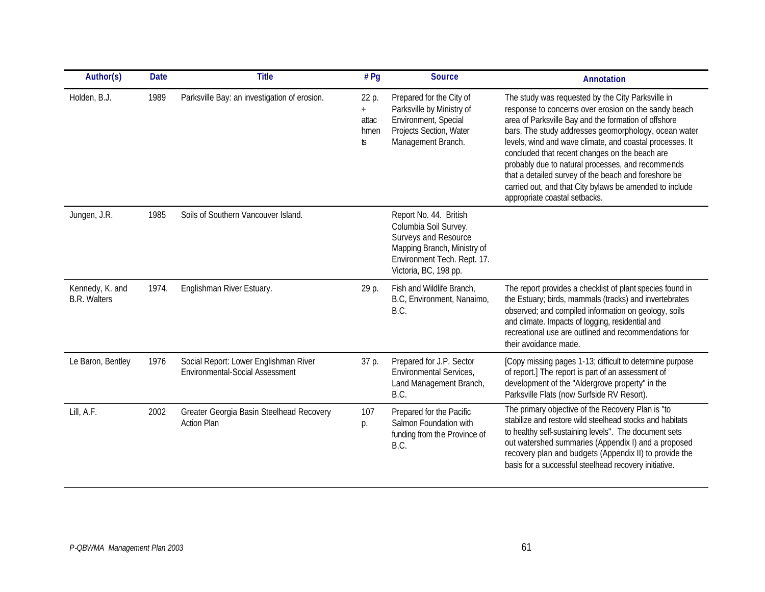| Author(s) | Date | Title | # Pg | Source | Annotation |
|---|---|---|---|---|---|
| Holden, B.J. | 1989 | Parksville Bay: an investigation of erosion. | 22 p. + attachments | Prepared for the City of Parksville by Ministry of Environment, Special Projects Section, Water Management Branch. | The study was requested by the City Parksville in response to concerns over erosion on the sandy beach area of Parksville Bay and the formation of offshore bars. The study addresses geomorphology, ocean water levels, wind and wave climate, and coastal processes. It concluded that recent changes on the beach are probably due to natural processes, and recommends that a detailed survey of the beach and foreshore be carried out, and that City bylaws be amended to include appropriate coastal setbacks. |
| Jungen, J.R. | 1985 | Soils of Southern Vancouver Island. | | Report No. 44. British Columbia Soil Survey. Surveys and Resource Mapping Branch, Ministry of Environment Tech. Rept. 17. Victoria, BC, 198 pp. | |
| Kennedy, K. and B.R. Walters | 1974. | Englishman River Estuary. | 29 p. | Fish and Wildlife Branch, B.C, Environment, Nanaimo, B.C. | The report provides a checklist of plant species found in the Estuary; birds, mammals (tracks) and invertebrates observed; and compiled information on geology, soils and climate. Impacts of logging, residential and recreational use are outlined and recommendations for their avoidance made. |
| Le Baron, Bentley | 1976 | Social Report: Lower Englishman River Environmental-Social Assessment | 37 p. | Prepared for J.P. Sector Environmental Services, Land Management Branch, B.C. | [Copy missing pages 1-13; difficult to determine purpose of report.] The report is part of an assessment of development of the "Aldergrove property" in the Parksville Flats (now Surfside RV Resort). |
| Lill, A.F. | 2002 | Greater Georgia Basin Steelhead Recovery Action Plan | 107 p. | Prepared for the Pacific Salmon Foundation with funding from the Province of B.C. | The primary objective of the Recovery Plan is "to stabilize and restore wild steelhead stocks and habitats to healthy self-sustaining levels". The document sets out watershed summaries (Appendix I) and a proposed recovery plan and budgets (Appendix II) to provide the basis for a successful steelhead recovery initiative. |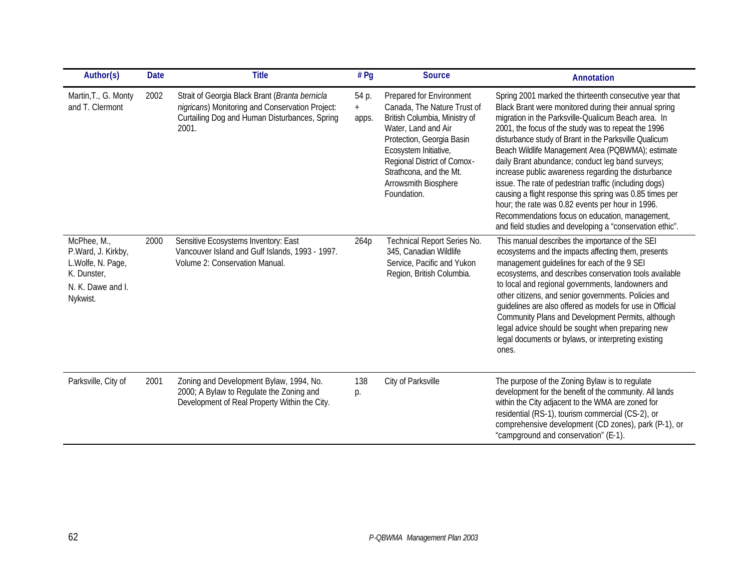| Author(s) | Date | Title | # Pg | Source | Annotation |
|---|---|---|---|---|---|
| Martin,T., G. Monty and T. Clermont | 2002 | Strait of Georgia Black Brant (*Branta bernicla nigricans*) Monitoring and Conservation Project: Curtailing Dog and Human Disturbances, Spring 2001. | 54 p. + apps. | Prepared for Environment Canada, The Nature Trust of British Columbia, Ministry of Water, Land and Air Protection, Georgia Basin Ecosystem Initiative, Regional District of Comox-Strathcona, and the Mt. Arrowsmith Biosphere Foundation. | Spring 2001 marked the thirteenth consecutive year that Black Brant were monitored during their annual spring migration in the Parksville-Qualicum Beach area. In 2001, the focus of the study was to repeat the 1996 disturbance study of Brant in the Parksville Qualicum Beach Wildlife Management Area (PQBWMA); estimate daily Brant abundance; conduct leg band surveys; increase public awareness regarding the disturbance issue. The rate of pedestrian traffic (including dogs) causing a flight response this spring was 0.85 times per hour; the rate was 0.82 events per hour in 1996. Recommendations focus on education, management, and field studies and developing a "conservation ethic". |
| McPhee, M., P.Ward, J. Kirkby, L.Wolfe, N. Page, K. Dunster, N. K. Dawe and I. Nykwist. | 2000 | Sensitive Ecosystems Inventory: East Vancouver Island and Gulf Islands, 1993 - 1997. Volume 2: Conservation Manual. | 264p | Technical Report Series No. 345, Canadian Wildlife Service, Pacific and Yukon Region, British Columbia. | This manual describes the importance of the SEI ecosystems and the impacts affecting them, presents management guidelines for each of the 9 SEI ecosystems, and describes conservation tools available to local and regional governments, landowners and other citizens, and senior governments. Policies and guidelines are also offered as models for use in Official Community Plans and Development Permits, although legal advice should be sought when preparing new legal documents or bylaws, or interpreting existing ones. |
| Parksville, City of | 2001 | Zoning and Development Bylaw, 1994, No. 2000; A Bylaw to Regulate the Zoning and Development of Real Property Within the City. | 138 p. | City of Parksville | The purpose of the Zoning Bylaw is to regulate development for the benefit of the community. All lands within the City adjacent to the WMA are zoned for residential (RS-1), tourism commercial (CS-2), or comprehensive development (CD zones), park (P-1), or "campground and conservation" (E-1). |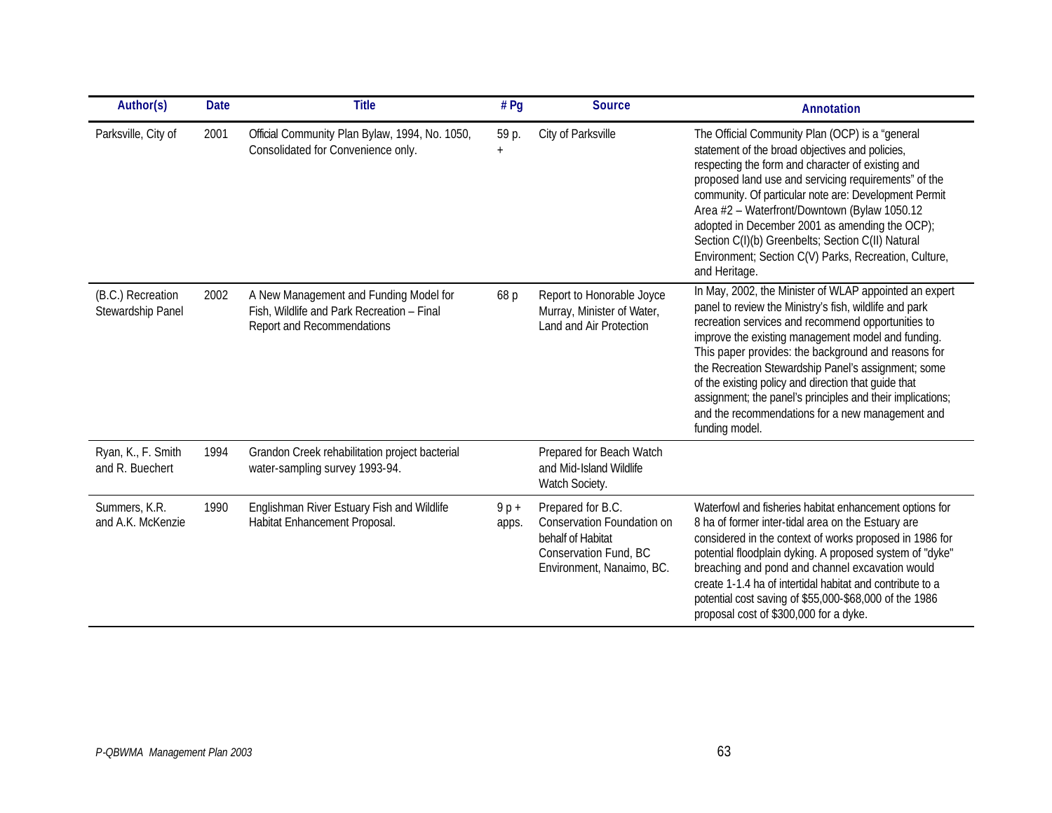| Author(s) | Date | Title | # Pg | Source | Annotation |
|---|---|---|---|---|---|
| Parksville, City of | 2001 | Official Community Plan Bylaw, 1994, No. 1050, Consolidated for Convenience only. | 59 p. + | City of Parksville | The Official Community Plan (OCP) is a "general statement of the broad objectives and policies, respecting the form and character of existing and proposed land use and servicing requirements" of the community. Of particular note are: Development Permit Area #2 – Waterfront/Downtown (Bylaw 1050.12 adopted in December 2001 as amending the OCP); Section C(I)(b) Greenbelts; Section C(II) Natural Environment; Section C(V) Parks, Recreation, Culture, and Heritage. |
| (B.C.) Recreation Stewardship Panel | 2002 | A New Management and Funding Model for Fish, Wildlife and Park Recreation – Final Report and Recommendations | 68 p | Report to Honorable Joyce Murray, Minister of Water, Land and Air Protection | In May, 2002, the Minister of WLAP appointed an expert panel to review the Ministry's fish, wildlife and park recreation services and recommend opportunities to improve the existing management model and funding. This paper provides: the background and reasons for the Recreation Stewardship Panel's assignment; some of the existing policy and direction that guide that assignment; the panel's principles and their implications; and the recommendations for a new management and funding model. |
| Ryan, K., F. Smith and R. Buechert | 1994 | Grandon Creek rehabilitation project bacterial water-sampling survey 1993-94. | | Prepared for Beach Watch and Mid-Island Wildlife Watch Society. | |
| Summers, K.R. and A.K. McKenzie | 1990 | Englishman River Estuary Fish and Wildlife Habitat Enhancement Proposal. | 9 p + apps. | Prepared for B.C. Conservation Foundation on behalf of Habitat Conservation Fund, BC Environment, Nanaimo, BC. | Waterfowl and fisheries habitat enhancement options for 8 ha of former inter-tidal area on the Estuary are considered in the context of works proposed in 1986 for potential floodplain dyking. A proposed system of "dyke" breaching and pond and channel excavation would create 1-1.4 ha of intertidal habitat and contribute to a potential cost saving of $55,000-$68,000 of the 1986 proposal cost of $300,000 for a dyke. |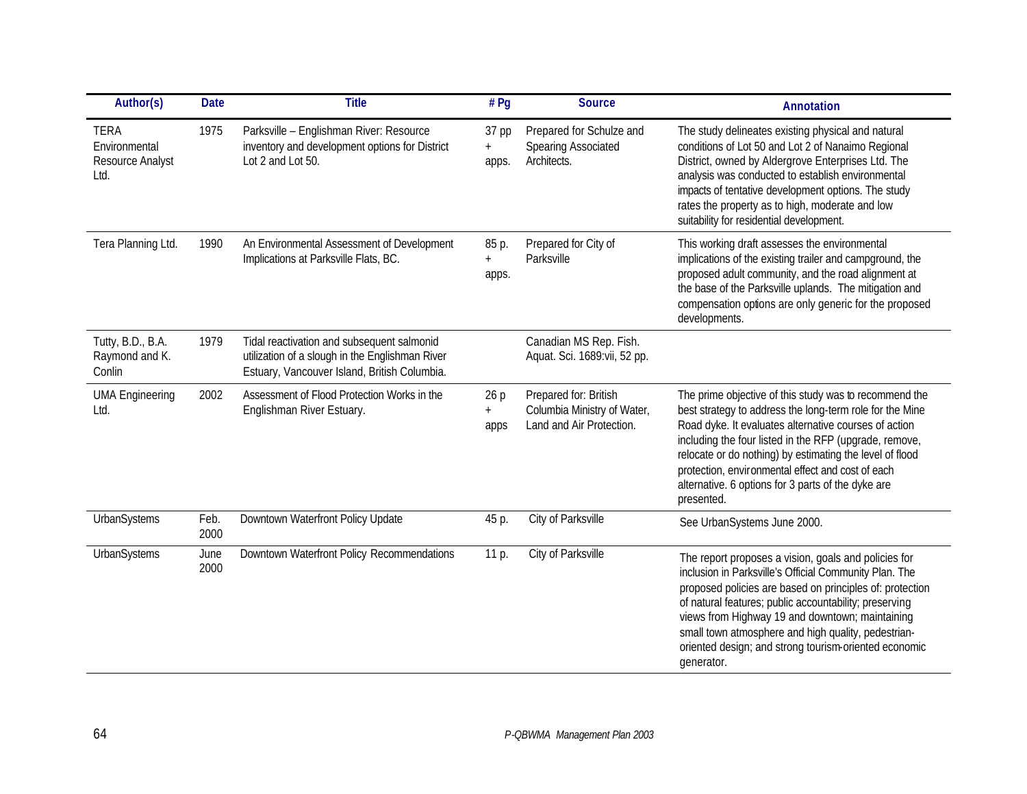| Author(s) | Date | Title | # Pg | Source | Annotation |
| --- | --- | --- | --- | --- | --- |
| TERA Environmental Resource Analyst Ltd. | 1975 | Parksville – Englishman River: Resource inventory and development options for District Lot 2 and Lot 50. | 37 pp + apps. | Prepared for Schulze and Spearing Associated Architects. | The study delineates existing physical and natural conditions of Lot 50 and Lot 2 of Nanaimo Regional District, owned by Aldergrove Enterprises Ltd. The analysis was conducted to establish environmental impacts of tentative development options. The study rates the property as to high, moderate and low suitability for residential development. |
| Tera Planning Ltd. | 1990 | An Environmental Assessment of Development Implications at Parksville Flats, BC. | 85 p. + apps. | Prepared for City of Parksville | This working draft assesses the environmental implications of the existing trailer and campground, the proposed adult community, and the road alignment at the base of the Parksville uplands. The mitigation and compensation options are only generic for the proposed developments. |
| Tutty, B.D., B.A. Raymond and K. Conlin | 1979 | Tidal reactivation and subsequent salmonid utilization of a slough in the Englishman River Estuary, Vancouver Island, British Columbia. | | Canadian MS Rep. Fish. Aquat. Sci. 1689:vii, 52 pp. | |
| UMA Engineering Ltd. | 2002 | Assessment of Flood Protection Works in the Englishman River Estuary. | 26 p + apps | Prepared for: British Columbia Ministry of Water, Land and Air Protection. | The prime objective of this study was to recommend the best strategy to address the long-term role for the Mine Road dyke. It evaluates alternative courses of action including the four listed in the RFP (upgrade, remove, relocate or do nothing) by estimating the level of flood protection, environmental effect and cost of each alternative. 6 options for 3 parts of the dyke are presented. |
| UrbanSystems | Feb. 2000 | Downtown Waterfront Policy Update | 45 p. | City of Parksville | See UrbanSystems June 2000. |
| UrbanSystems | June 2000 | Downtown Waterfront Policy Recommendations | 11 p. | City of Parksville | The report proposes a vision, goals and policies for inclusion in Parksville's Official Community Plan. The proposed policies are based on principles of: protection of natural features; public accountability; preserving views from Highway 19 and downtown; maintaining small town atmosphere and high quality, pedestrian-oriented design; and strong tourism-oriented economic generator. |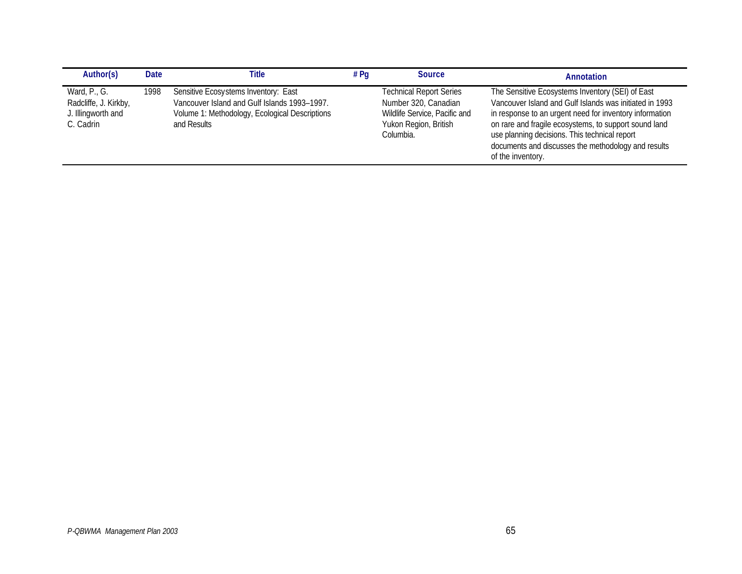| Author(s) | Date | Title | # Pg | Source | Annotation |
|---|---|---|---|---|---|
| Ward, P., G. Radcliffe, J. Kirkby, J. Illingworth and C. Cadrin | 1998 | Sensitive Ecosystems Inventory: East Vancouver Island and Gulf Islands 1993–1997. Volume 1: Methodology, Ecological Descriptions and Results | | Technical Report Series Number 320, Canadian Wildlife Service, Pacific and Yukon Region, British Columbia. | The Sensitive Ecosystems Inventory (SEI) of East Vancouver Island and Gulf Islands was initiated in 1993 in response to an urgent need for inventory information on rare and fragile ecosystems, to support sound land use planning decisions. This technical report documents and discusses the methodology and results of the inventory. |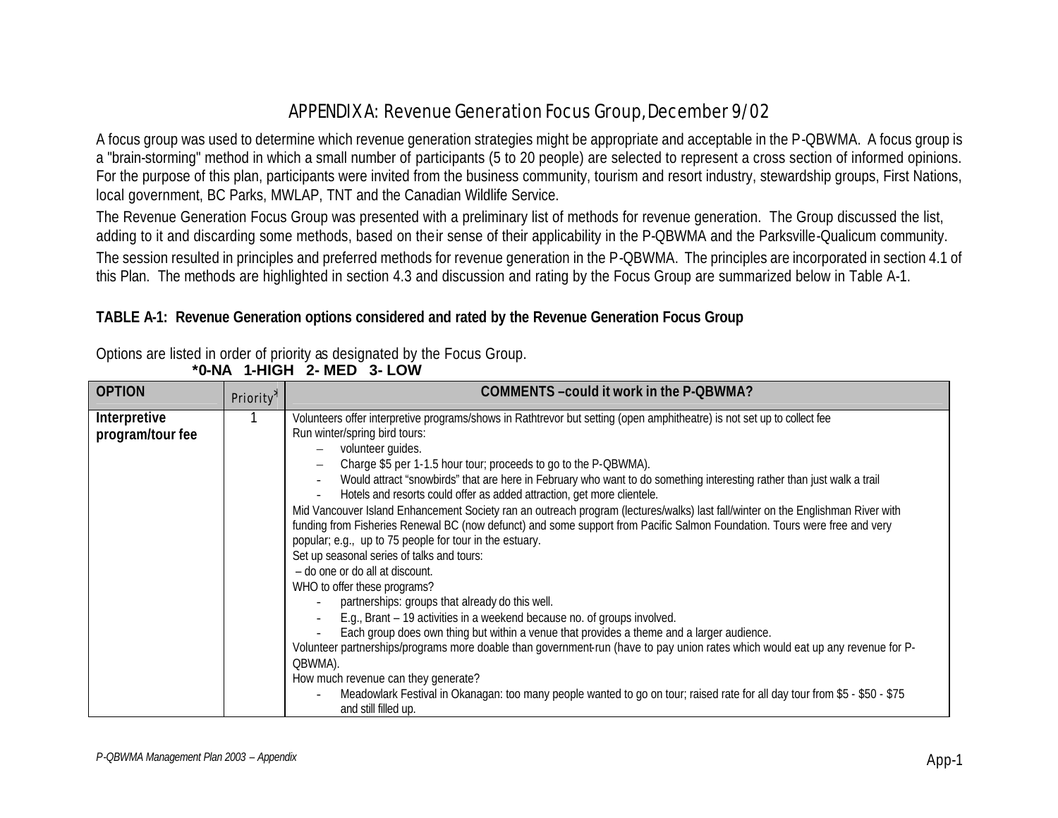# APPENDIX A: Revenue Generation Focus Group, December 9/02

A focus group was used to determine which revenue generation strategies might be appropriate and acceptable in the P-QBWMA. A focus group is a "brain-storming" method in which a small number of participants (5 to 20 people) are selected to represent a cross section of informed opinions. For the purpose of this plan, participants were invited from the business community, tourism and resort industry, stewardship groups, First Nations, local government, BC Parks, MWLAP, TNT and the Canadian Wildlife Service.

The Revenue Generation Focus Group was presented with a preliminary list of methods for revenue generation. The Group discussed the list, adding to it and discarding some methods, based on their sense of their applicability in the P-QBWMA and the Parksville-Qualicum community.

The session resulted in principles and preferred methods for revenue generation in the P-QBWMA. The principles are incorporated in section 4.1 of this Plan. The methods are highlighted in section 4.3 and discussion and rating by the Focus Group are summarized below in Table A-1.

**TABLE A-1: Revenue Generation options considered and rated by the Revenue Generation Focus Group**

Options are listed in order of priority as designated by the Focus Group.
**\*0-NA 1-HIGH 2- MED 3- LOW**

| OPTION | Priority* | COMMENTS –could it work in the P-QBWMA? |
|---|---|---|
| **Interpretive program/tour fee** | 1 | Volunteers offer interpretive programs/shows in Rathtrevor but setting (open amphitheatre) is not set up to collect fee<br>Run winter/spring bird tours:<br>– volunteer guides.<br>– Charge $5 per 1-1.5 hour tour; proceeds to go to the P-QBWMA).<br>- Would attract "snowbirds" that are here in February who want to do something interesting rather than just walk a trail<br>- Hotels and resorts could offer as added attraction, get more clientele.<br>Mid Vancouver Island Enhancement Society ran an outreach program (lectures/walks) last fall/winter on the Englishman River with funding from Fisheries Renewal BC (now defunct) and some support from Pacific Salmon Foundation. Tours were free and very popular; e.g., up to 75 people for tour in the estuary.<br>Set up seasonal series of talks and tours:<br>– do one or do all at discount.<br>WHO to offer these programs?<br>- partnerships: groups that already do this well.<br>- E.g., Brant – 19 activities in a weekend because no. of groups involved.<br>- Each group does own thing but within a venue that provides a theme and a larger audience.<br>Volunteer partnerships/programs more doable than government-run (have to pay union rates which would eat up any revenue for P-QBWMA).<br>How much revenue can they generate?<br>- Meadowlark Festival in Okanagan: too many people wanted to go on tour; raised rate for all day tour from $5 - $50 - $75 and still filled up. |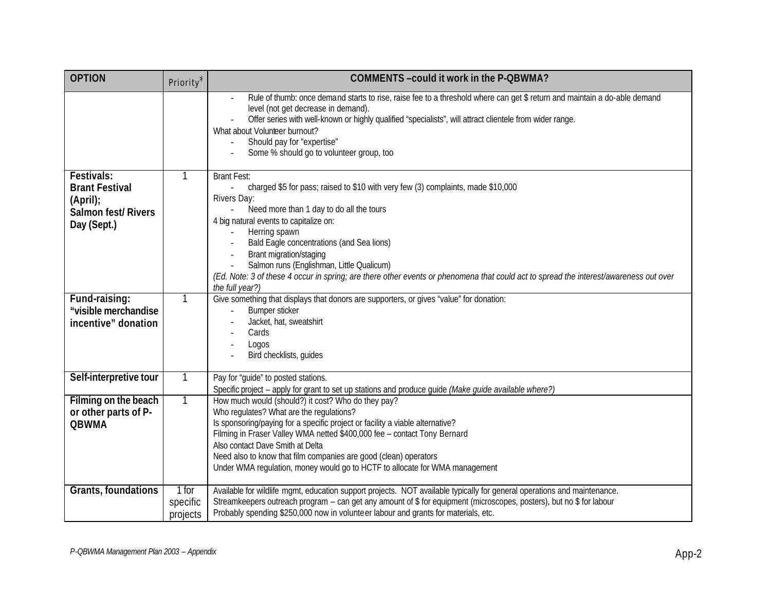| OPTION | Priority* | COMMENTS –could it work in the P-QBWMA? |
|---|---|---|
| | | - Rule of thumb: once demand starts to rise, raise fee to a threshold where can get $ return and maintain a do-able demand level (not get decrease in demand).<br>- Offer series with well-known or highly qualified "specialists", will attract clientele from wider range.<br>What about Volunteer burnout?<br>- Should pay for "expertise"<br>- Some % should go to volunteer group, too |
| **Festivals: Brant Festival (April); Salmon fest/ Rivers Day (Sept.)** | 1 | Brant Fest:<br>- charged $5 for pass; raised to $10 with very few (3) complaints, made $10,000<br>Rivers Day:<br>- Need more than 1 day to do all the tours<br>4 big natural events to capitalize on:<br>- Herring spawn<br>- Bald Eagle concentrations (and Sea lions)<br>- Brant migration/staging<br>- Salmon runs (Englishman, Little Qualicum)<br>*(Ed. Note: 3 of these 4 occur in spring; are there other events or phenomena that could act to spread the interest/awareness out over the full year?)* |
| **Fund-raising: "visible merchandise incentive" donation** | 1 | Give something that displays that donors are supporters, or gives "value" for donation:<br>- Bumper sticker<br>- Jacket, hat, sweatshirt<br>- Cards<br>- Logos<br>- Bird checklists, guides |
| **Self-interpretive tour** | 1 | Pay for "guide" to posted stations.<br>Specific project – apply for grant to set up stations and produce guide *(Make guide available where?)* |
| **Filming on the beach or other parts of P-QBWMA** | 1 | How much would (should?) it cost? Who do they pay?<br>Who regulates? What are the regulations?<br>Is sponsoring/paying for a specific project or facility a viable alternative?<br>Filming in Fraser Valley WMA netted $400,000 fee – contact Tony Bernard<br>Also contact Dave Smith at Delta<br>Need also to know that film companies are good (clean) operators<br>Under WMA regulation, money would go to HCTF to allocate for WMA management |
| **Grants, foundations** | 1 for specific projects | Available for wildlife mgmt, education support projects. NOT available typically for general operations and maintenance.<br>Streamkeepers outreach program – can get any amount of $ for equipment (microscopes, posters), but no $ for labour<br>Probably spending $250,000 now in volunteer labour and grants for materials, etc. |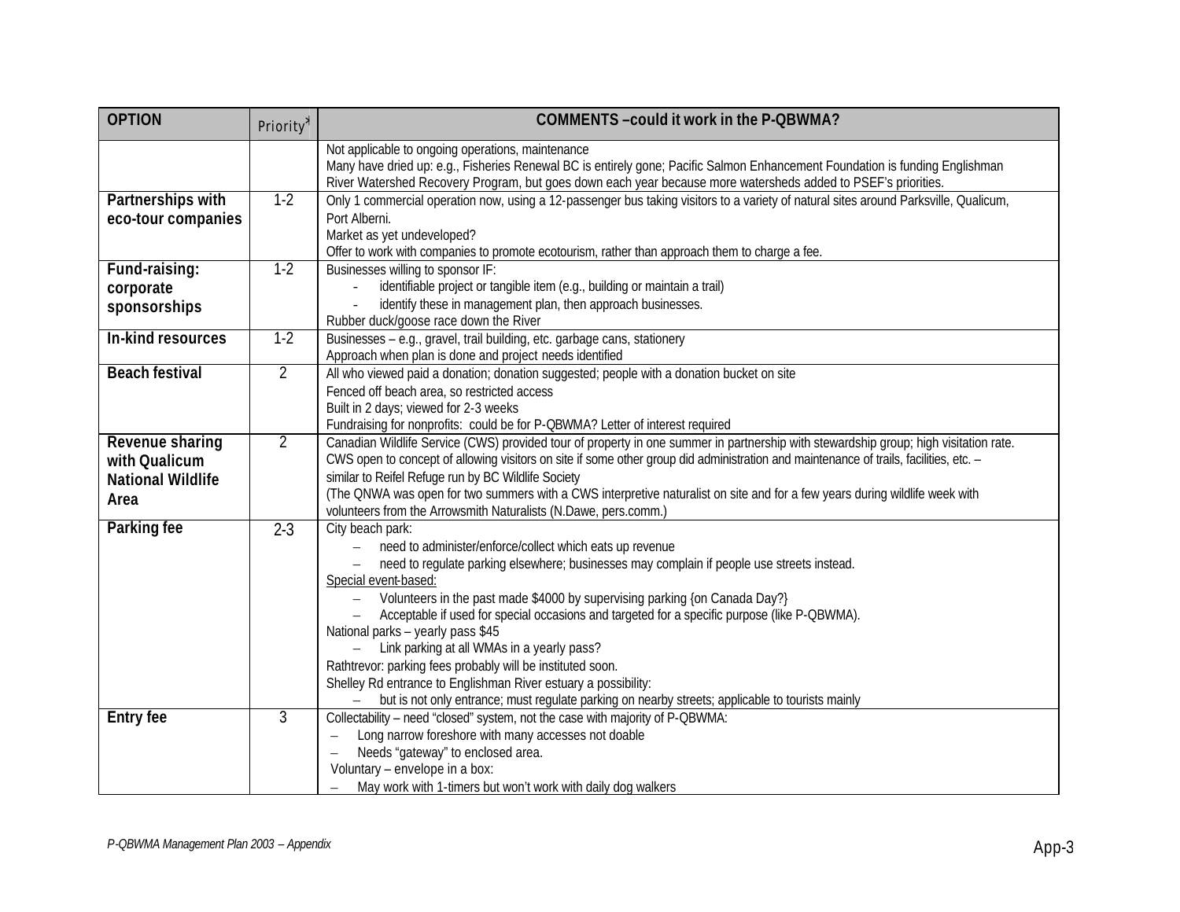| OPTION | Priority* | COMMENTS –could it work in the P-QBWMA? |
|---|---|---|
| | | Not applicable to ongoing operations, maintenance<br>Many have dried up: e.g., Fisheries Renewal BC is entirely gone; Pacific Salmon Enhancement Foundation is funding Englishman River Watershed Recovery Program, but goes down each year because more watersheds added to PSEF's priorities. |
| **Partnerships with eco-tour companies** | 1-2 | Only 1 commercial operation now, using a 12-passenger bus taking visitors to a variety of natural sites around Parksville, Qualicum, Port Alberni.<br>Market as yet undeveloped?<br>Offer to work with companies to promote ecotourism, rather than approach them to charge a fee. |
| **Fund-raising: corporate sponsorships** | 1-2 | Businesses willing to sponsor IF:<br>- identifiable project or tangible item (e.g., building or maintain a trail)<br>- identify these in management plan, then approach businesses.<br>Rubber duck/goose race down the River |
| **In-kind resources** | 1-2 | Businesses – e.g., gravel, trail building, etc. garbage cans, stationery<br>Approach when plan is done and project needs identified |
| **Beach festival** | 2 | All who viewed paid a donation; donation suggested; people with a donation bucket on site<br>Fenced off beach area, so restricted access<br>Built in 2 days; viewed for 2-3 weeks<br>Fundraising for nonprofits: could be for P-QBWMA? Letter of interest required |
| **Revenue sharing with Qualicum National Wildlife Area** | 2 | Canadian Wildlife Service (CWS) provided tour of property in one summer in partnership with stewardship group; high visitation rate.<br>CWS open to concept of allowing visitors on site if some other group did administration and maintenance of trails, facilities, etc. – similar to Reifel Refuge run by BC Wildlife Society<br>(The QNWA was open for two summers with a CWS interpretive naturalist on site and for a few years during wildlife week with volunteers from the Arrowsmith Naturalists (N.Dawe, pers.comm.) |
| **Parking fee** | 2-3 | City beach park:<br>– need to administer/enforce/collect which eats up revenue<br>– need to regulate parking elsewhere; businesses may complain if people use streets instead.<br>Special event-based:<br>– Volunteers in the past made $4000 by supervising parking {on Canada Day?}<br>– Acceptable if used for special occasions and targeted for a specific purpose (like P-QBWMA).<br>National parks – yearly pass $45<br>– Link parking at all WMAs in a yearly pass?<br>Rathtrevor: parking fees probably will be instituted soon.<br>Shelley Rd entrance to Englishman River estuary a possibility:<br>– but is not only entrance; must regulate parking on nearby streets; applicable to tourists mainly |
| **Entry fee** | 3 | Collectability – need "closed" system, not the case with majority of P-QBWMA:<br>– Long narrow foreshore with many accesses not doable<br>– Needs "gateway" to enclosed area.<br>Voluntary – envelope in a box:<br>– May work with 1-timers but won't work with daily dog walkers |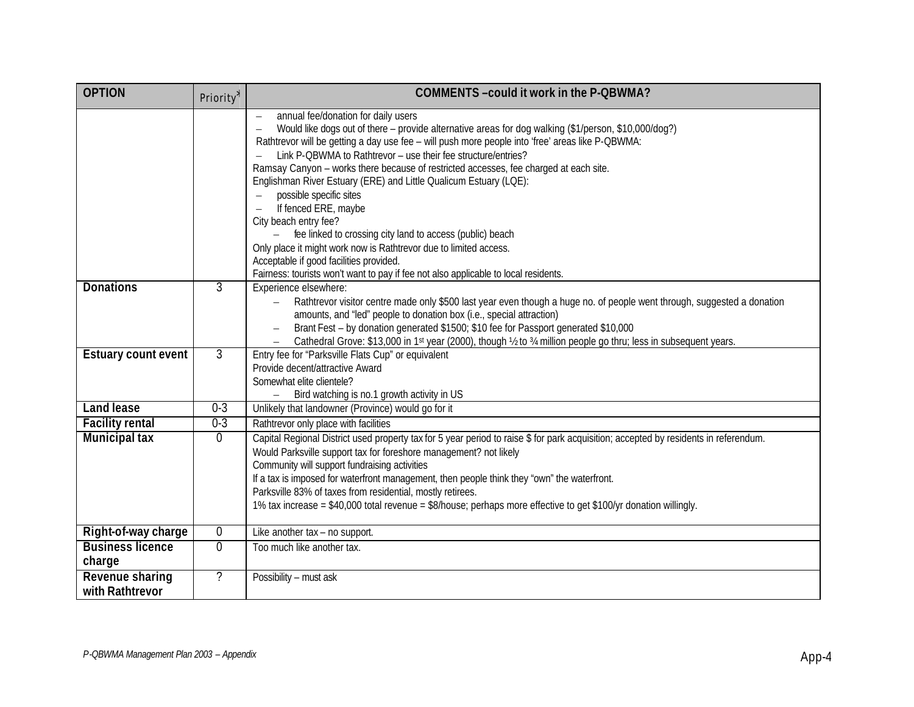| OPTION | Priority[a] | COMMENTS –could it work in the P-QBWMA? |
| --- | --- | --- |
| | | – annual fee/donation for daily users<br>– Would like dogs out of there – provide alternative areas for dog walking ($1/person, $10,000/dog?)<br>Rathtrevor will be getting a day use fee – will push more people into 'free' areas like P-QBWMA:<br>– Link P-QBWMA to Rathtrevor – use their fee structure/entries?<br>Ramsay Canyon – works there because of restricted accesses, fee charged at each site.<br>Englishman River Estuary (ERE) and Little Qualicum Estuary (LQE):<br>– possible specific sites<br>– If fenced ERE, maybe<br>City beach entry fee?<br>– fee linked to crossing city land to access (public) beach<br>Only place it might work now is Rathtrevor due to limited access.<br>Acceptable if good facilities provided.<br>Fairness: tourists won't want to pay if fee not also applicable to local residents. |
| **Donations** | 3 | Experience elsewhere:<br>– Rathtrevor visitor centre made only $500 last year even though a huge no. of people went through, suggested a donation amounts, and "led" people to donation box (i.e., special attraction)<br>– Brant Fest – by donation generated $1500; $10 fee for Passport generated $10,000<br>– Cathedral Grove: $13,000 in 1st year (2000), though ½ to ¾ million people go thru; less in subsequent years. |
| **Estuary count event** | 3 | Entry fee for "Parksville Flats Cup" or equivalent<br>Provide decent/attractive Award<br>Somewhat elite clientele?<br>– Bird watching is no.1 growth activity in US |
| **Land lease** | 0-3 | Unlikely that landowner (Province) would go for it |
| **Facility rental** | 0-3 | Rathtrevor only place with facilities |
| **Municipal tax** | 0 | Capital Regional District used property tax for 5 year period to raise $ for park acquisition; accepted by residents in referendum.<br>Would Parksville support tax for foreshore management? not likely<br>Community will support fundraising activities<br>If a tax is imposed for waterfront management, then people think they "own" the waterfront.<br>Parksville 83% of taxes from residential, mostly retirees.<br>1% tax increase = $40,000 total revenue = $8/house; perhaps more effective to get $100/yr donation willingly. |
| **Right-of-way charge** | 0 | Like another tax – no support. |
| **Business licence charge** | 0 | Too much like another tax. |
| **Revenue sharing with Rathtrevor** | ? | Possibility – must ask |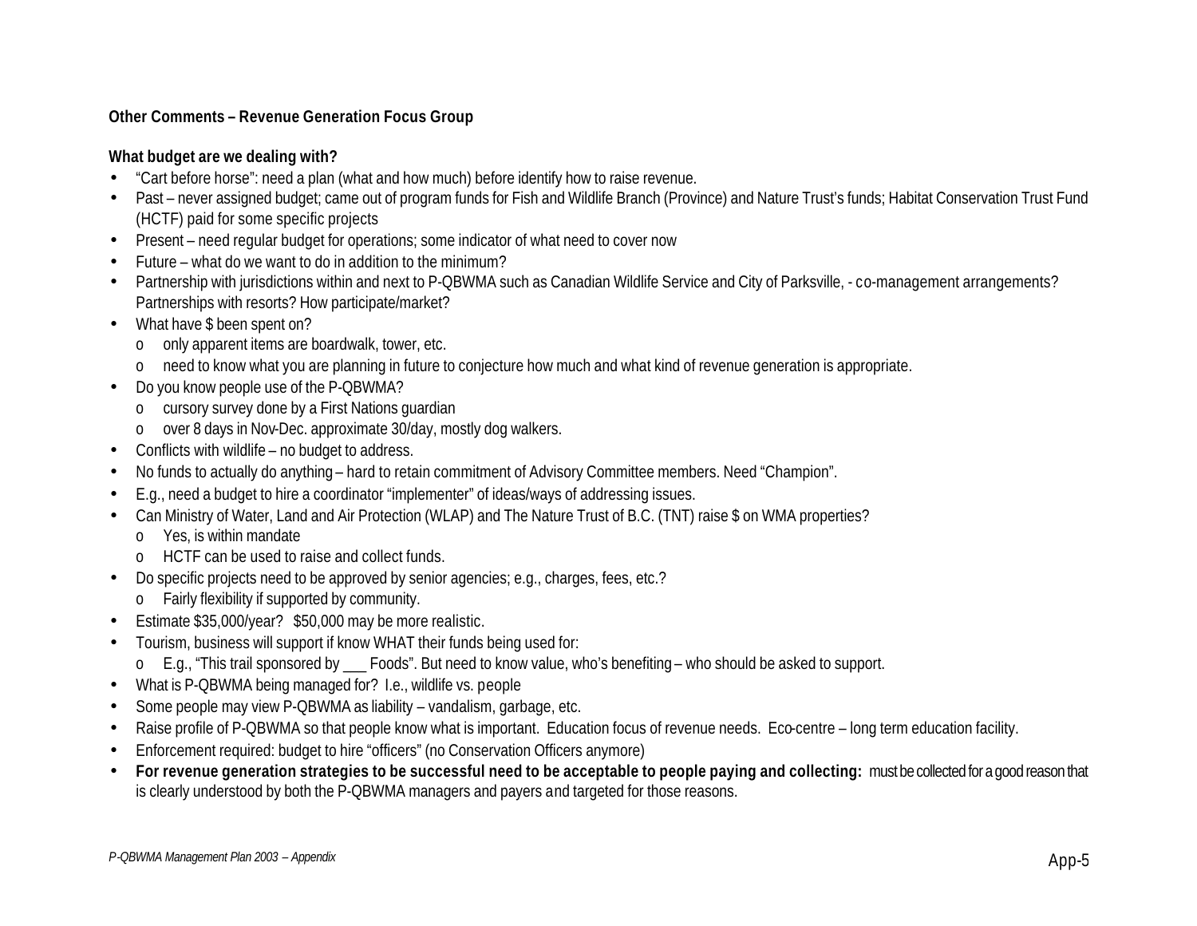**Other Comments – Revenue Generation Focus Group**

**What budget are we dealing with?**

- “Cart before horse”: need a plan (what and how much) before identify how to raise revenue.
- Past – never assigned budget; came out of program funds for Fish and Wildlife Branch (Province) and Nature Trust’s funds; Habitat Conservation Trust Fund (HCTF) paid for some specific projects
- Present – need regular budget for operations; some indicator of what need to cover now
- Future – what do we want to do in addition to the minimum?
- Partnership with jurisdictions within and next to P-QBWMA such as Canadian Wildlife Service and City of Parksville, - co-management arrangements? Partnerships with resorts? How participate/market?
- What have $ been spent on?
  - only apparent items are boardwalk, tower, etc.
  - need to know what you are planning in future to conjecture how much and what kind of revenue generation is appropriate.
- Do you know people use of the P-QBWMA?
  - cursory survey done by a First Nations guardian
  - over 8 days in Nov-Dec. approximate 30/day, mostly dog walkers.
- Conflicts with wildlife – no budget to address.
- No funds to actually do anything – hard to retain commitment of Advisory Committee members. Need “Champion”.
- E.g., need a budget to hire a coordinator “implementer” of ideas/ways of addressing issues.
- Can Ministry of Water, Land and Air Protection (WLAP) and The Nature Trust of B.C. (TNT) raise $ on WMA properties?
  - Yes, is within mandate
  - HCTF can be used to raise and collect funds.
- Do specific projects need to be approved by senior agencies; e.g., charges, fees, etc.?
  - Fairly flexibility if supported by community.
- Estimate $35,000/year? $50,000 may be more realistic.
- Tourism, business will support if know WHAT their funds being used for:
  - E.g., “This trail sponsored by ___ Foods”. But need to know value, who’s benefiting – who should be asked to support.
- What is P-QBWMA being managed for? I.e., wildlife vs. people
- Some people may view P-QBWMA as liability – vandalism, garbage, etc.
- Raise profile of P-QBWMA so that people know what is important. Education focus of revenue needs. Eco-centre – long term education facility.
- Enforcement required: budget to hire “officers” (no Conservation Officers anymore)
- **For revenue generation strategies to be successful need to be acceptable to people paying and collecting:** must be collected for a good reason that is clearly understood by both the P-QBWMA managers and payers and targeted for those reasons.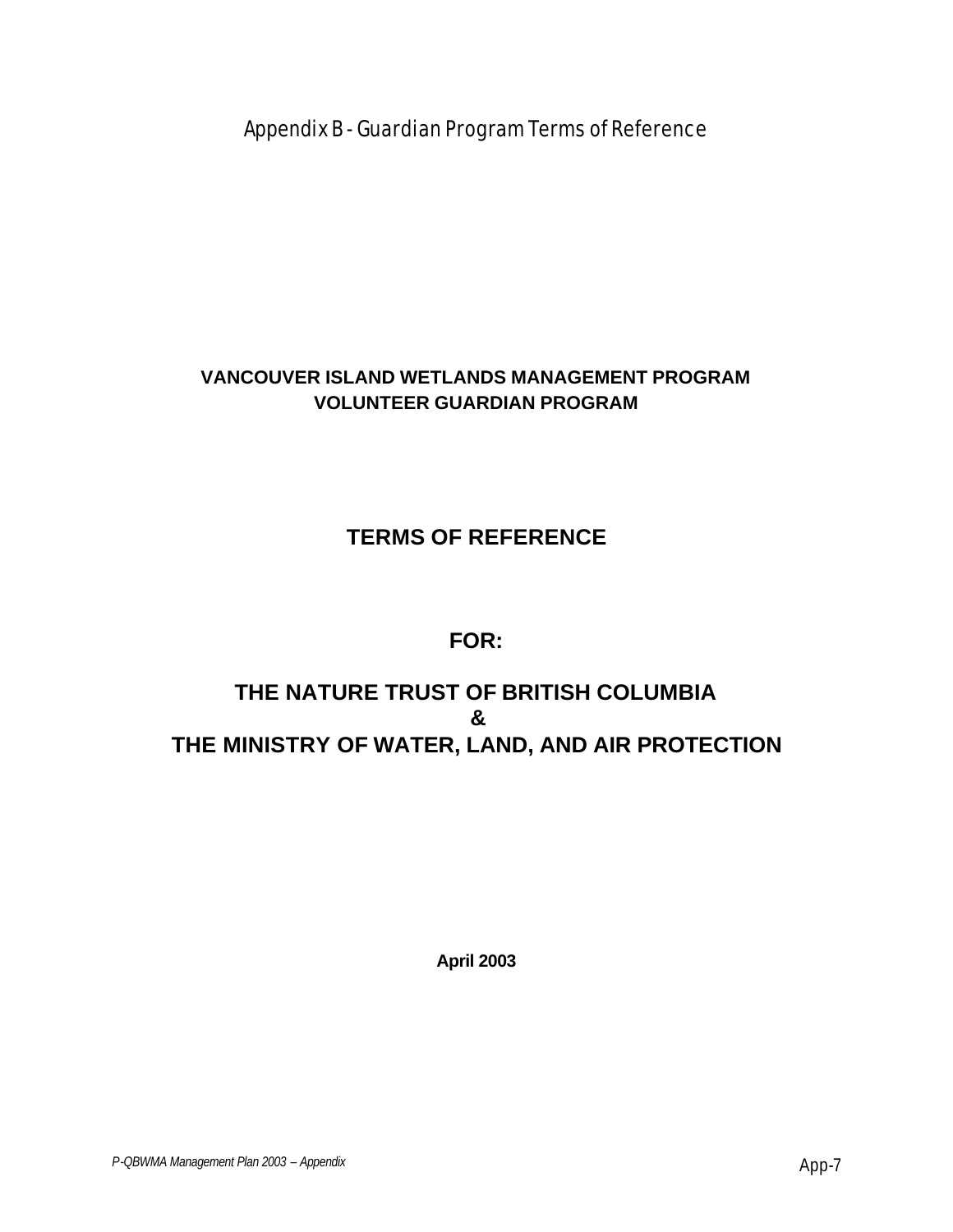# Appendix B - Guardian Program Terms of Reference

**VANCOUVER ISLAND WETLANDS MANAGEMENT PROGRAM**
**VOLUNTEER GUARDIAN PROGRAM**

## TERMS OF REFERENCE

**FOR:**

## THE NATURE TRUST OF BRITISH COLUMBIA
## &
## THE MINISTRY OF WATER, LAND, AND AIR PROTECTION

**April 2003**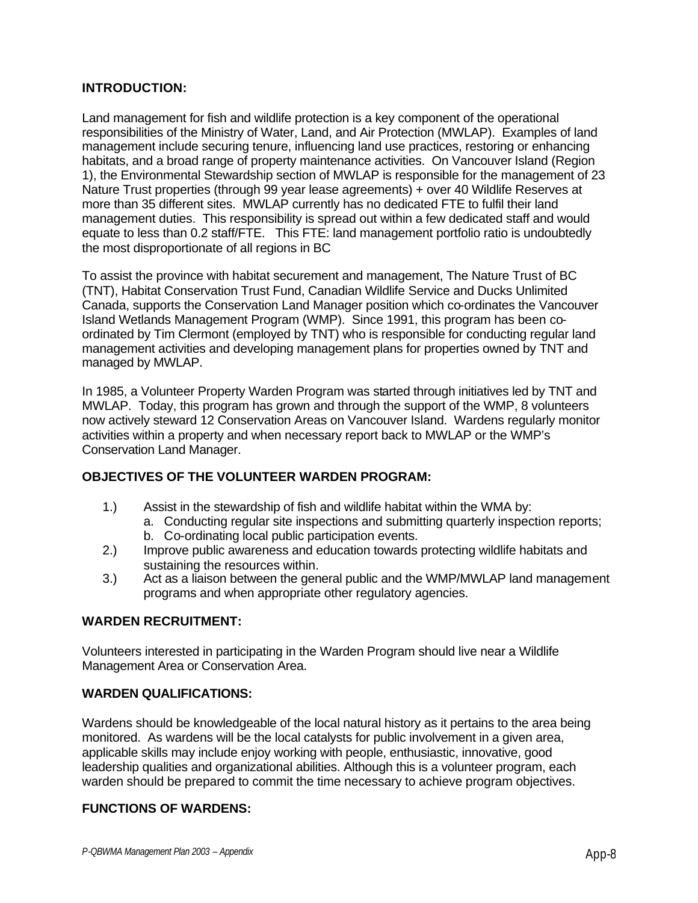## INTRODUCTION:

Land management for fish and wildlife protection is a key component of the operational responsibilities of the Ministry of Water, Land, and Air Protection (MWLAP). Examples of land management include securing tenure, influencing land use practices, restoring or enhancing habitats, and a broad range of property maintenance activities. On Vancouver Island (Region 1), the Environmental Stewardship section of MWLAP is responsible for the management of 23 Nature Trust properties (through 99 year lease agreements) + over 40 Wildlife Reserves at more than 35 different sites. MWLAP currently has no dedicated FTE to fulfil their land management duties. This responsibility is spread out within a few dedicated staff and would equate to less than 0.2 staff/FTE. This FTE: land management portfolio ratio is undoubtedly the most disproportionate of all regions in BC

To assist the province with habitat securement and management, The Nature Trust of BC (TNT), Habitat Conservation Trust Fund, Canadian Wildlife Service and Ducks Unlimited Canada, supports the Conservation Land Manager position which co-ordinates the Vancouver Island Wetlands Management Program (WMP). Since 1991, this program has been co-ordinated by Tim Clermont (employed by TNT) who is responsible for conducting regular land management activities and developing management plans for properties owned by TNT and managed by MWLAP.

In 1985, a Volunteer Property Warden Program was started through initiatives led by TNT and MWLAP. Today, this program has grown and through the support of the WMP, 8 volunteers now actively steward 12 Conservation Areas on Vancouver Island. Wardens regularly monitor activities within a property and when necessary report back to MWLAP or the WMP's Conservation Land Manager.

## OBJECTIVES OF THE VOLUNTEER WARDEN PROGRAM:

1.) Assist in the stewardship of fish and wildlife habitat within the WMA by:
   a. Conducting regular site inspections and submitting quarterly inspection reports;
   b. Co-ordinating local public participation events.
2.) Improve public awareness and education towards protecting wildlife habitats and sustaining the resources within.
3.) Act as a liaison between the general public and the WMP/MWLAP land management programs and when appropriate other regulatory agencies.

## WARDEN RECRUITMENT:

Volunteers interested in participating in the Warden Program should live near a Wildlife Management Area or Conservation Area.

## WARDEN QUALIFICATIONS:

Wardens should be knowledgeable of the local natural history as it pertains to the area being monitored. As wardens will be the local catalysts for public involvement in a given area, applicable skills may include enjoy working with people, enthusiastic, innovative, good leadership qualities and organizational abilities. Although this is a volunteer program, each warden should be prepared to commit the time necessary to achieve program objectives.

## FUNCTIONS OF WARDENS: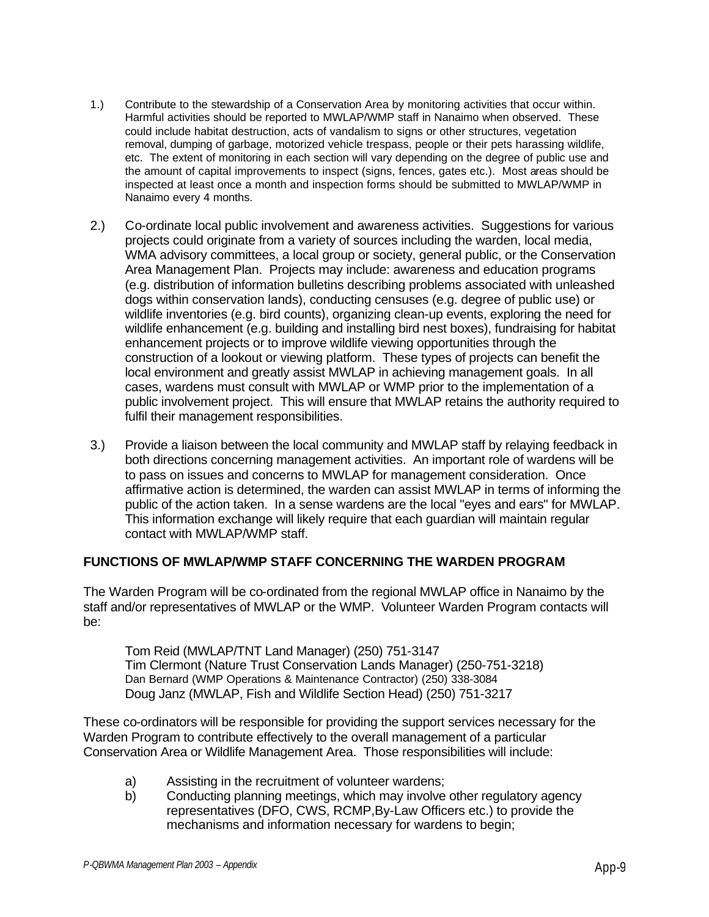1.) Contribute to the stewardship of a Conservation Area by monitoring activities that occur within. Harmful activities should be reported to MWLAP/WMP staff in Nanaimo when observed. These could include habitat destruction, acts of vandalism to signs or other structures, vegetation removal, dumping of garbage, motorized vehicle trespass, people or their pets harassing wildlife, etc. The extent of monitoring in each section will vary depending on the degree of public use and the amount of capital improvements to inspect (signs, fences, gates etc.). Most areas should be inspected at least once a month and inspection forms should be submitted to MWLAP/WMP in Nanaimo every 4 months.

2.) Co-ordinate local public involvement and awareness activities. Suggestions for various projects could originate from a variety of sources including the warden, local media, WMA advisory committees, a local group or society, general public, or the Conservation Area Management Plan. Projects may include: awareness and education programs (e.g. distribution of information bulletins describing problems associated with unleashed dogs within conservation lands), conducting censuses (e.g. degree of public use) or wildlife inventories (e.g. bird counts), organizing clean-up events, exploring the need for wildlife enhancement (e.g. building and installing bird nest boxes), fundraising for habitat enhancement projects or to improve wildlife viewing opportunities through the construction of a lookout or viewing platform. These types of projects can benefit the local environment and greatly assist MWLAP in achieving management goals. In all cases, wardens must consult with MWLAP or WMP prior to the implementation of a public involvement project. This will ensure that MWLAP retains the authority required to fulfil their management responsibilities.

3.) Provide a liaison between the local community and MWLAP staff by relaying feedback in both directions concerning management activities. An important role of wardens will be to pass on issues and concerns to MWLAP for management consideration. Once affirmative action is determined, the warden can assist MWLAP in terms of informing the public of the action taken. In a sense wardens are the local "eyes and ears" for MWLAP. This information exchange will likely require that each guardian will maintain regular contact with MWLAP/WMP staff.

**FUNCTIONS OF MWLAP/WMP STAFF CONCERNING THE WARDEN PROGRAM**

The Warden Program will be co-ordinated from the regional MWLAP office in Nanaimo by the staff and/or representatives of MWLAP or the WMP. Volunteer Warden Program contacts will be:

Tom Reid (MWLAP/TNT Land Manager) (250) 751-3147
Tim Clermont (Nature Trust Conservation Lands Manager) (250-751-3218)
Dan Bernard (WMP Operations & Maintenance Contractor) (250) 338-3084
Doug Janz (MWLAP, Fish and Wildlife Section Head) (250) 751-3217

These co-ordinators will be responsible for providing the support services necessary for the Warden Program to contribute effectively to the overall management of a particular Conservation Area or Wildlife Management Area. Those responsibilities will include:

a) Assisting in the recruitment of volunteer wardens;
b) Conducting planning meetings, which may involve other regulatory agency representatives (DFO, CWS, RCMP,By-Law Officers etc.) to provide the mechanisms and information necessary for wardens to begin;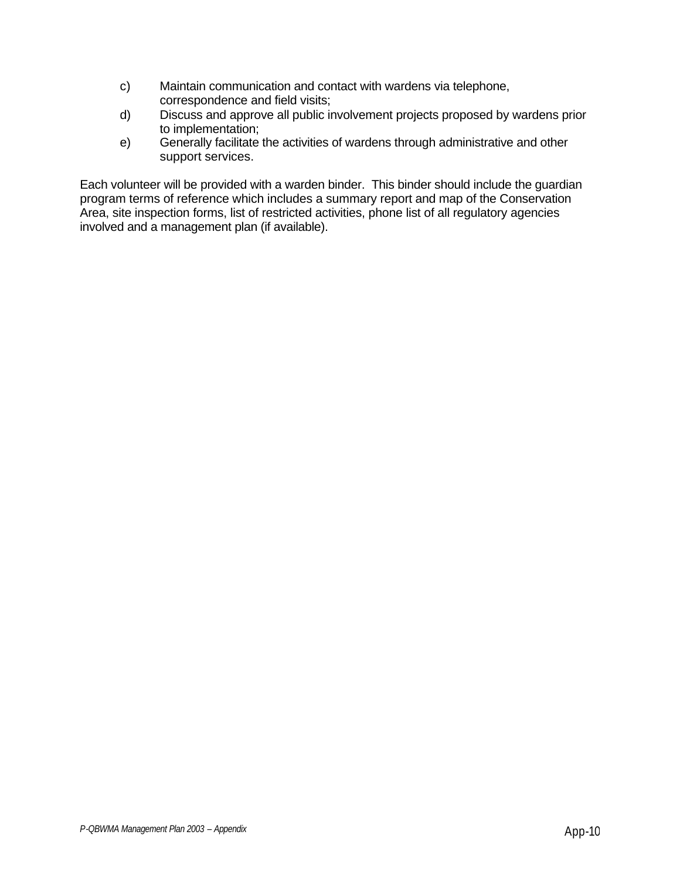c) Maintain communication and contact with wardens via telephone, correspondence and field visits;

d) Discuss and approve all public involvement projects proposed by wardens prior to implementation;

e) Generally facilitate the activities of wardens through administrative and other support services.

Each volunteer will be provided with a warden binder. This binder should include the guardian program terms of reference which includes a summary report and map of the Conservation Area, site inspection forms, list of restricted activities, phone list of all regulatory agencies involved and a management plan (if available).